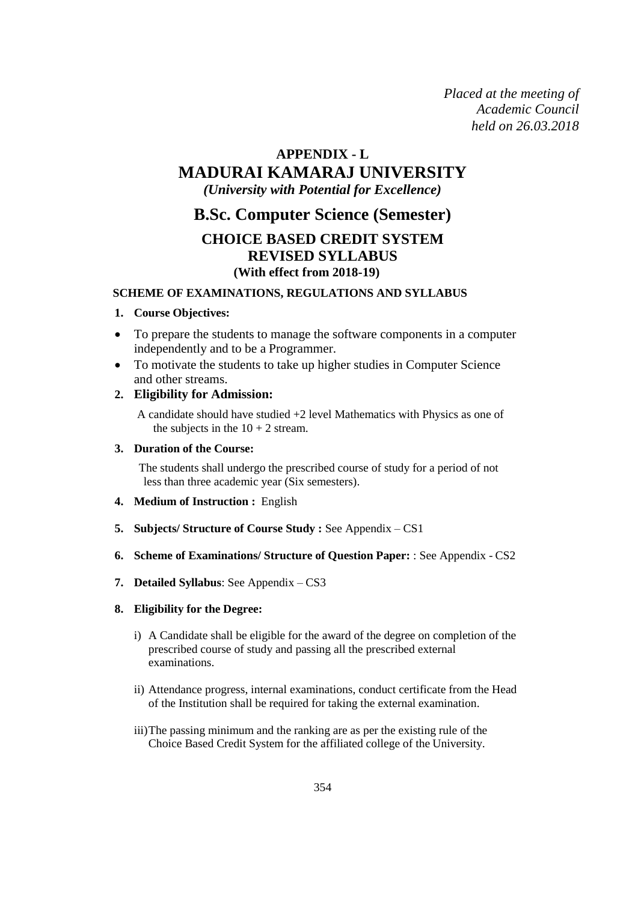*Placed at the meeting of Academic Council held on 26.03.2018*

# APPENDIX - L

# MADURAI KAMARAJ UNIVERSITY

***(University with Potential for Excellence)***

## B.Sc. Computer Science (Semester)

## CHOICE BASED CREDIT SYSTEM
## REVISED SYLLABUS

**(With effect from 2018-19)**

**SCHEME OF EXAMINATIONS, REGULATIONS AND SYLLABUS**

1. **Course Objectives:**

- To prepare the students to manage the software components in a computer independently and to be a Programmer.
- To motivate the students to take up higher studies in Computer Science and other streams.

2. **Eligibility for Admission:**

   A candidate should have studied +2 level Mathematics with Physics as one of the subjects in the 10 + 2 stream.

3. **Duration of the Course:**

   The students shall undergo the prescribed course of study for a period of not less than three academic year (Six semesters).

4. **Medium of Instruction :** English

5. **Subjects/ Structure of Course Study :** See Appendix – CS1

6. **Scheme of Examinations/ Structure of Question Paper:** : See Appendix - CS2

7. **Detailed Syllabus**: See Appendix – CS3

8. **Eligibility for the Degree:**

   i) A Candidate shall be eligible for the award of the degree on completion of the prescribed course of study and passing all the prescribed external examinations.

   ii) Attendance progress, internal examinations, conduct certificate from the Head of the Institution shall be required for taking the external examination.

   iii) The passing minimum and the ranking are as per the existing rule of the Choice Based Credit System for the affiliated college of the University.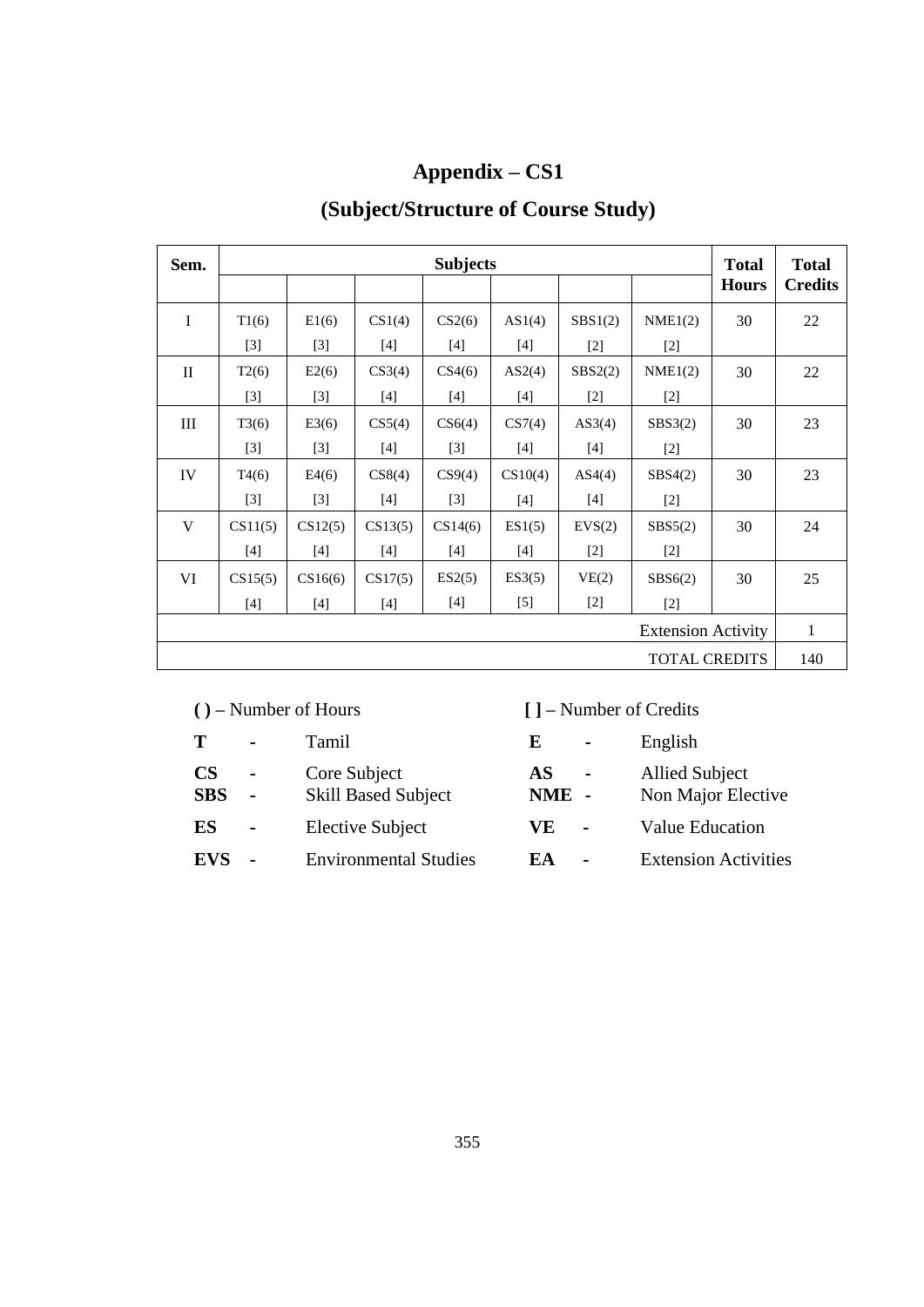# Appendix – CS1

## (Subject/Structure of Course Study)

| Sem. | Subjects | | | | | | | Total Hours | Total Credits |
|---|---|---|---|---|---|---|---|---|---|
| I | T1(6) [3] | E1(6) [3] | CS1(4) [4] | CS2(6) [4] | AS1(4) [4] | SBS1(2) [2] | NME1(2) [2] | 30 | 22 |
| II | T2(6) [3] | E2(6) [3] | CS3(4) [4] | CS4(6) [4] | AS2(4) [4] | SBS2(2) [2] | NME1(2) [2] | 30 | 22 |
| III | T3(6) [3] | E3(6) [3] | CS5(4) [4] | CS6(4) [3] | CS7(4) [4] | AS3(4) [4] | SBS3(2) [2] | 30 | 23 |
| IV | T4(6) [3] | E4(6) [3] | CS8(4) [4] | CS9(4) [3] | CS10(4) [4] | AS4(4) [4] | SBS4(2) [2] | 30 | 23 |
| V | CS11(5) [4] | CS12(5) [4] | CS13(5) [4] | CS14(6) [4] | ES1(5) [4] | EVS(2) [2] | SBS5(2) [2] | 30 | 24 |
| VI | CS15(5) [4] | CS16(6) [4] | CS17(5) [4] | ES2(5) [4] | ES3(5) [5] | VE(2) [2] | SBS6(2) [2] | 30 | 25 |
| | | | | | | | | Extension Activity | 1 |
| | | | | | | | | TOTAL CREDITS | 140 |

**( )** – Number of Hours　　　**[ ]** – Number of Credits

| | | | | | |
|---|---|---|---|---|---|
| **T** | - | Tamil | **E** | - | English |
| **CS** | - | Core Subject | **AS** | - | Allied Subject |
| **SBS** | - | Skill Based Subject | **NME** | - | Non Major Elective |
| **ES** | - | Elective Subject | **VE** | - | Value Education |
| **EVS** | - | Environmental Studies | **EA** | - | Extension Activities |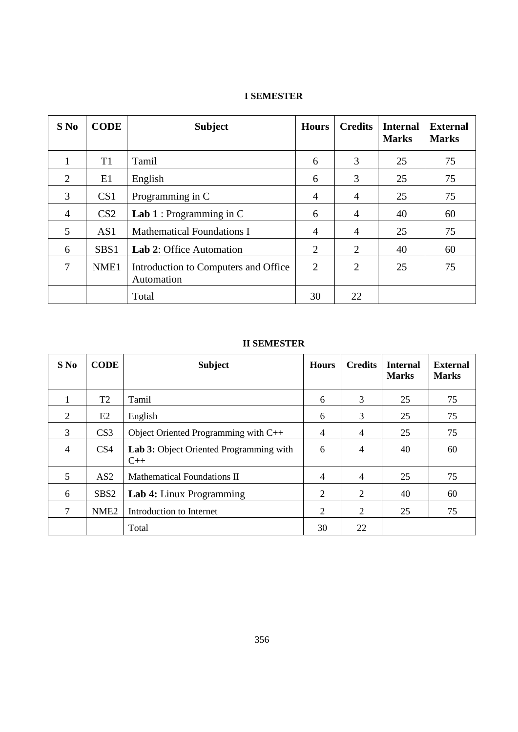## I SEMESTER

| S No | CODE | Subject | Hours | Credits | Internal Marks | External Marks |
|---|---|---|---|---|---|---|
| 1 | T1 | Tamil | 6 | 3 | 25 | 75 |
| 2 | E1 | English | 6 | 3 | 25 | 75 |
| 3 | CS1 | Programming in C | 4 | 4 | 25 | 75 |
| 4 | CS2 | **Lab 1** : Programming in C | 6 | 4 | 40 | 60 |
| 5 | AS1 | Mathematical Foundations I | 4 | 4 | 25 | 75 |
| 6 | SBS1 | **Lab 2**: Office Automation | 2 | 2 | 40 | 60 |
| 7 | NME1 | Introduction to Computers and Office Automation | 2 | 2 | 25 | 75 |
| | | Total | 30 | 22 | | |

## II SEMESTER

| S No | CODE | Subject | Hours | Credits | Internal Marks | External Marks |
|---|---|---|---|---|---|---|
| 1 | T2 | Tamil | 6 | 3 | 25 | 75 |
| 2 | E2 | English | 6 | 3 | 25 | 75 |
| 3 | CS3 | Object Oriented Programming with C++ | 4 | 4 | 25 | 75 |
| 4 | CS4 | **Lab 3:** Object Oriented Programming with C++ | 6 | 4 | 40 | 60 |
| 5 | AS2 | Mathematical Foundations II | 4 | 4 | 25 | 75 |
| 6 | SBS2 | **Lab 4:** Linux Programming | 2 | 2 | 40 | 60 |
| 7 | NME2 | Introduction to Internet | 2 | 2 | 25 | 75 |
| | | Total | 30 | 22 | | |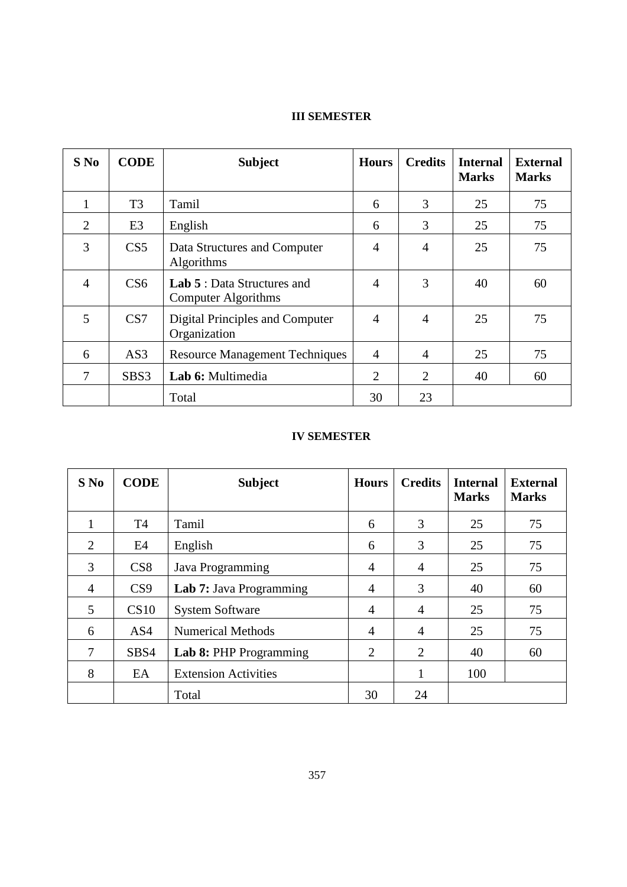## III SEMESTER

| S No | CODE | Subject | Hours | Credits | Internal Marks | External Marks |
|---|---|---|---|---|---|---|
| 1 | T3 | Tamil | 6 | 3 | 25 | 75 |
| 2 | E3 | English | 6 | 3 | 25 | 75 |
| 3 | CS5 | Data Structures and Computer Algorithms | 4 | 4 | 25 | 75 |
| 4 | CS6 | **Lab 5** : Data Structures and Computer Algorithms | 4 | 3 | 40 | 60 |
| 5 | CS7 | Digital Principles and Computer Organization | 4 | 4 | 25 | 75 |
| 6 | AS3 | Resource Management Techniques | 4 | 4 | 25 | 75 |
| 7 | SBS3 | **Lab 6:** Multimedia | 2 | 2 | 40 | 60 |
| | | Total | 30 | 23 | | |

## IV SEMESTER

| S No | CODE | Subject | Hours | Credits | Internal Marks | External Marks |
|---|---|---|---|---|---|---|
| 1 | T4 | Tamil | 6 | 3 | 25 | 75 |
| 2 | E4 | English | 6 | 3 | 25 | 75 |
| 3 | CS8 | Java Programming | 4 | 4 | 25 | 75 |
| 4 | CS9 | **Lab 7:** Java Programming | 4 | 3 | 40 | 60 |
| 5 | CS10 | System Software | 4 | 4 | 25 | 75 |
| 6 | AS4 | Numerical Methods | 4 | 4 | 25 | 75 |
| 7 | SBS4 | **Lab 8:** PHP Programming | 2 | 2 | 40 | 60 |
| 8 | EA | Extension Activities | | 1 | 100 | |
| | | Total | 30 | 24 | | |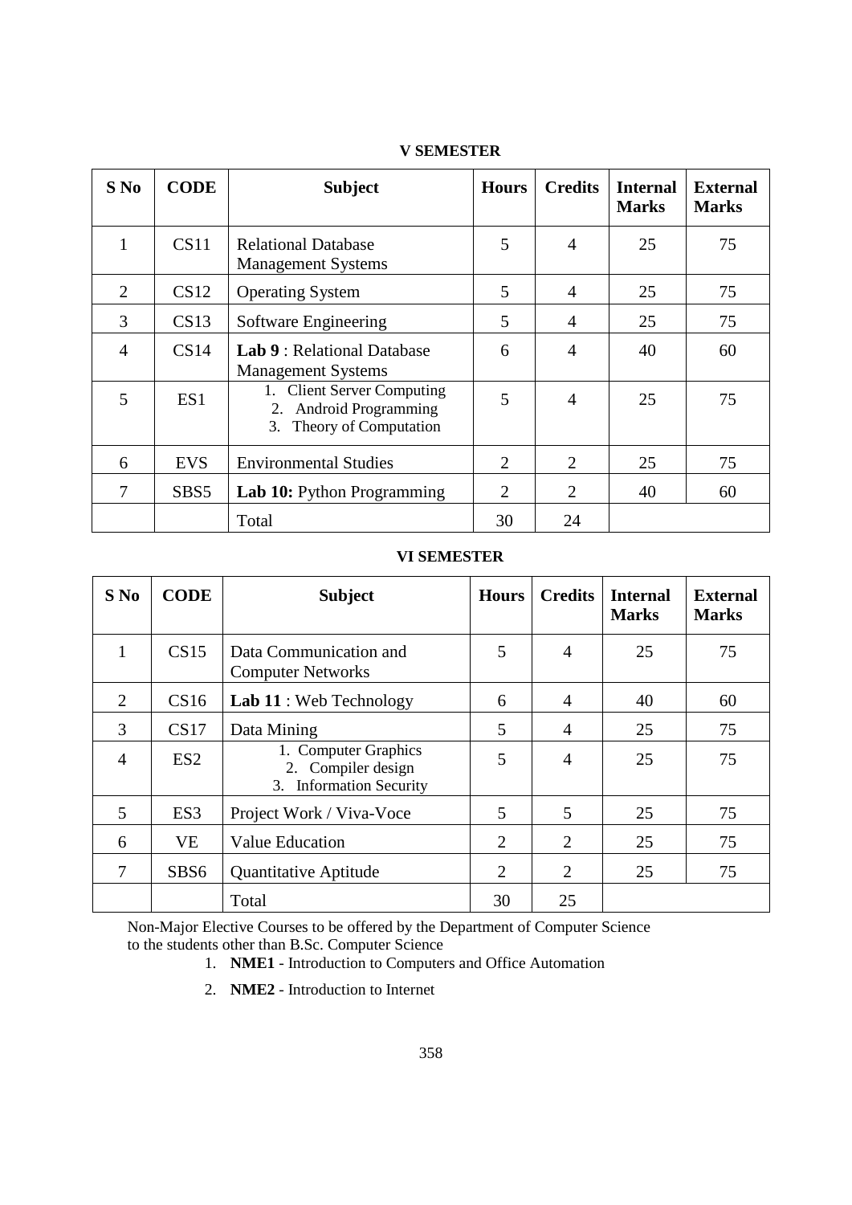### V SEMESTER

| S No | CODE | Subject | Hours | Credits | Internal Marks | External Marks |
|---|---|---|---|---|---|---|
| 1 | CS11 | Relational Database Management Systems | 5 | 4 | 25 | 75 |
| 2 | CS12 | Operating System | 5 | 4 | 25 | 75 |
| 3 | CS13 | Software Engineering | 5 | 4 | 25 | 75 |
| 4 | CS14 | **Lab 9** : Relational Database Management Systems | 6 | 4 | 40 | 60 |
| 5 | ES1 | 1. Client Server Computing<br>2. Android Programming<br>3. Theory of Computation | 5 | 4 | 25 | 75 |
| 6 | EVS | Environmental Studies | 2 | 2 | 25 | 75 |
| 7 | SBS5 | **Lab 10:** Python Programming | 2 | 2 | 40 | 60 |
| | | Total | 30 | 24 | | |

### VI SEMESTER

| S No | CODE | Subject | Hours | Credits | Internal Marks | External Marks |
|---|---|---|---|---|---|---|
| 1 | CS15 | Data Communication and Computer Networks | 5 | 4 | 25 | 75 |
| 2 | CS16 | **Lab 11** : Web Technology | 6 | 4 | 40 | 60 |
| 3 | CS17 | Data Mining | 5 | 4 | 25 | 75 |
| 4 | ES2 | 1. Computer Graphics<br>2. Compiler design<br>3. Information Security | 5 | 4 | 25 | 75 |
| 5 | ES3 | Project Work / Viva-Voce | 5 | 5 | 25 | 75 |
| 6 | VE | Value Education | 2 | 2 | 25 | 75 |
| 7 | SBS6 | Quantitative Aptitude | 2 | 2 | 25 | 75 |
| | | Total | 30 | 25 | | |

Non-Major Elective Courses to be offered by the Department of Computer Science to the students other than B.Sc. Computer Science

1. **NME1** - Introduction to Computers and Office Automation
2. **NME2** - Introduction to Internet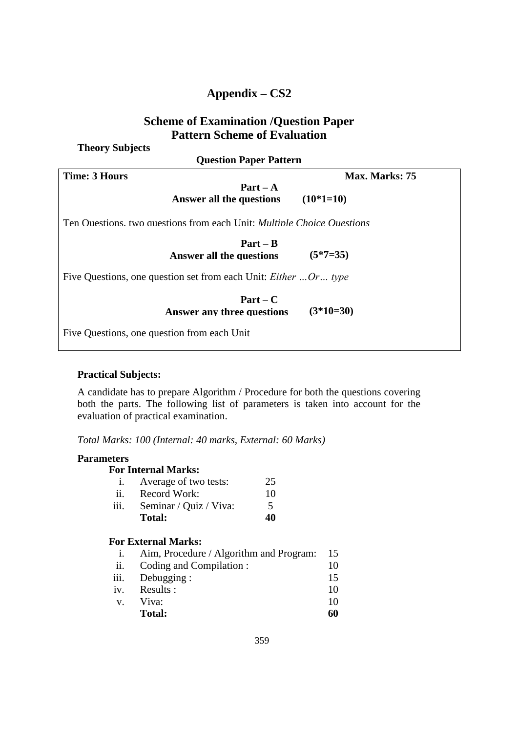# Appendix – CS2

## Scheme of Examination /Question Paper Pattern Scheme of Evaluation

**Theory Subjects**

**Question Paper Pattern**

**Time: 3 Hours** **Max. Marks: 75**

**Part – A**

**Answer all the questions (10*1=10)**

Ten Questions, two questions from each Unit: *Multiple Choice Questions*

**Part – B**

**Answer all the questions (5*7=35)**

Five Questions, one question set from each Unit: *Either …Or… type*

**Part – C**

**Answer any three questions (3*10=30)**

Five Questions, one question from each Unit

**Practical Subjects:**

A candidate has to prepare Algorithm / Procedure for both the questions covering both the parts. The following list of parameters is taken into account for the evaluation of practical examination.

*Total Marks: 100 (Internal: 40 marks, External: 60 Marks)*

**Parameters**

**For Internal Marks:**

| | | |
|---|---|---|
| i. | Average of two tests: | 25 |
| ii. | Record Work: | 10 |
| iii. | Seminar / Quiz / Viva: | 5 |
| | **Total:** | **40** |

**For External Marks:**

| | | |
|---|---|---|
| i. | Aim, Procedure / Algorithm and Program: | 15 |
| ii. | Coding and Compilation : | 10 |
| iii. | Debugging : | 15 |
| iv. | Results : | 10 |
| v. | Viva: | 10 |
| | **Total:** | **60** |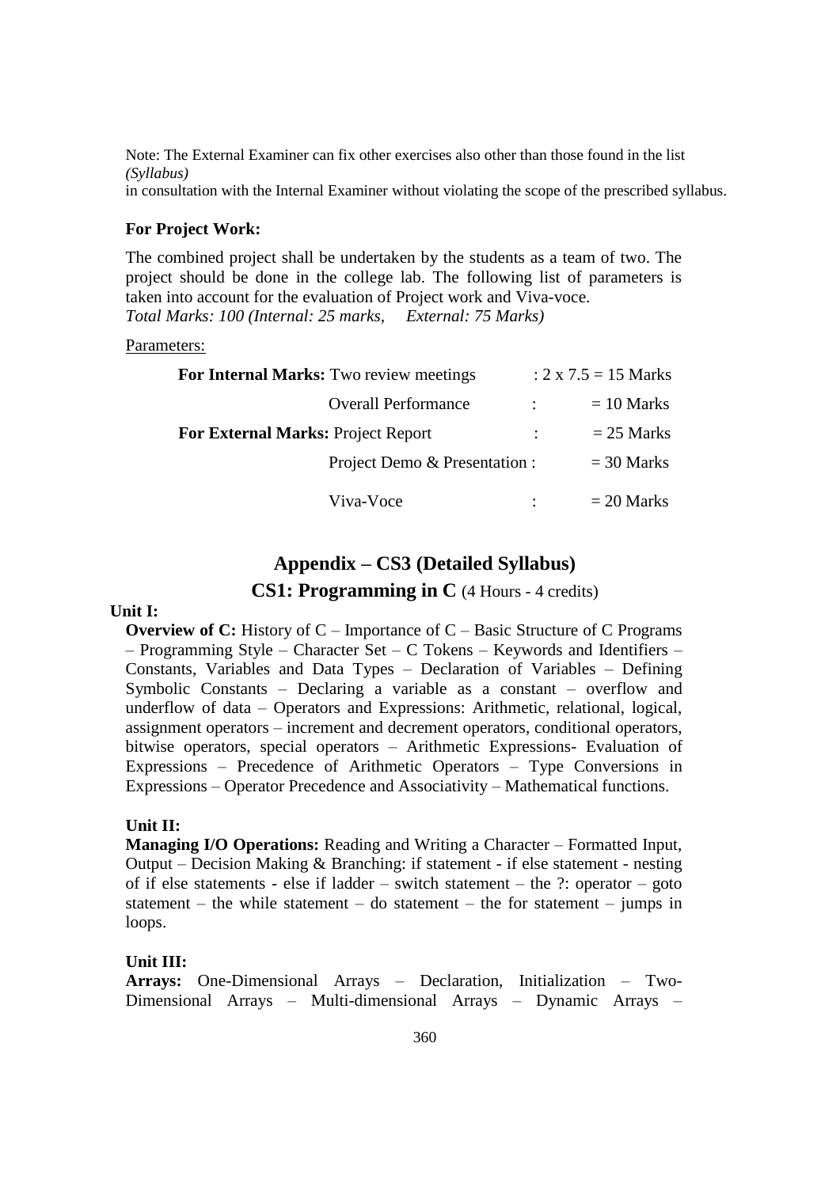Note: The External Examiner can fix other exercises also other than those found in the list *(Syllabus)*
in consultation with the Internal Examiner without violating the scope of the prescribed syllabus.

**For Project Work:**

The combined project shall be undertaken by the students as a team of two. The project should be done in the college lab. The following list of parameters is taken into account for the evaluation of Project work and Viva-voce.
*Total Marks: 100 (Internal: 25 marks, External: 75 Marks)*

Parameters:

| | | | |
|---|---|---|---|
| **For Internal Marks:** | Two review meetings | : | 2 x 7.5 = 15 Marks |
| | Overall Performance | : | = 10 Marks |
| **For External Marks:** | Project Report | : | = 25 Marks |
| | Project Demo & Presentation | : | = 30 Marks |
| | Viva-Voce | : | = 20 Marks |

## Appendix – CS3 (Detailed Syllabus)

### CS1: Programming in C (4 Hours - 4 credits)

**Unit I:**

**Overview of C:** History of C – Importance of C – Basic Structure of C Programs – Programming Style – Character Set – C Tokens – Keywords and Identifiers – Constants, Variables and Data Types – Declaration of Variables – Defining Symbolic Constants – Declaring a variable as a constant – overflow and underflow of data – Operators and Expressions: Arithmetic, relational, logical, assignment operators – increment and decrement operators, conditional operators, bitwise operators, special operators – Arithmetic Expressions- Evaluation of Expressions – Precedence of Arithmetic Operators – Type Conversions in Expressions – Operator Precedence and Associativity – Mathematical functions.

**Unit II:**

**Managing I/O Operations:** Reading and Writing a Character – Formatted Input, Output – Decision Making & Branching: if statement - if else statement - nesting of if else statements - else if ladder – switch statement – the ?: operator – goto statement – the while statement – do statement – the for statement – jumps in loops.

**Unit III:**

**Arrays:** One-Dimensional Arrays – Declaration, Initialization – Two-Dimensional Arrays – Multi-dimensional Arrays – Dynamic Arrays –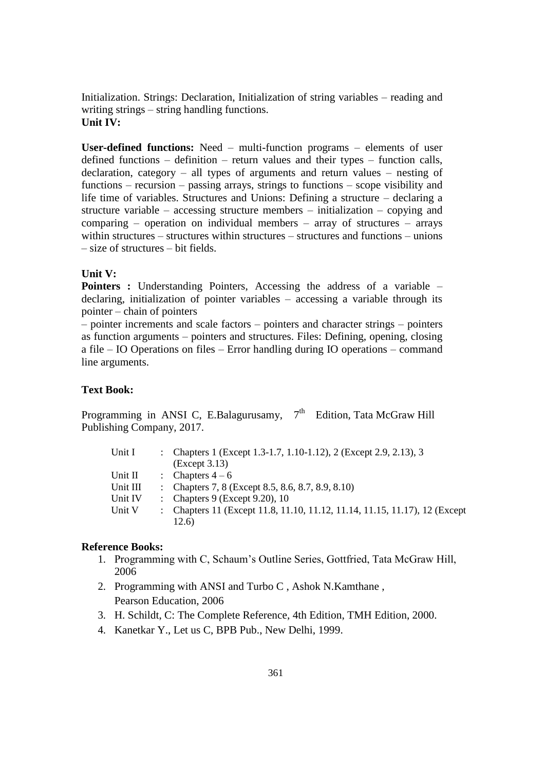Initialization. Strings: Declaration, Initialization of string variables – reading and writing strings – string handling functions.

**Unit IV:**

**User-defined functions:** Need – multi-function programs – elements of user defined functions – definition – return values and their types – function calls, declaration, category – all types of arguments and return values – nesting of functions – recursion – passing arrays, strings to functions – scope visibility and life time of variables. Structures and Unions: Defining a structure – declaring a structure variable – accessing structure members – initialization – copying and comparing – operation on individual members – array of structures – arrays within structures – structures within structures – structures and functions – unions – size of structures – bit fields.

**Unit V:**

**Pointers :** Understanding Pointers, Accessing the address of a variable – declaring, initialization of pointer variables – accessing a variable through its pointer – chain of pointers

– pointer increments and scale factors – pointers and character strings – pointers as function arguments – pointers and structures. Files: Defining, opening, closing a file – IO Operations on files – Error handling during IO operations – command line arguments.

**Text Book:**

Programming in ANSI C, E.Balagurusamy, 7th Edition, Tata McGraw Hill Publishing Company, 2017.

| | | |
|---|---|---|
| Unit I | : | Chapters 1 (Except 1.3-1.7, 1.10-1.12), 2 (Except 2.9, 2.13), 3 (Except 3.13) |
| Unit II | : | Chapters 4 – 6 |
| Unit III | : | Chapters 7, 8 (Except 8.5, 8.6, 8.7, 8.9, 8.10) |
| Unit IV | : | Chapters 9 (Except 9.20), 10 |
| Unit V | : | Chapters 11 (Except 11.8, 11.10, 11.12, 11.14, 11.15, 11.17), 12 (Except 12.6) |

**Reference Books:**

1. Programming with C, Schaum's Outline Series, Gottfried, Tata McGraw Hill, 2006
2. Programming with ANSI and Turbo C , Ashok N.Kamthane , Pearson Education, 2006
3. H. Schildt, C: The Complete Reference, 4th Edition, TMH Edition, 2000.
4. Kanetkar Y., Let us C, BPB Pub., New Delhi, 1999.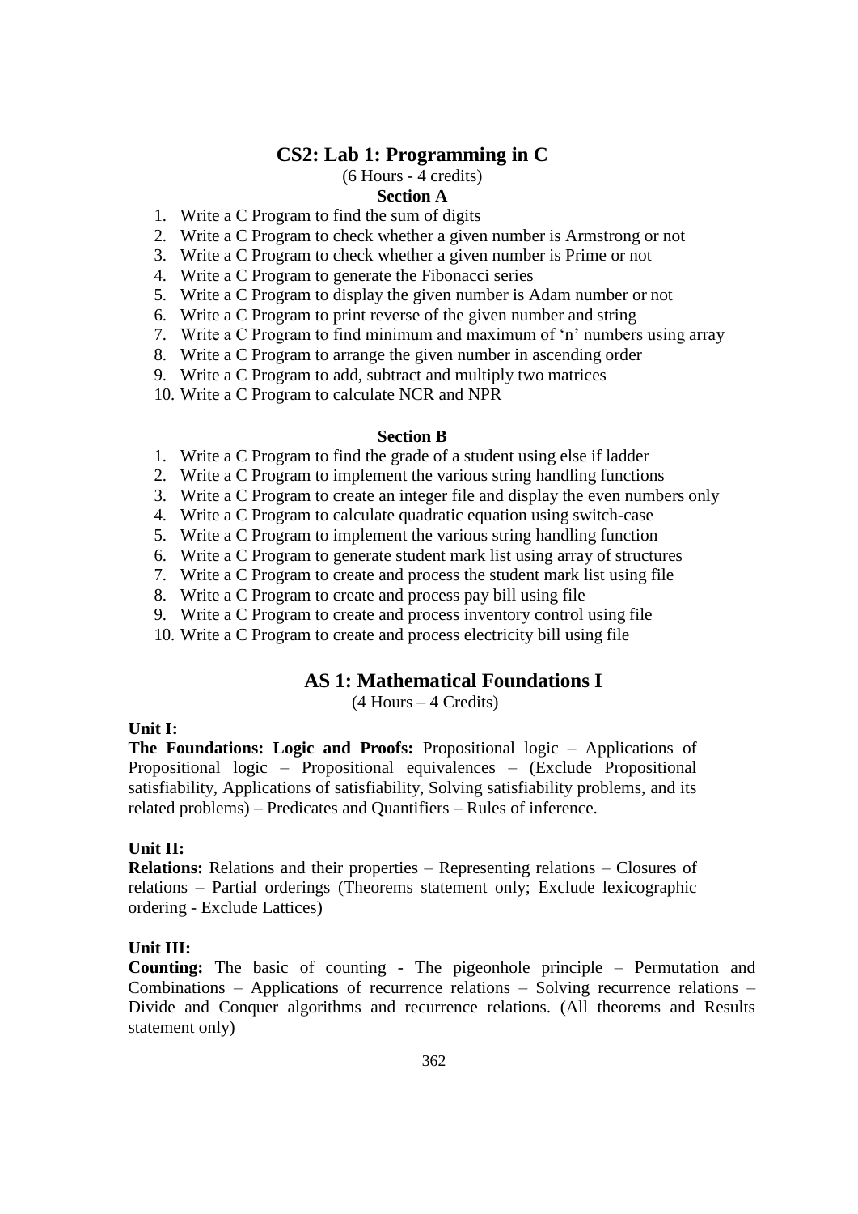## CS2: Lab 1: Programming in C

(6 Hours - 4 credits)

### Section A

1. Write a C Program to find the sum of digits
2. Write a C Program to check whether a given number is Armstrong or not
3. Write a C Program to check whether a given number is Prime or not
4. Write a C Program to generate the Fibonacci series
5. Write a C Program to display the given number is Adam number or not
6. Write a C Program to print reverse of the given number and string
7. Write a C Program to find minimum and maximum of 'n' numbers using array
8. Write a C Program to arrange the given number in ascending order
9. Write a C Program to add, subtract and multiply two matrices
10. Write a C Program to calculate NCR and NPR

### Section B

1. Write a C Program to find the grade of a student using else if ladder
2. Write a C Program to implement the various string handling functions
3. Write a C Program to create an integer file and display the even numbers only
4. Write a C Program to calculate quadratic equation using switch-case
5. Write a C Program to implement the various string handling function
6. Write a C Program to generate student mark list using array of structures
7. Write a C Program to create and process the student mark list using file
8. Write a C Program to create and process pay bill using file
9. Write a C Program to create and process inventory control using file
10. Write a C Program to create and process electricity bill using file

## AS 1: Mathematical Foundations I

(4 Hours – 4 Credits)

**Unit I:**

**The Foundations: Logic and Proofs:** Propositional logic – Applications of Propositional logic – Propositional equivalences – (Exclude Propositional satisfiability, Applications of satisfiability, Solving satisfiability problems, and its related problems) – Predicates and Quantifiers – Rules of inference.

**Unit II:**

**Relations:** Relations and their properties – Representing relations – Closures of relations – Partial orderings (Theorems statement only; Exclude lexicographic ordering - Exclude Lattices)

**Unit III:**

**Counting:** The basic of counting - The pigeonhole principle – Permutation and Combinations – Applications of recurrence relations – Solving recurrence relations – Divide and Conquer algorithms and recurrence relations. (All theorems and Results statement only)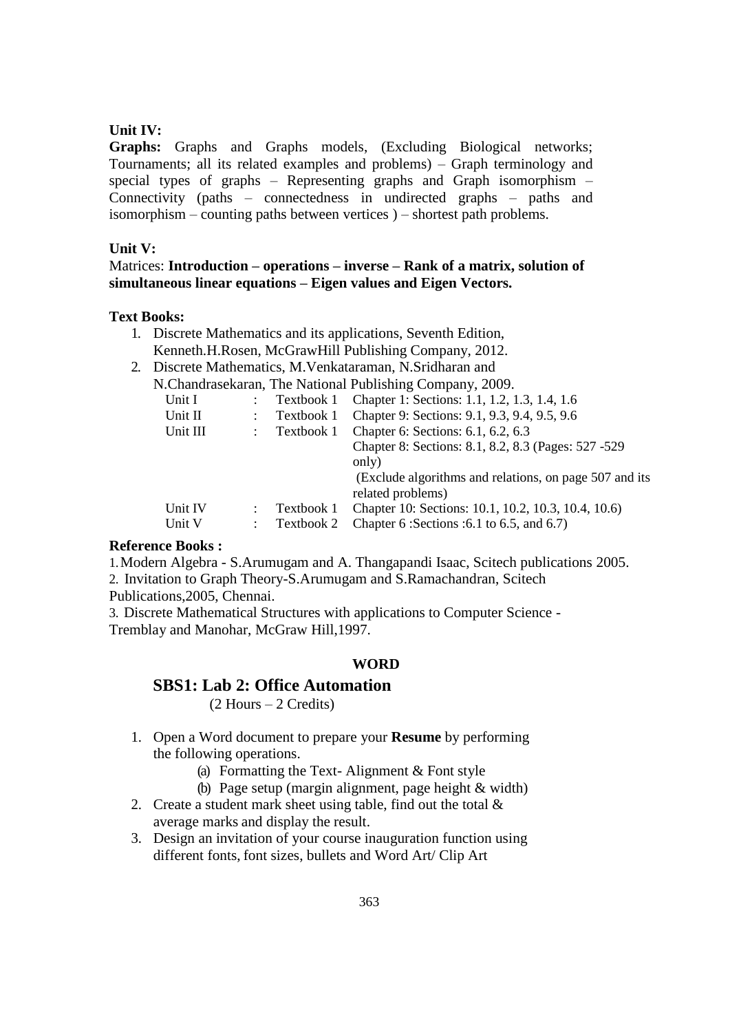**Unit IV:**

**Graphs:** Graphs and Graphs models, (Excluding Biological networks; Tournaments; all its related examples and problems) – Graph terminology and special types of graphs – Representing graphs and Graph isomorphism – Connectivity (paths – connectedness in undirected graphs – paths and isomorphism – counting paths between vertices ) – shortest path problems.

**Unit V:**

Matrices: **Introduction – operations – inverse – Rank of a matrix, solution of simultaneous linear equations – Eigen values and Eigen Vectors.**

**Text Books:**

1. Discrete Mathematics and its applications, Seventh Edition, Kenneth.H.Rosen, McGrawHill Publishing Company, 2012.
2. Discrete Mathematics, M.Venkataraman, N.Sridharan and N.Chandrasekaran, The National Publishing Company, 2009.

| | | | |
|---|---|---|---|
| Unit I | : | Textbook 1 | Chapter 1: Sections: 1.1, 1.2, 1.3, 1.4, 1.6 |
| Unit II | : | Textbook 1 | Chapter 9: Sections: 9.1, 9.3, 9.4, 9.5, 9.6 |
| Unit III | : | Textbook 1 | Chapter 6: Sections: 6.1, 6.2, 6.3<br>Chapter 8: Sections: 8.1, 8.2, 8.3 (Pages: 527 -529 only)<br>(Exclude algorithms and relations, on page 507 and its related problems) |
| Unit IV | : | Textbook 1 | Chapter 10: Sections: 10.1, 10.2, 10.3, 10.4, 10.6) |
| Unit V | : | Textbook 2 | Chapter 6 :Sections :6.1 to 6.5, and 6.7) |

**Reference Books :**

1. Modern Algebra - S.Arumugam and A. Thangapandi Isaac, Scitech publications 2005.
2. Invitation to Graph Theory-S.Arumugam and S.Ramachandran, Scitech Publications,2005, Chennai.
3. Discrete Mathematical Structures with applications to Computer Science - Tremblay and Manohar, McGraw Hill,1997.

**WORD**

## SBS1: Lab 2: Office Automation

(2 Hours – 2 Credits)

1. Open a Word document to prepare your **Resume** by performing the following operations.
   (a) Formatting the Text- Alignment & Font style
   (b) Page setup (margin alignment, page height & width)
2. Create a student mark sheet using table, find out the total & average marks and display the result.
3. Design an invitation of your course inauguration function using different fonts, font sizes, bullets and Word Art/ Clip Art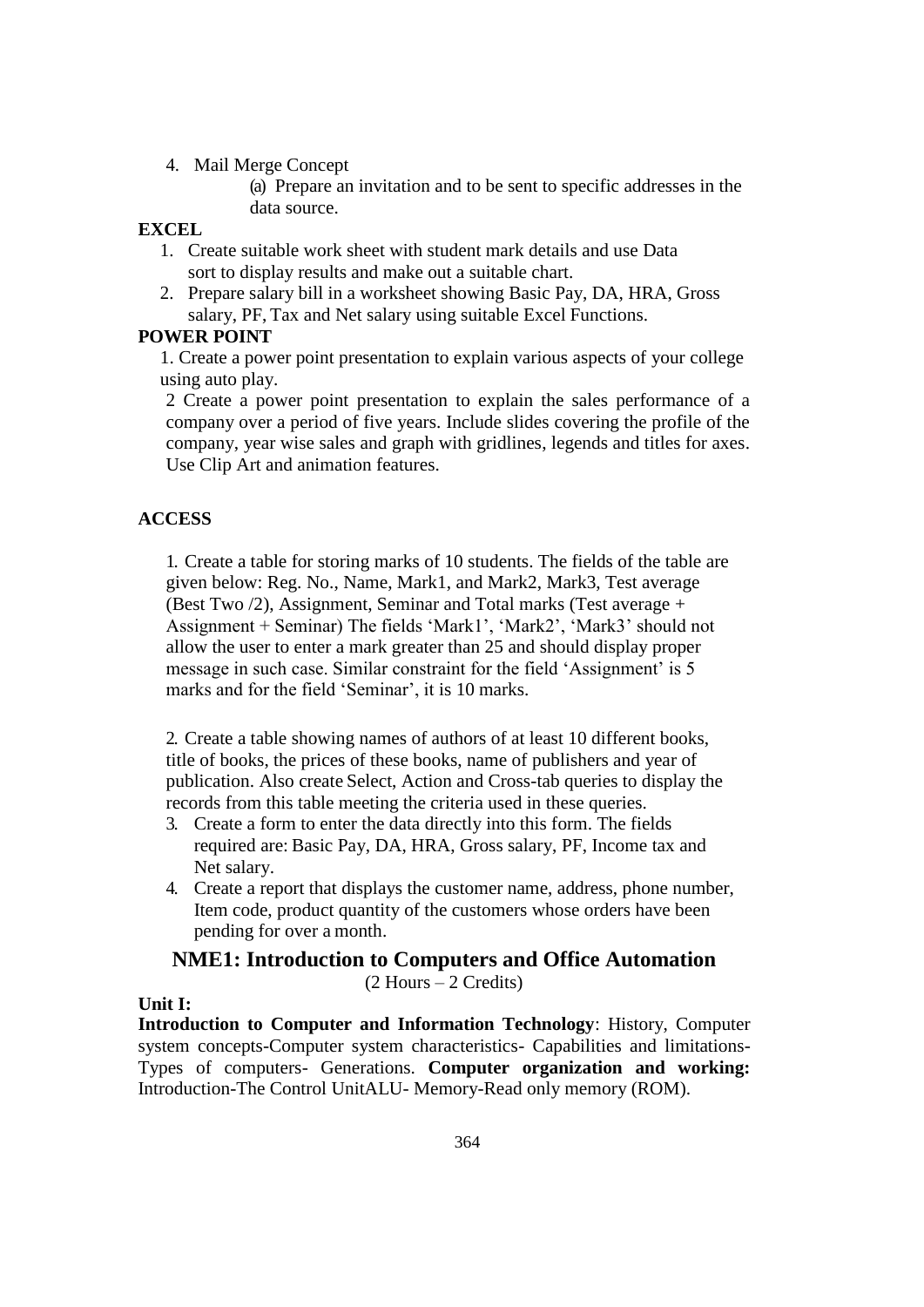4. Mail Merge Concept
   (a) Prepare an invitation and to be sent to specific addresses in the data source.

**EXCEL**

1. Create suitable work sheet with student mark details and use Data sort to display results and make out a suitable chart.
2. Prepare salary bill in a worksheet showing Basic Pay, DA, HRA, Gross salary, PF, Tax and Net salary using suitable Excel Functions.

**POWER POINT**

1. Create a power point presentation to explain various aspects of your college using auto play.

2 Create a power point presentation to explain the sales performance of a company over a period of five years. Include slides covering the profile of the company, year wise sales and graph with gridlines, legends and titles for axes. Use Clip Art and animation features.

**ACCESS**

1. Create a table for storing marks of 10 students. The fields of the table are given below: Reg. No., Name, Mark1, and Mark2, Mark3, Test average (Best Two /2), Assignment, Seminar and Total marks (Test average + Assignment + Seminar) The fields 'Mark1', 'Mark2', 'Mark3' should not allow the user to enter a mark greater than 25 and should display proper message in such case. Similar constraint for the field 'Assignment' is 5 marks and for the field 'Seminar', it is 10 marks.

2. Create a table showing names of authors of at least 10 different books, title of books, the prices of these books, name of publishers and year of publication. Also create Select, Action and Cross-tab queries to display the records from this table meeting the criteria used in these queries.
3. Create a form to enter the data directly into this form. The fields required are: Basic Pay, DA, HRA, Gross salary, PF, Income tax and Net salary.
4. Create a report that displays the customer name, address, phone number, Item code, product quantity of the customers whose orders have been pending for over a month.

## NME1: Introduction to Computers and Office Automation

(2 Hours – 2 Credits)

**Unit I:**

**Introduction to Computer and Information Technology**: History, Computer system concepts-Computer system characteristics- Capabilities and limitations-Types of computers- Generations. **Computer organization and working:** Introduction-The Control UnitALU- Memory-Read only memory (ROM).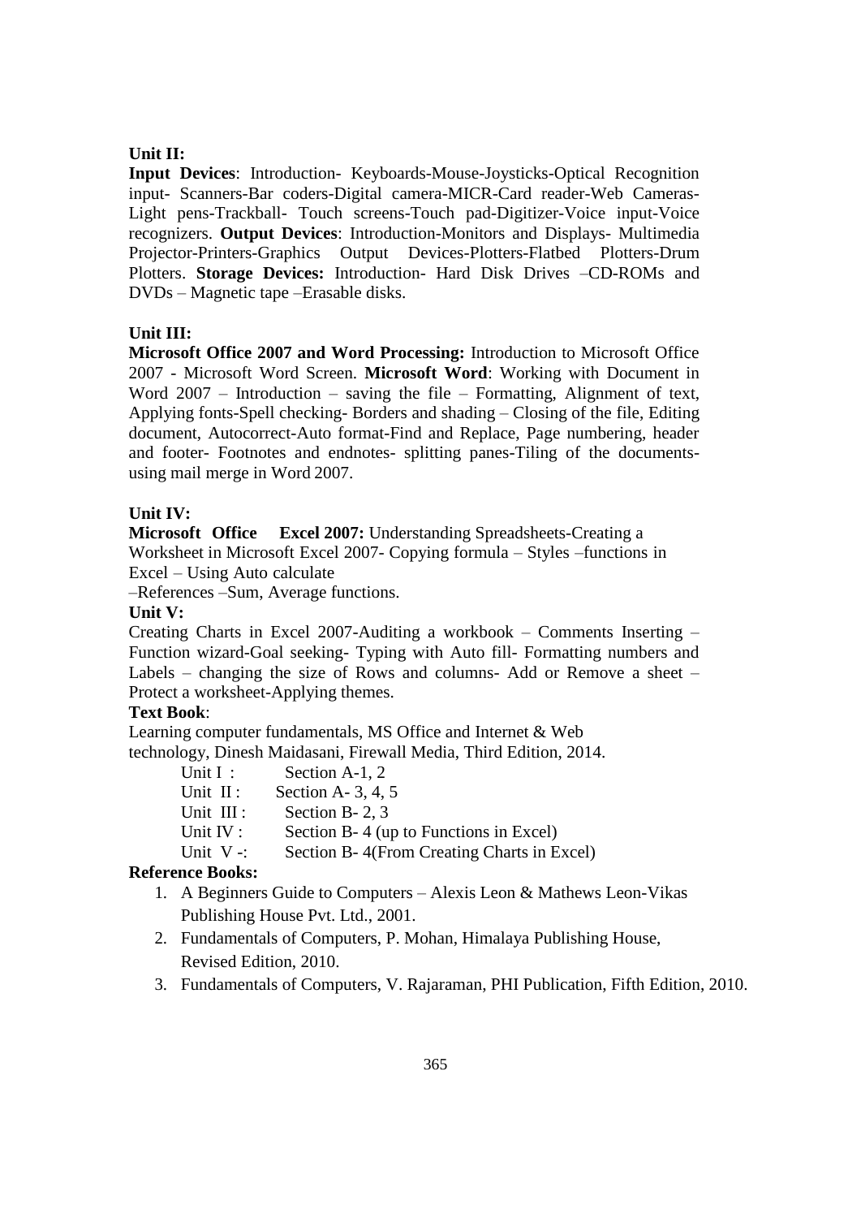**Unit II:**

**Input Devices**: Introduction- Keyboards-Mouse-Joysticks-Optical Recognition input- Scanners-Bar coders-Digital camera-MICR-Card reader-Web Cameras-Light pens-Trackball- Touch screens-Touch pad-Digitizer-Voice input-Voice recognizers. **Output Devices**: Introduction-Monitors and Displays- Multimedia Projector-Printers-Graphics Output Devices-Plotters-Flatbed Plotters-Drum Plotters. **Storage Devices:** Introduction- Hard Disk Drives –CD-ROMs and DVDs – Magnetic tape –Erasable disks.

**Unit III:**

**Microsoft Office 2007 and Word Processing:** Introduction to Microsoft Office 2007 - Microsoft Word Screen. **Microsoft Word**: Working with Document in Word 2007 – Introduction – saving the file – Formatting, Alignment of text, Applying fonts-Spell checking- Borders and shading – Closing of the file, Editing document, Autocorrect-Auto format-Find and Replace, Page numbering, header and footer- Footnotes and endnotes- splitting panes-Tiling of the documents-using mail merge in Word 2007.

**Unit IV:**

**Microsoft Office Excel 2007:** Understanding Spreadsheets-Creating a Worksheet in Microsoft Excel 2007- Copying formula – Styles –functions in Excel – Using Auto calculate –References –Sum, Average functions.

**Unit V:**

Creating Charts in Excel 2007-Auditing a workbook – Comments Inserting – Function wizard-Goal seeking- Typing with Auto fill- Formatting numbers and Labels – changing the size of Rows and columns- Add or Remove a sheet – Protect a worksheet-Applying themes.

**Text Book**:

Learning computer fundamentals, MS Office and Internet & Web technology, Dinesh Maidasani, Firewall Media, Third Edition, 2014.

- Unit I : Section A-1, 2
- Unit II : Section A- 3, 4, 5
- Unit III : Section B- 2, 3
- Unit IV : Section B- 4 (up to Functions in Excel)
- Unit V -: Section B- 4(From Creating Charts in Excel)

**Reference Books:**

1. A Beginners Guide to Computers – Alexis Leon & Mathews Leon-Vikas Publishing House Pvt. Ltd., 2001.
2. Fundamentals of Computers, P. Mohan, Himalaya Publishing House, Revised Edition, 2010.
3. Fundamentals of Computers, V. Rajaraman, PHI Publication, Fifth Edition, 2010.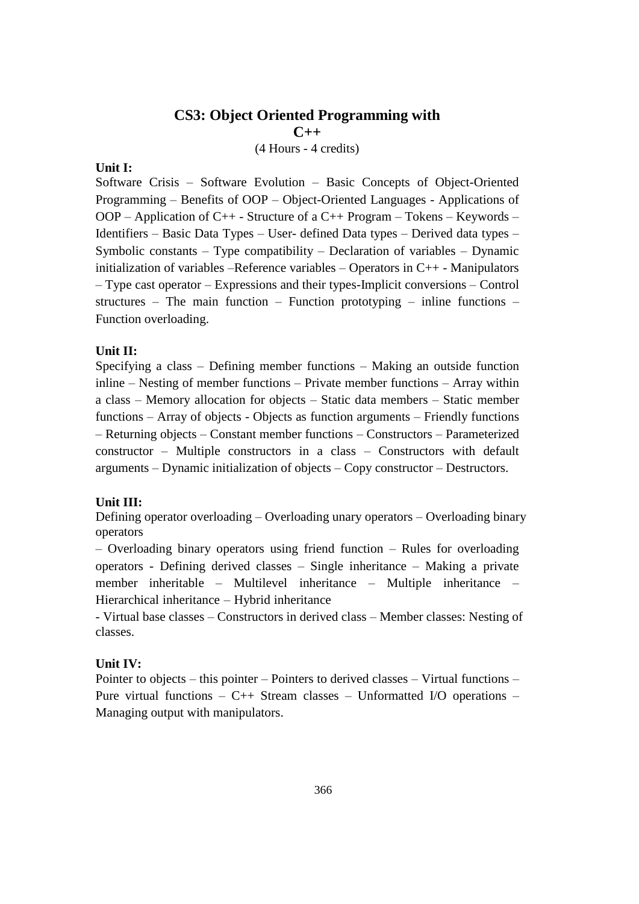# CS3: Object Oriented Programming with C++

(4 Hours - 4 credits)

**Unit I:**

Software Crisis – Software Evolution – Basic Concepts of Object-Oriented Programming – Benefits of OOP – Object-Oriented Languages - Applications of OOP – Application of C++ - Structure of a C++ Program – Tokens – Keywords – Identifiers – Basic Data Types – User- defined Data types – Derived data types – Symbolic constants – Type compatibility – Declaration of variables – Dynamic initialization of variables –Reference variables – Operators in C++ - Manipulators – Type cast operator – Expressions and their types-Implicit conversions – Control structures – The main function – Function prototyping – inline functions – Function overloading.

**Unit II:**

Specifying a class – Defining member functions – Making an outside function inline – Nesting of member functions – Private member functions – Array within a class – Memory allocation for objects – Static data members – Static member functions – Array of objects - Objects as function arguments – Friendly functions – Returning objects – Constant member functions – Constructors – Parameterized constructor – Multiple constructors in a class – Constructors with default arguments – Dynamic initialization of objects – Copy constructor – Destructors.

**Unit III:**

Defining operator overloading – Overloading unary operators – Overloading binary operators

– Overloading binary operators using friend function – Rules for overloading operators - Defining derived classes – Single inheritance – Making a private member inheritable – Multilevel inheritance – Multiple inheritance – Hierarchical inheritance – Hybrid inheritance

- Virtual base classes – Constructors in derived class – Member classes: Nesting of classes.

**Unit IV:**

Pointer to objects – this pointer – Pointers to derived classes – Virtual functions – Pure virtual functions – C++ Stream classes – Unformatted I/O operations – Managing output with manipulators.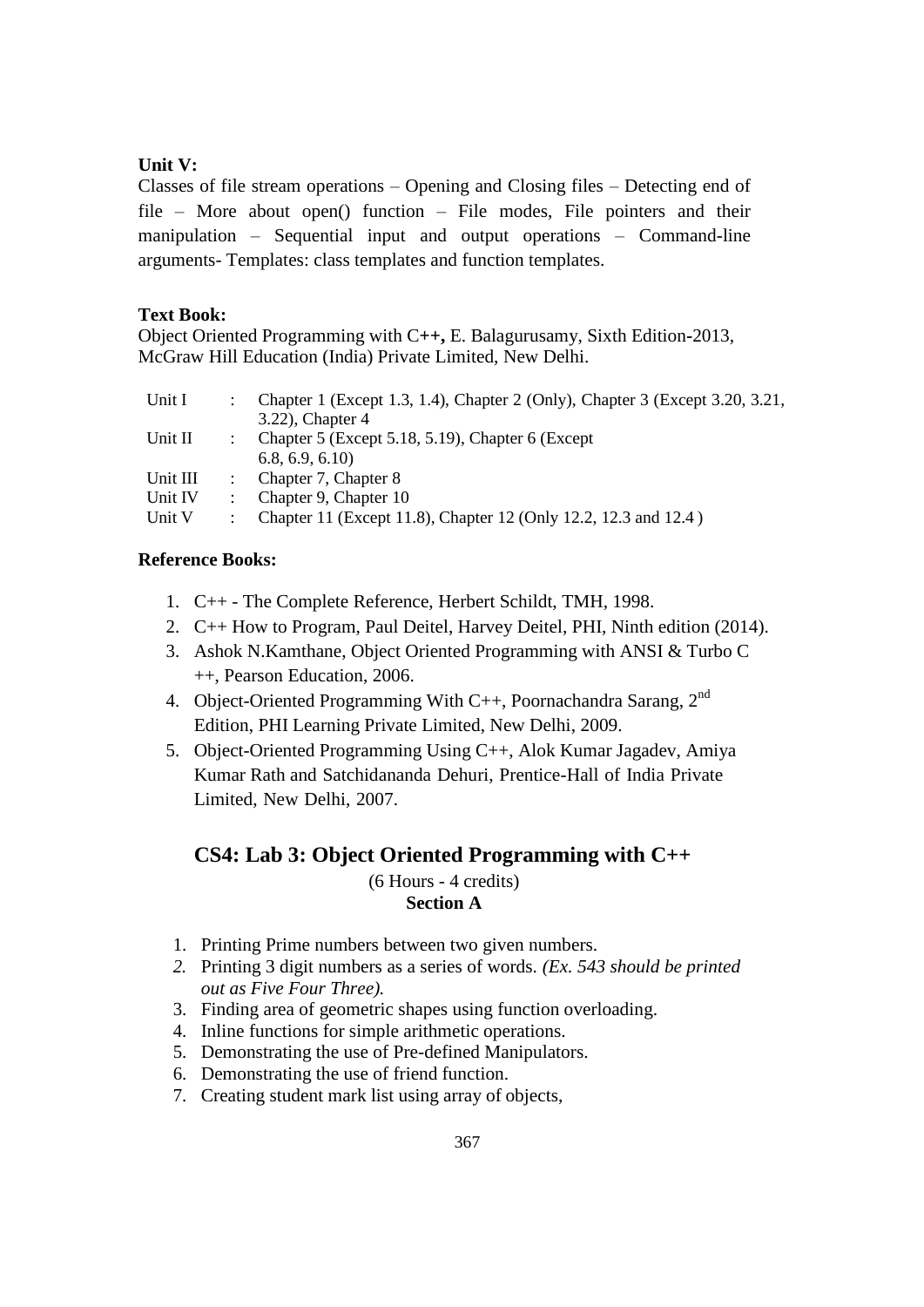**Unit V:**

Classes of file stream operations – Opening and Closing files – Detecting end of file – More about open() function – File modes, File pointers and their manipulation – Sequential input and output operations – Command-line arguments- Templates: class templates and function templates.

**Text Book:**

Object Oriented Programming with C**++,** E. Balagurusamy, Sixth Edition-2013, McGraw Hill Education (India) Private Limited, New Delhi.

| | | |
|---|---|---|
| Unit I | : | Chapter 1 (Except 1.3, 1.4), Chapter 2 (Only), Chapter 3 (Except 3.20, 3.21, 3.22), Chapter 4 |
| Unit II | : | Chapter 5 (Except 5.18, 5.19), Chapter 6 (Except 6.8, 6.9, 6.10) |
| Unit III | : | Chapter 7, Chapter 8 |
| Unit IV | : | Chapter 9, Chapter 10 |
| Unit V | : | Chapter 11 (Except 11.8), Chapter 12 (Only 12.2, 12.3 and 12.4 ) |

**Reference Books:**

1. C++ - The Complete Reference, Herbert Schildt, TMH, 1998.
2. C++ How to Program, Paul Deitel, Harvey Deitel, PHI, Ninth edition (2014).
3. Ashok N.Kamthane, Object Oriented Programming with ANSI & Turbo C ++, Pearson Education, 2006.
4. Object-Oriented Programming With C++, Poornachandra Sarang, 2nd Edition, PHI Learning Private Limited, New Delhi, 2009.
5. Object-Oriented Programming Using C++, Alok Kumar Jagadev, Amiya Kumar Rath and Satchidananda Dehuri, Prentice-Hall of India Private Limited, New Delhi, 2007.

## CS4: Lab 3: Object Oriented Programming with C++

(6 Hours - 4 credits)

**Section A**

1. Printing Prime numbers between two given numbers.
2. Printing 3 digit numbers as a series of words. *(Ex. 543 should be printed out as Five Four Three).*
3. Finding area of geometric shapes using function overloading.
4. Inline functions for simple arithmetic operations.
5. Demonstrating the use of Pre-defined Manipulators.
6. Demonstrating the use of friend function.
7. Creating student mark list using array of objects,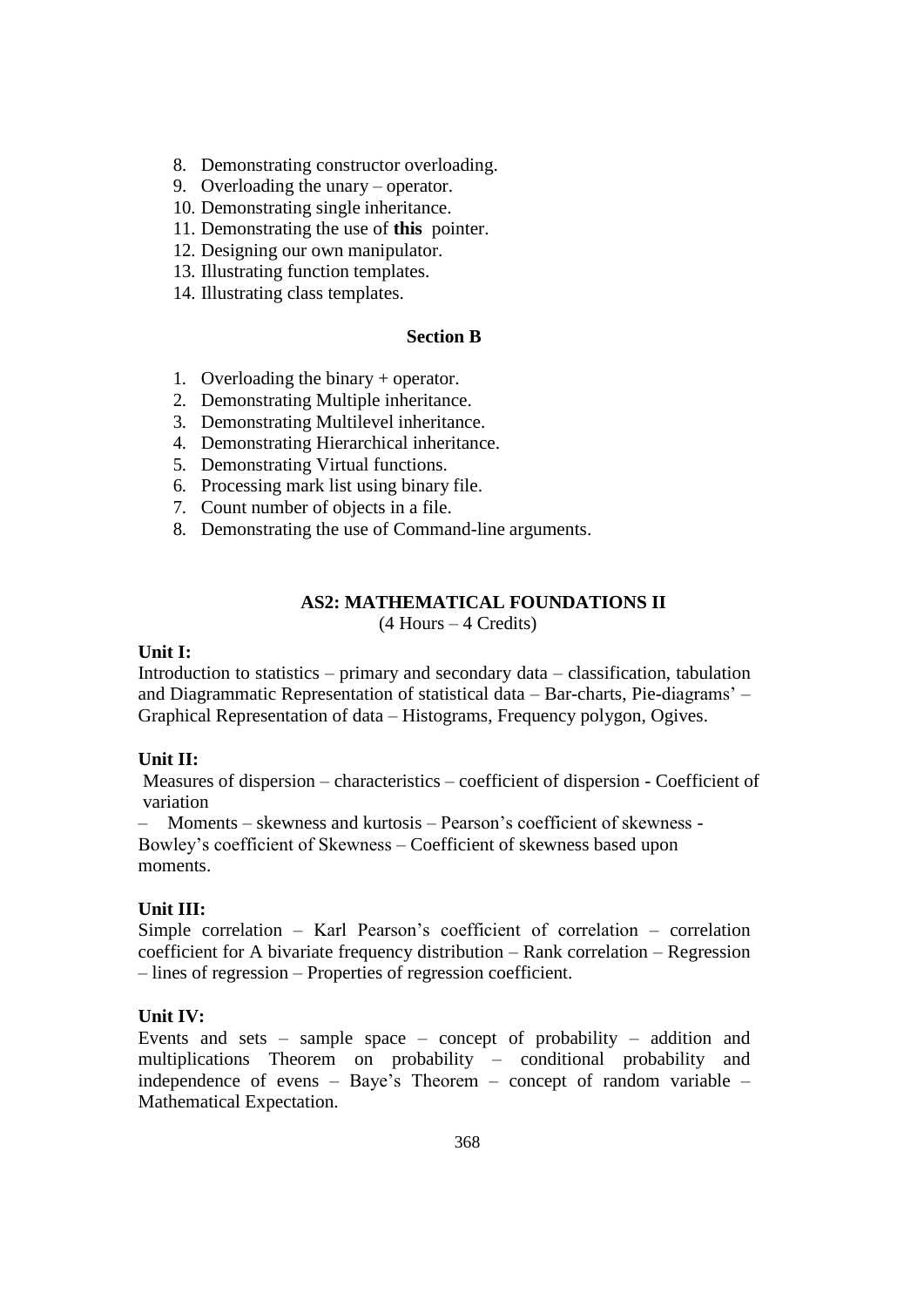8. Demonstrating constructor overloading.
9. Overloading the unary – operator.
10. Demonstrating single inheritance.
11. Demonstrating the use of **this** pointer.
12. Designing our own manipulator.
13. Illustrating function templates.
14. Illustrating class templates.

### Section B

1. Overloading the binary + operator.
2. Demonstrating Multiple inheritance.
3. Demonstrating Multilevel inheritance.
4. Demonstrating Hierarchical inheritance.
5. Demonstrating Virtual functions.
6. Processing mark list using binary file.
7. Count number of objects in a file.
8. Demonstrating the use of Command-line arguments.

## AS2: MATHEMATICAL FOUNDATIONS II

(4 Hours – 4 Credits)

**Unit I:**

Introduction to statistics – primary and secondary data – classification, tabulation and Diagrammatic Representation of statistical data – Bar-charts, Pie-diagrams' – Graphical Representation of data – Histograms, Frequency polygon, Ogives.

**Unit II:**

Measures of dispersion – characteristics – coefficient of dispersion - Coefficient of variation – Moments – skewness and kurtosis – Pearson's coefficient of skewness - Bowley's coefficient of Skewness – Coefficient of skewness based upon moments.

**Unit III:**

Simple correlation – Karl Pearson's coefficient of correlation – correlation coefficient for A bivariate frequency distribution – Rank correlation – Regression – lines of regression – Properties of regression coefficient.

**Unit IV:**

Events and sets – sample space – concept of probability – addition and multiplications Theorem on probability – conditional probability and independence of evens – Baye's Theorem – concept of random variable – Mathematical Expectation.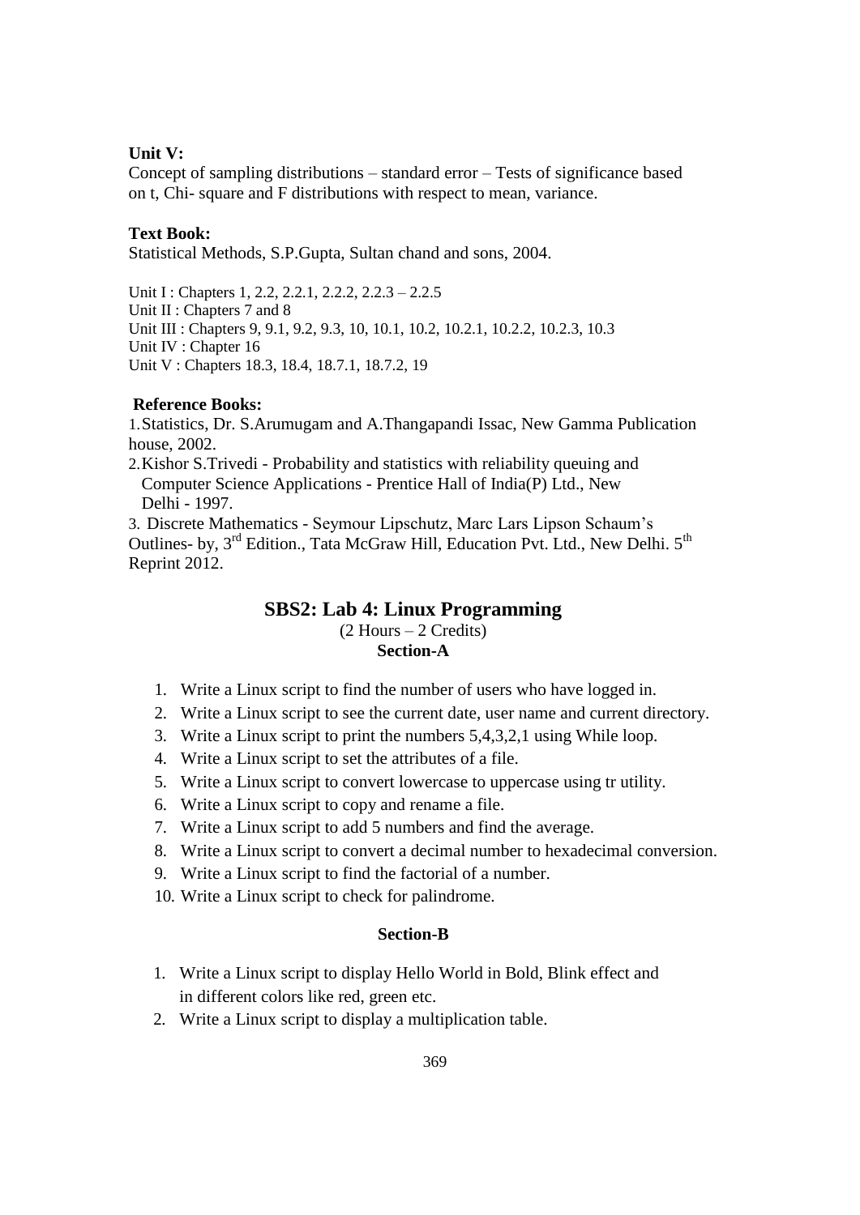**Unit V:**

Concept of sampling distributions – standard error – Tests of significance based on t, Chi- square and F distributions with respect to mean, variance.

**Text Book:**

Statistical Methods, S.P.Gupta, Sultan chand and sons, 2004.

Unit I : Chapters 1, 2.2, 2.2.1, 2.2.2, 2.2.3 – 2.2.5
Unit II : Chapters 7 and 8
Unit III : Chapters 9, 9.1, 9.2, 9.3, 10, 10.1, 10.2, 10.2.1, 10.2.2, 10.2.3, 10.3
Unit IV : Chapter 16
Unit V : Chapters 18.3, 18.4, 18.7.1, 18.7.2, 19

**Reference Books:**

1. Statistics, Dr. S.Arumugam and A.Thangapandi Issac, New Gamma Publication house, 2002.
2. Kishor S.Trivedi - Probability and statistics with reliability queuing and Computer Science Applications - Prentice Hall of India(P) Ltd., New Delhi - 1997.
3. Discrete Mathematics - Seymour Lipschutz, Marc Lars Lipson Schaum's Outlines- by, 3rd Edition., Tata McGraw Hill, Education Pvt. Ltd., New Delhi. 5th Reprint 2012.

## SBS2: Lab 4: Linux Programming

(2 Hours – 2 Credits)

### Section-A

1. Write a Linux script to find the number of users who have logged in.
2. Write a Linux script to see the current date, user name and current directory.
3. Write a Linux script to print the numbers 5,4,3,2,1 using While loop.
4. Write a Linux script to set the attributes of a file.
5. Write a Linux script to convert lowercase to uppercase using tr utility.
6. Write a Linux script to copy and rename a file.
7. Write a Linux script to add 5 numbers and find the average.
8. Write a Linux script to convert a decimal number to hexadecimal conversion.
9. Write a Linux script to find the factorial of a number.
10. Write a Linux script to check for palindrome.

### Section-B

1. Write a Linux script to display Hello World in Bold, Blink effect and in different colors like red, green etc.
2. Write a Linux script to display a multiplication table.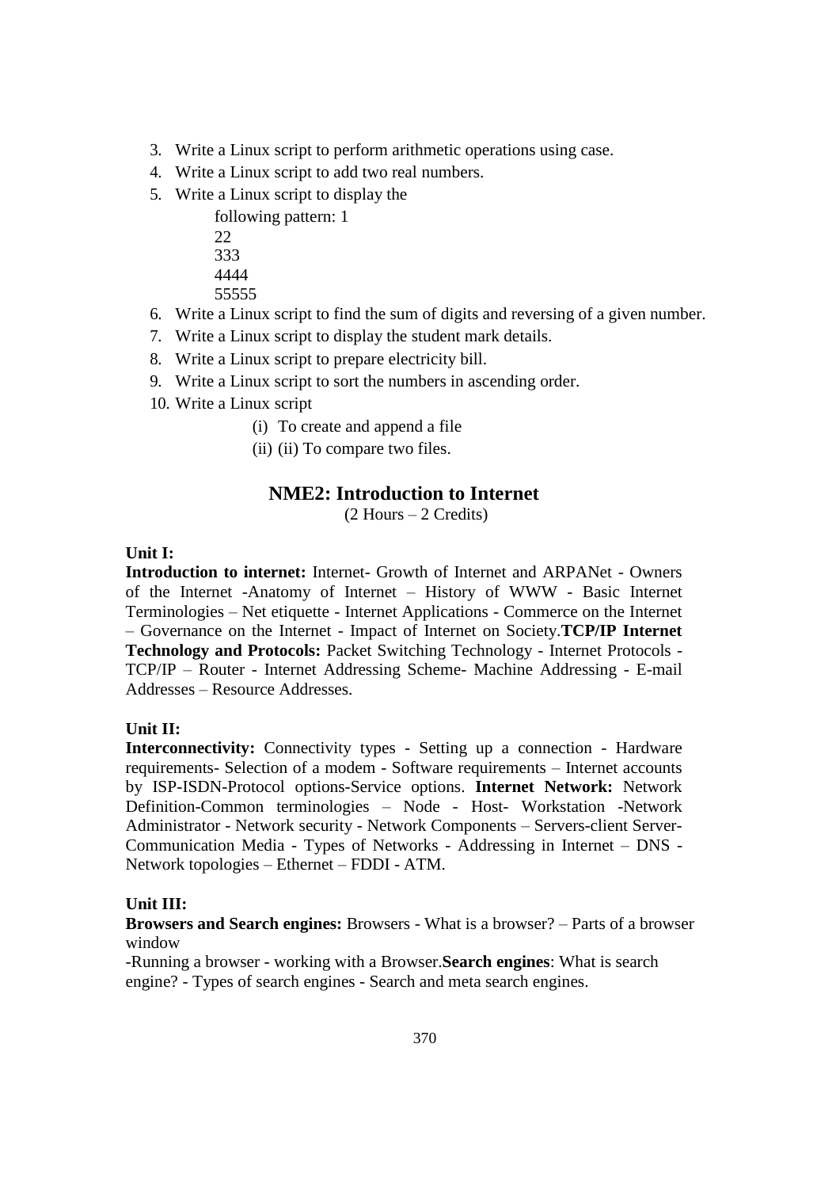3. Write a Linux script to perform arithmetic operations using case.
4. Write a Linux script to add two real numbers.
5. Write a Linux script to display the following pattern: 1

   22

   333

   4444

   55555
6. Write a Linux script to find the sum of digits and reversing of a given number.
7. Write a Linux script to display the student mark details.
8. Write a Linux script to prepare electricity bill.
9. Write a Linux script to sort the numbers in ascending order.
10. Write a Linux script
    (i) To create and append a file
    (ii) (ii) To compare two files.

## NME2: Introduction to Internet

(2 Hours – 2 Credits)

**Unit I:**

**Introduction to internet:** Internet- Growth of Internet and ARPANet - Owners of the Internet -Anatomy of Internet – History of WWW - Basic Internet Terminologies – Net etiquette - Internet Applications - Commerce on the Internet – Governance on the Internet - Impact of Internet on Society.**TCP/IP Internet Technology and Protocols:** Packet Switching Technology - Internet Protocols - TCP/IP – Router - Internet Addressing Scheme- Machine Addressing - E-mail Addresses – Resource Addresses.

**Unit II:**

**Interconnectivity:** Connectivity types - Setting up a connection - Hardware requirements- Selection of a modem - Software requirements – Internet accounts by ISP-ISDN-Protocol options-Service options. **Internet Network:** Network Definition-Common terminologies – Node - Host- Workstation -Network Administrator - Network security - Network Components – Servers-client Server-Communication Media - Types of Networks - Addressing in Internet – DNS - Network topologies – Ethernet – FDDI - ATM.

**Unit III:**

**Browsers and Search engines:** Browsers - What is a browser? – Parts of a browser window

-Running a browser - working with a Browser.**Search engines**: What is search engine? - Types of search engines - Search and meta search engines.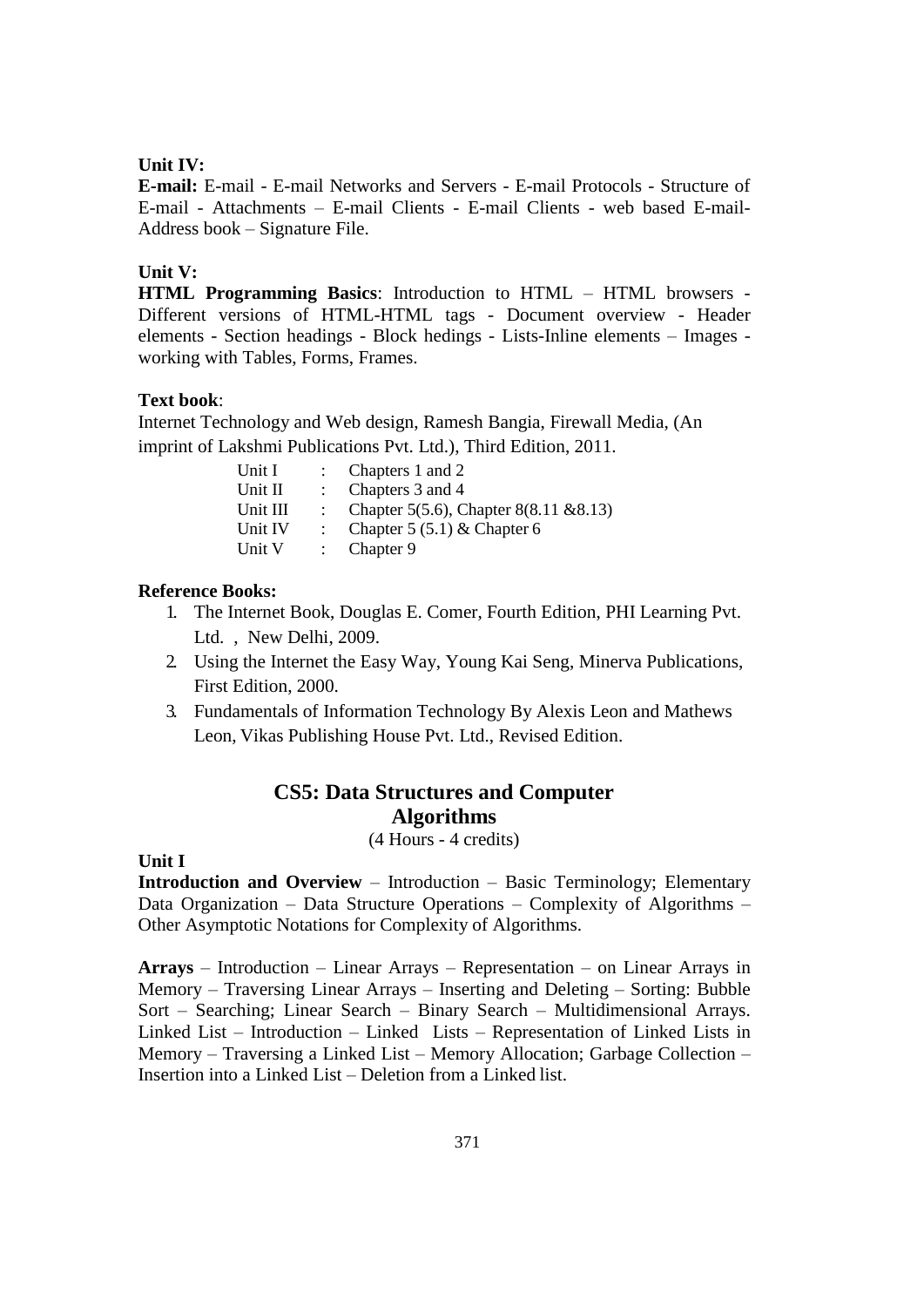**Unit IV:**

**E-mail:** E-mail - E-mail Networks and Servers - E-mail Protocols - Structure of E-mail - Attachments – E-mail Clients - E-mail Clients - web based E-mail-Address book – Signature File.

**Unit V:**

**HTML Programming Basics**: Introduction to HTML – HTML browsers - Different versions of HTML-HTML tags - Document overview - Header elements - Section headings - Block hedings - Lists-Inline elements – Images - working with Tables, Forms, Frames.

**Text book**:

Internet Technology and Web design, Ramesh Bangia, Firewall Media, (An imprint of Lakshmi Publications Pvt. Ltd.), Third Edition, 2011.

| | | |
|---|---|---|
| Unit I | : | Chapters 1 and 2 |
| Unit II | : | Chapters 3 and 4 |
| Unit III | : | Chapter 5(5.6), Chapter 8(8.11 &8.13) |
| Unit IV | : | Chapter 5 (5.1) & Chapter 6 |
| Unit V | : | Chapter 9 |

**Reference Books:**

1. The Internet Book, Douglas E. Comer, Fourth Edition, PHI Learning Pvt. Ltd. , New Delhi, 2009.
2. Using the Internet the Easy Way, Young Kai Seng, Minerva Publications, First Edition, 2000.
3. Fundamentals of Information Technology By Alexis Leon and Mathews Leon, Vikas Publishing House Pvt. Ltd., Revised Edition.

## CS5: Data Structures and Computer Algorithms

(4 Hours - 4 credits)

**Unit I**

**Introduction and Overview** – Introduction – Basic Terminology; Elementary Data Organization – Data Structure Operations – Complexity of Algorithms – Other Asymptotic Notations for Complexity of Algorithms.

**Arrays** – Introduction – Linear Arrays – Representation – on Linear Arrays in Memory – Traversing Linear Arrays – Inserting and Deleting – Sorting: Bubble Sort – Searching; Linear Search – Binary Search – Multidimensional Arrays. Linked List – Introduction – Linked Lists – Representation of Linked Lists in Memory – Traversing a Linked List – Memory Allocation; Garbage Collection – Insertion into a Linked List – Deletion from a Linked list.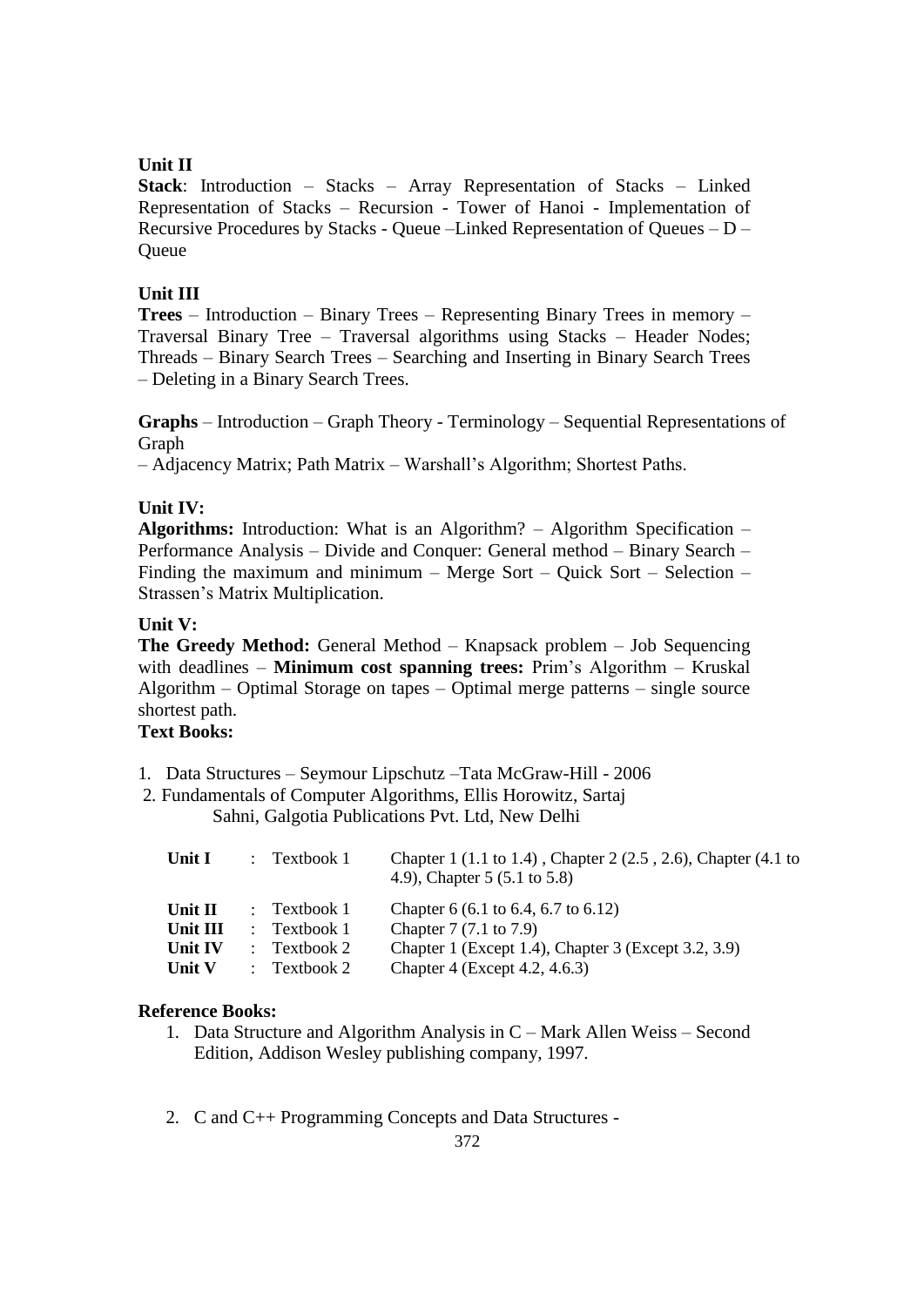**Unit II**

**Stack**: Introduction – Stacks – Array Representation of Stacks – Linked Representation of Stacks – Recursion - Tower of Hanoi - Implementation of Recursive Procedures by Stacks - Queue –Linked Representation of Queues – D – Queue

**Unit III**

**Trees** – Introduction – Binary Trees – Representing Binary Trees in memory – Traversal Binary Tree – Traversal algorithms using Stacks – Header Nodes; Threads – Binary Search Trees – Searching and Inserting in Binary Search Trees – Deleting in a Binary Search Trees.

**Graphs** – Introduction – Graph Theory - Terminology – Sequential Representations of Graph
– Adjacency Matrix; Path Matrix – Warshall's Algorithm; Shortest Paths.

**Unit IV:**

**Algorithms:** Introduction: What is an Algorithm? – Algorithm Specification – Performance Analysis – Divide and Conquer: General method – Binary Search – Finding the maximum and minimum – Merge Sort – Quick Sort – Selection – Strassen's Matrix Multiplication.

**Unit V:**

**The Greedy Method:** General Method – Knapsack problem – Job Sequencing with deadlines – **Minimum cost spanning trees:** Prim's Algorithm – Kruskal Algorithm – Optimal Storage on tapes – Optimal merge patterns – single source shortest path.

**Text Books:**

1. Data Structures – Seymour Lipschutz –Tata McGraw-Hill - 2006
2. Fundamentals of Computer Algorithms, Ellis Horowitz, Sartaj Sahni, Galgotia Publications Pvt. Ltd, New Delhi

| | | | |
|---|---|---|---|
| **Unit I** | : | Textbook 1 | Chapter 1 (1.1 to 1.4) , Chapter 2 (2.5 , 2.6), Chapter (4.1 to 4.9), Chapter 5 (5.1 to 5.8) |
| **Unit II** | : | Textbook 1 | Chapter 6 (6.1 to 6.4, 6.7 to 6.12) |
| **Unit III** | : | Textbook 1 | Chapter 7 (7.1 to 7.9) |
| **Unit IV** | : | Textbook 2 | Chapter 1 (Except 1.4), Chapter 3 (Except 3.2, 3.9) |
| **Unit V** | : | Textbook 2 | Chapter 4 (Except 4.2, 4.6.3) |

**Reference Books:**

1. Data Structure and Algorithm Analysis in C – Mark Allen Weiss – Second Edition, Addison Wesley publishing company, 1997.
2. C and C++ Programming Concepts and Data Structures -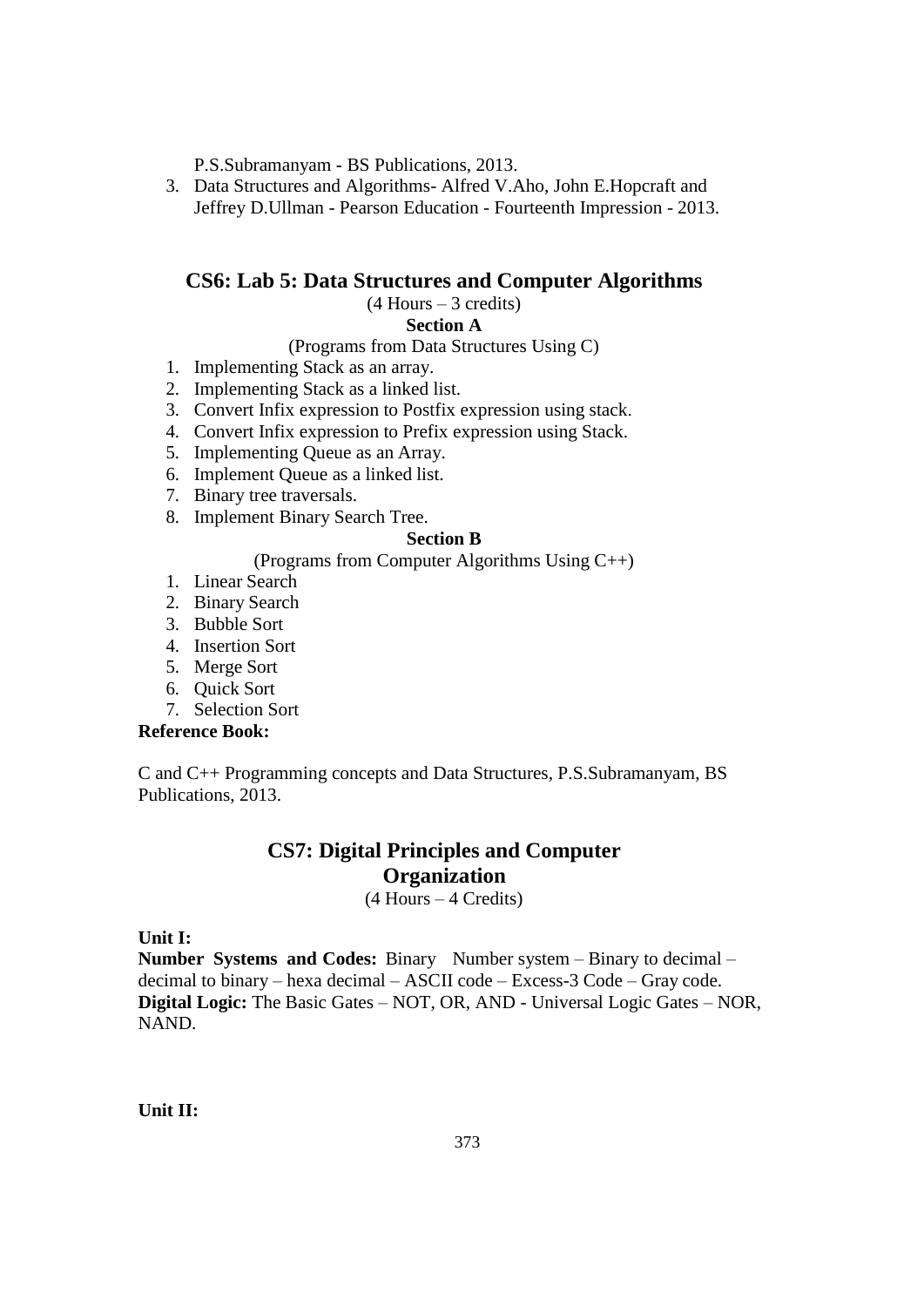P.S.Subramanyam - BS Publications, 2013.

3. Data Structures and Algorithms- Alfred V.Aho, John E.Hopcraft and Jeffrey D.Ullman - Pearson Education - Fourteenth Impression - 2013.

## CS6: Lab 5: Data Structures and Computer Algorithms

(4 Hours – 3 credits)

**Section A**

(Programs from Data Structures Using C)

1. Implementing Stack as an array.
2. Implementing Stack as a linked list.
3. Convert Infix expression to Postfix expression using stack.
4. Convert Infix expression to Prefix expression using Stack.
5. Implementing Queue as an Array.
6. Implement Queue as a linked list.
7. Binary tree traversals.
8. Implement Binary Search Tree.

**Section B**

(Programs from Computer Algorithms Using C++)

1. Linear Search
2. Binary Search
3. Bubble Sort
4. Insertion Sort
5. Merge Sort
6. Quick Sort
7. Selection Sort

**Reference Book:**

C and C++ Programming concepts and Data Structures, P.S.Subramanyam, BS Publications, 2013.

## CS7: Digital Principles and Computer Organization

(4 Hours – 4 Credits)

**Unit I:**

**Number Systems and Codes:** Binary Number system – Binary to decimal – decimal to binary – hexa decimal – ASCII code – Excess-3 Code – Gray code.
**Digital Logic:** The Basic Gates – NOT, OR, AND - Universal Logic Gates – NOR, NAND.

**Unit II:**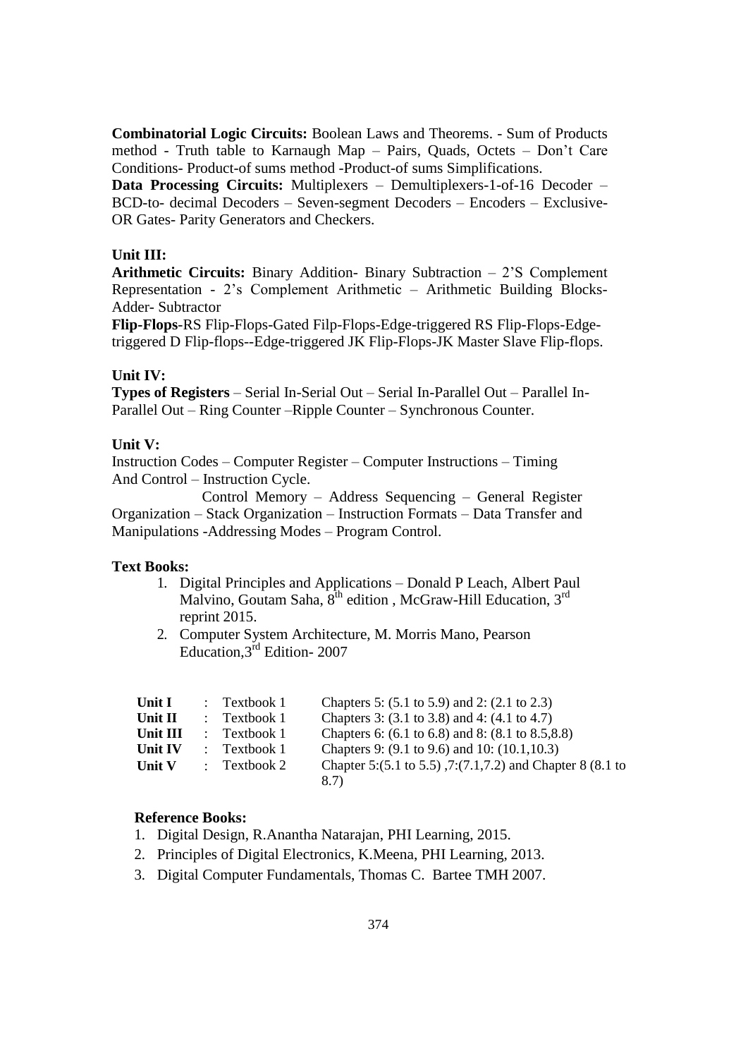**Combinatorial Logic Circuits:** Boolean Laws and Theorems. - Sum of Products method - Truth table to Karnaugh Map – Pairs, Quads, Octets – Don't Care Conditions- Product-of sums method -Product-of sums Simplifications.

**Data Processing Circuits:** Multiplexers – Demultiplexers-1-of-16 Decoder – BCD-to- decimal Decoders – Seven-segment Decoders – Encoders – Exclusive-OR Gates- Parity Generators and Checkers.

**Unit III:**

**Arithmetic Circuits:** Binary Addition- Binary Subtraction – 2'S Complement Representation - 2's Complement Arithmetic – Arithmetic Building Blocks- Adder- Subtractor

**Flip-Flops**-RS Flip-Flops-Gated Filp-Flops-Edge-triggered RS Flip-Flops-Edge-triggered D Flip-flops--Edge-triggered JK Flip-Flops-JK Master Slave Flip-flops.

**Unit IV:**

**Types of Registers** – Serial In-Serial Out – Serial In-Parallel Out – Parallel In-Parallel Out – Ring Counter –Ripple Counter – Synchronous Counter.

**Unit V:**

Instruction Codes – Computer Register – Computer Instructions – Timing And Control – Instruction Cycle.

Control Memory – Address Sequencing – General Register Organization – Stack Organization – Instruction Formats – Data Transfer and Manipulations -Addressing Modes – Program Control.

**Text Books:**

1. Digital Principles and Applications – Donald P Leach, Albert Paul Malvino, Goutam Saha, 8th edition , McGraw-Hill Education, 3rd reprint 2015.
2. Computer System Architecture, M. Morris Mano, Pearson Education,3rd Edition- 2007

| | | | |
|---|---|---|---|
| **Unit I** | : | Textbook 1 | Chapters 5: (5.1 to 5.9) and 2: (2.1 to 2.3) |
| **Unit II** | : | Textbook 1 | Chapters 3: (3.1 to 3.8) and 4: (4.1 to 4.7) |
| **Unit III** | : | Textbook 1 | Chapters 6: (6.1 to 6.8) and 8: (8.1 to 8.5,8.8) |
| **Unit IV** | : | Textbook 1 | Chapters 9: (9.1 to 9.6) and 10: (10.1,10.3) |
| **Unit V** | : | Textbook 2 | Chapter 5:(5.1 to 5.5) ,7:(7.1,7.2) and Chapter 8 (8.1 to 8.7) |

**Reference Books:**

1. Digital Design, R.Anantha Natarajan, PHI Learning, 2015.
2. Principles of Digital Electronics, K.Meena, PHI Learning, 2013.
3. Digital Computer Fundamentals, Thomas C. Bartee TMH 2007.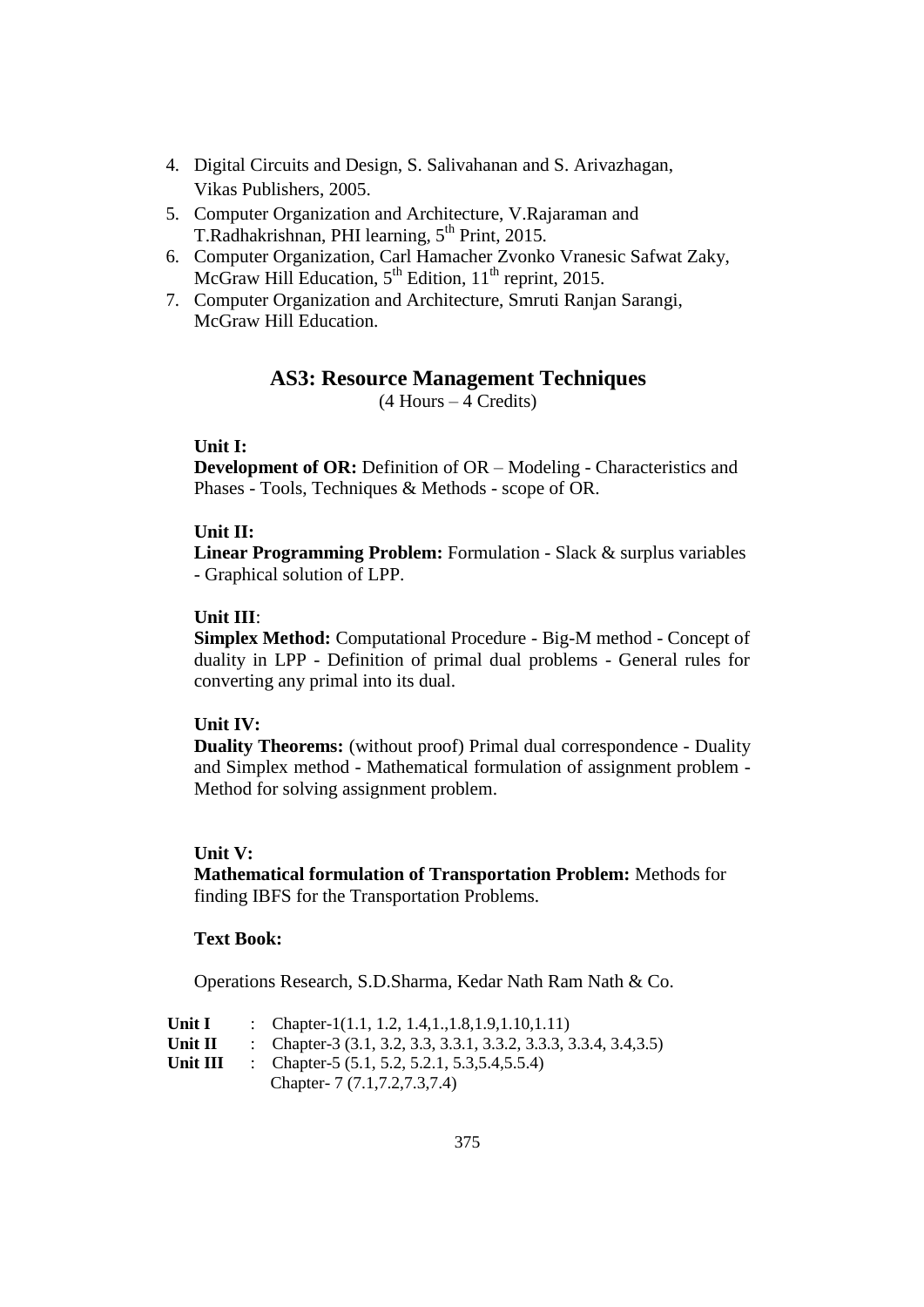4. Digital Circuits and Design, S. Salivahanan and S. Arivazhagan, Vikas Publishers, 2005.
5. Computer Organization and Architecture, V.Rajaraman and T.Radhakrishnan, PHI learning, 5th Print, 2015.
6. Computer Organization, Carl Hamacher Zvonko Vranesic Safwat Zaky, McGraw Hill Education, 5th Edition, 11th reprint, 2015.
7. Computer Organization and Architecture, Smruti Ranjan Sarangi, McGraw Hill Education.

## AS3: Resource Management Techniques

(4 Hours – 4 Credits)

**Unit I:**

**Development of OR:** Definition of OR – Modeling - Characteristics and Phases - Tools, Techniques & Methods - scope of OR.

**Unit II:**

**Linear Programming Problem:** Formulation - Slack & surplus variables - Graphical solution of LPP.

**Unit III**:

**Simplex Method:** Computational Procedure - Big-M method - Concept of duality in LPP - Definition of primal dual problems - General rules for converting any primal into its dual.

**Unit IV:**

**Duality Theorems:** (without proof) Primal dual correspondence - Duality and Simplex method - Mathematical formulation of assignment problem - Method for solving assignment problem.

**Unit V:**

**Mathematical formulation of Transportation Problem:** Methods for finding IBFS for the Transportation Problems.

**Text Book:**

Operations Research, S.D.Sharma, Kedar Nath Ram Nath & Co.

**Unit I** : Chapter-1(1.1, 1.2, 1.4,1.,1.8,1.9,1.10,1.11)
**Unit II** : Chapter-3 (3.1, 3.2, 3.3, 3.3.1, 3.3.2, 3.3.3, 3.3.4, 3.4,3.5)
**Unit III** : Chapter-5 (5.1, 5.2, 5.2.1, 5.3,5.4,5.5.4)
Chapter- 7 (7.1,7.2,7.3,7.4)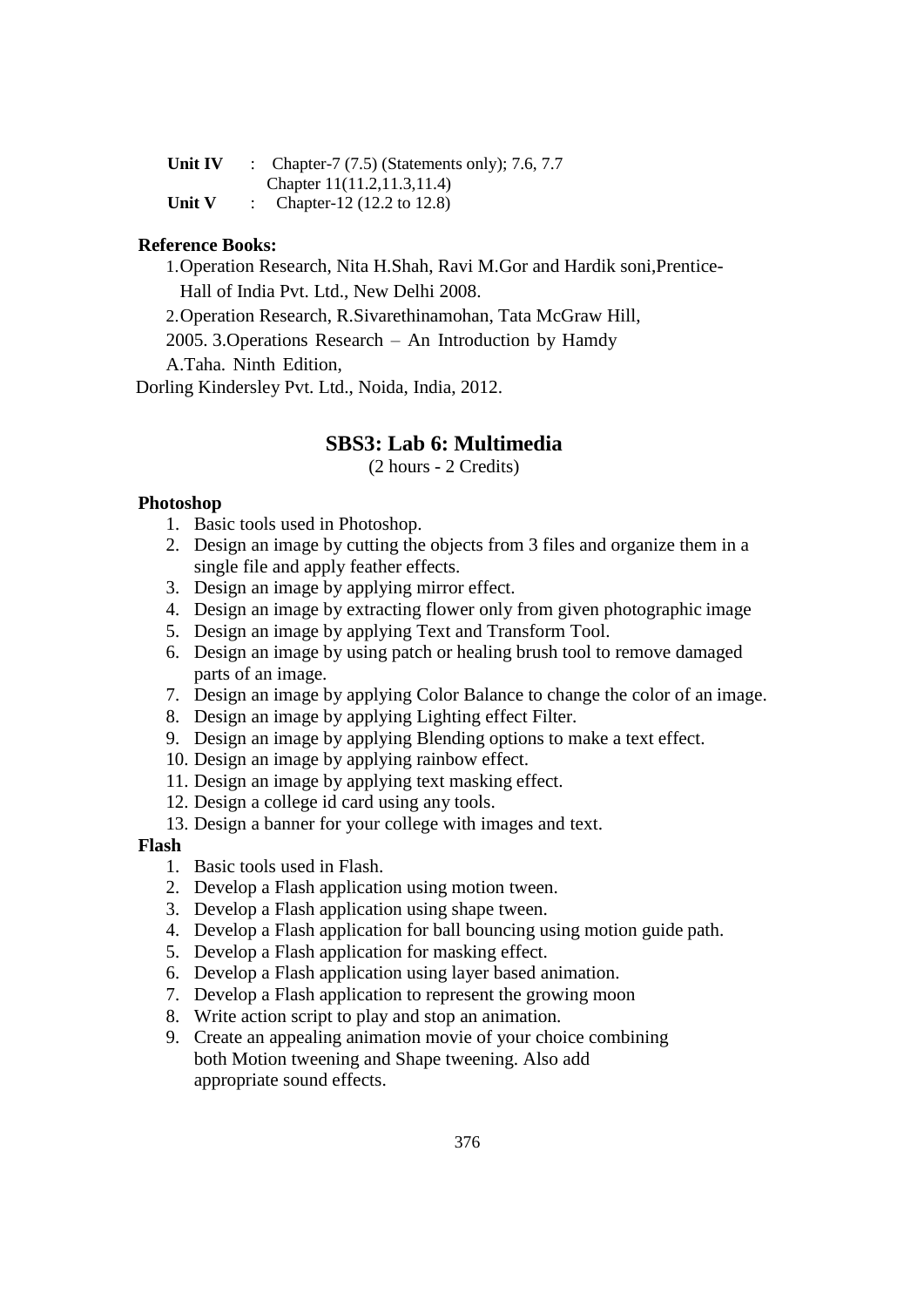**Unit IV** : Chapter-7 (7.5) (Statements only); 7.6, 7.7
Chapter 11(11.2,11.3,11.4)

**Unit V** : Chapter-12 (12.2 to 12.8)

**Reference Books:**

1. Operation Research, Nita H.Shah, Ravi M.Gor and Hardik soni,Prentice-Hall of India Pvt. Ltd., New Delhi 2008.
2. Operation Research, R.Sivarethinamohan, Tata McGraw Hill, 2005.
3. Operations Research – An Introduction by Hamdy A.Taha. Ninth Edition, Dorling Kindersley Pvt. Ltd., Noida, India, 2012.

## SBS3: Lab 6: Multimedia

(2 hours - 2 Credits)

**Photoshop**

1. Basic tools used in Photoshop.
2. Design an image by cutting the objects from 3 files and organize them in a single file and apply feather effects.
3. Design an image by applying mirror effect.
4. Design an image by extracting flower only from given photographic image
5. Design an image by applying Text and Transform Tool.
6. Design an image by using patch or healing brush tool to remove damaged parts of an image.
7. Design an image by applying Color Balance to change the color of an image.
8. Design an image by applying Lighting effect Filter.
9. Design an image by applying Blending options to make a text effect.
10. Design an image by applying rainbow effect.
11. Design an image by applying text masking effect.
12. Design a college id card using any tools.
13. Design a banner for your college with images and text.

**Flash**

1. Basic tools used in Flash.
2. Develop a Flash application using motion tween.
3. Develop a Flash application using shape tween.
4. Develop a Flash application for ball bouncing using motion guide path.
5. Develop a Flash application for masking effect.
6. Develop a Flash application using layer based animation.
7. Develop a Flash application to represent the growing moon
8. Write action script to play and stop an animation.
9. Create an appealing animation movie of your choice combining both Motion tweening and Shape tweening. Also add appropriate sound effects.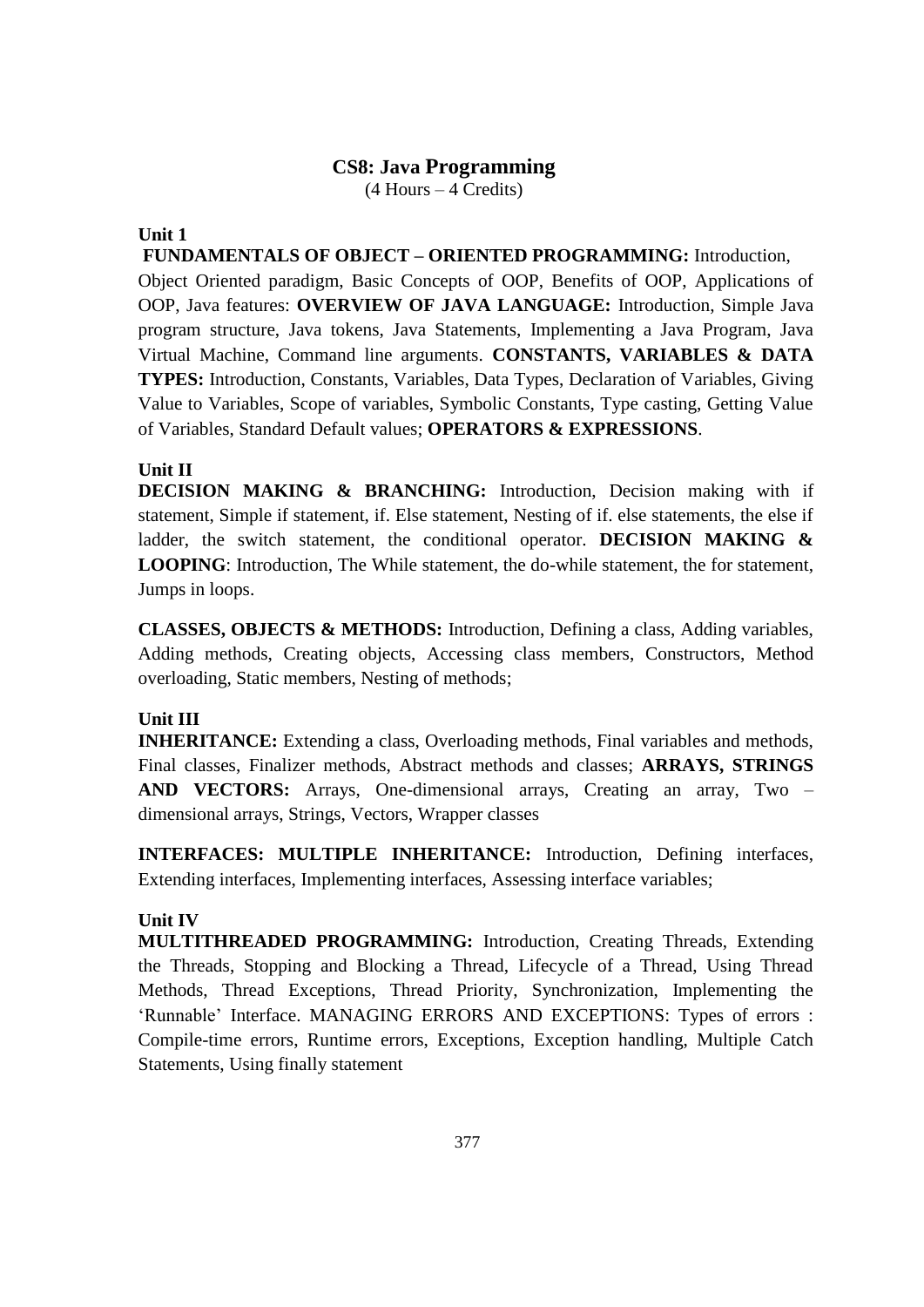# CS8: Java Programming

(4 Hours – 4 Credits)

**Unit 1**

**FUNDAMENTALS OF OBJECT – ORIENTED PROGRAMMING:** Introduction, Object Oriented paradigm, Basic Concepts of OOP, Benefits of OOP, Applications of OOP, Java features: **OVERVIEW OF JAVA LANGUAGE:** Introduction, Simple Java program structure, Java tokens, Java Statements, Implementing a Java Program, Java Virtual Machine, Command line arguments. **CONSTANTS, VARIABLES & DATA TYPES:** Introduction, Constants, Variables, Data Types, Declaration of Variables, Giving Value to Variables, Scope of variables, Symbolic Constants, Type casting, Getting Value of Variables, Standard Default values; **OPERATORS & EXPRESSIONS**.

**Unit II**

**DECISION MAKING & BRANCHING:** Introduction, Decision making with if statement, Simple if statement, if. Else statement, Nesting of if. else statements, the else if ladder, the switch statement, the conditional operator. **DECISION MAKING & LOOPING**: Introduction, The While statement, the do-while statement, the for statement, Jumps in loops.

**CLASSES, OBJECTS & METHODS:** Introduction, Defining a class, Adding variables, Adding methods, Creating objects, Accessing class members, Constructors, Method overloading, Static members, Nesting of methods;

**Unit III**

**INHERITANCE:** Extending a class, Overloading methods, Final variables and methods, Final classes, Finalizer methods, Abstract methods and classes; **ARRAYS, STRINGS AND VECTORS:** Arrays, One-dimensional arrays, Creating an array, Two – dimensional arrays, Strings, Vectors, Wrapper classes

**INTERFACES: MULTIPLE INHERITANCE:** Introduction, Defining interfaces, Extending interfaces, Implementing interfaces, Assessing interface variables;

**Unit IV**

**MULTITHREADED PROGRAMMING:** Introduction, Creating Threads, Extending the Threads, Stopping and Blocking a Thread, Lifecycle of a Thread, Using Thread Methods, Thread Exceptions, Thread Priority, Synchronization, Implementing the 'Runnable' Interface. MANAGING ERRORS AND EXCEPTIONS: Types of errors : Compile-time errors, Runtime errors, Exceptions, Exception handling, Multiple Catch Statements, Using finally statement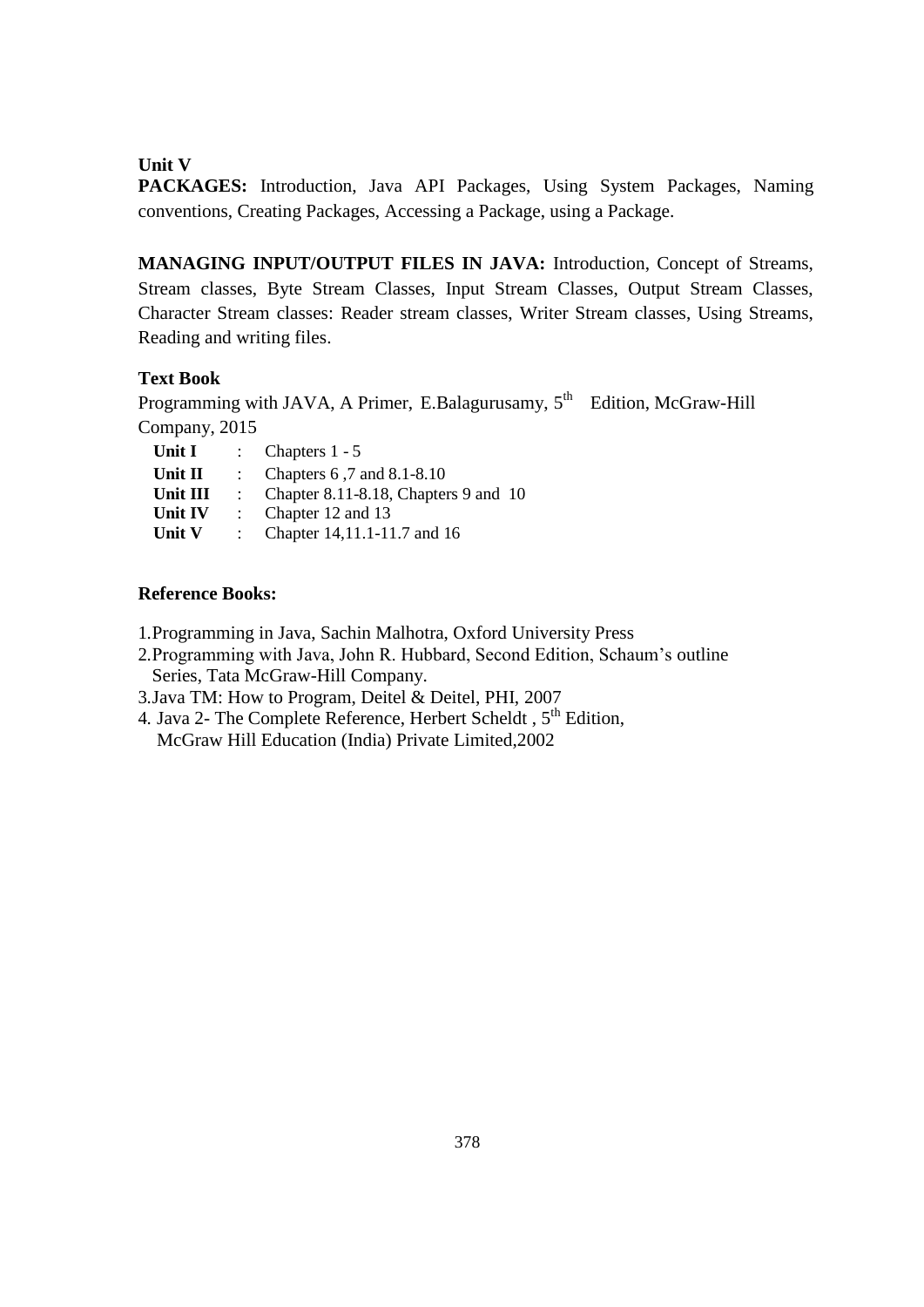**Unit V**

**PACKAGES:** Introduction, Java API Packages, Using System Packages, Naming conventions, Creating Packages, Accessing a Package, using a Package.

**MANAGING INPUT/OUTPUT FILES IN JAVA:** Introduction, Concept of Streams, Stream classes, Byte Stream Classes, Input Stream Classes, Output Stream Classes, Character Stream classes: Reader stream classes, Writer Stream classes, Using Streams, Reading and writing files.

**Text Book**

Programming with JAVA, A Primer, E.Balagurusamy, 5th Edition, McGraw-Hill Company, 2015

| | | |
|---|---|---|
| **Unit I** | : | Chapters 1 - 5 |
| **Unit II** | : | Chapters 6 ,7 and 8.1-8.10 |
| **Unit III** | : | Chapter 8.11-8.18, Chapters 9 and 10 |
| **Unit IV** | : | Chapter 12 and 13 |
| **Unit V** | : | Chapter 14,11.1-11.7 and 16 |

**Reference Books:**

1. Programming in Java, Sachin Malhotra, Oxford University Press
2. Programming with Java, John R. Hubbard, Second Edition, Schaum's outline Series, Tata McGraw-Hill Company.
3. Java TM: How to Program, Deitel & Deitel, PHI, 2007
4. Java 2- The Complete Reference, Herbert Scheldt , 5th Edition, McGraw Hill Education (India) Private Limited,2002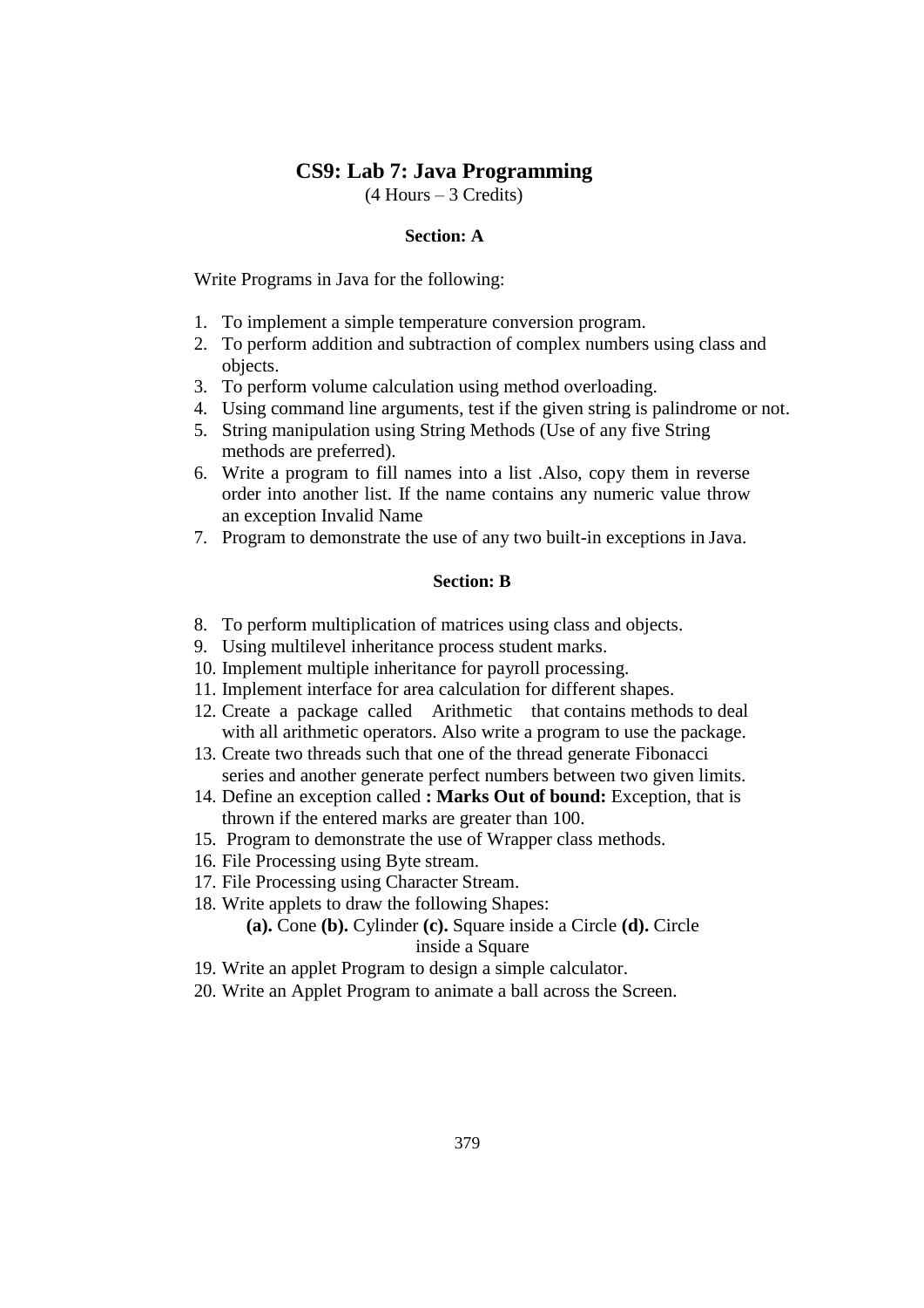# CS9: Lab 7: Java Programming

(4 Hours – 3 Credits)

### Section: A

Write Programs in Java for the following:

1. To implement a simple temperature conversion program.
2. To perform addition and subtraction of complex numbers using class and objects.
3. To perform volume calculation using method overloading.
4. Using command line arguments, test if the given string is palindrome or not.
5. String manipulation using String Methods (Use of any five String methods are preferred).
6. Write a program to fill names into a list .Also, copy them in reverse order into another list. If the name contains any numeric value throw an exception Invalid Name
7. Program to demonstrate the use of any two built-in exceptions in Java.

### Section: B

8. To perform multiplication of matrices using class and objects.
9. Using multilevel inheritance process student marks.
10. Implement multiple inheritance for payroll processing.
11. Implement interface for area calculation for different shapes.
12. Create a package called Arithmetic that contains methods to deal with all arithmetic operators. Also write a program to use the package.
13. Create two threads such that one of the thread generate Fibonacci series and another generate perfect numbers between two given limits.
14. Define an exception called **: Marks Out of bound:** Exception, that is thrown if the entered marks are greater than 100.
15. Program to demonstrate the use of Wrapper class methods.
16. File Processing using Byte stream.
17. File Processing using Character Stream.
18. Write applets to draw the following Shapes:
    **(a).** Cone **(b).** Cylinder **(c).** Square inside a Circle **(d).** Circle inside a Square
19. Write an applet Program to design a simple calculator.
20. Write an Applet Program to animate a ball across the Screen.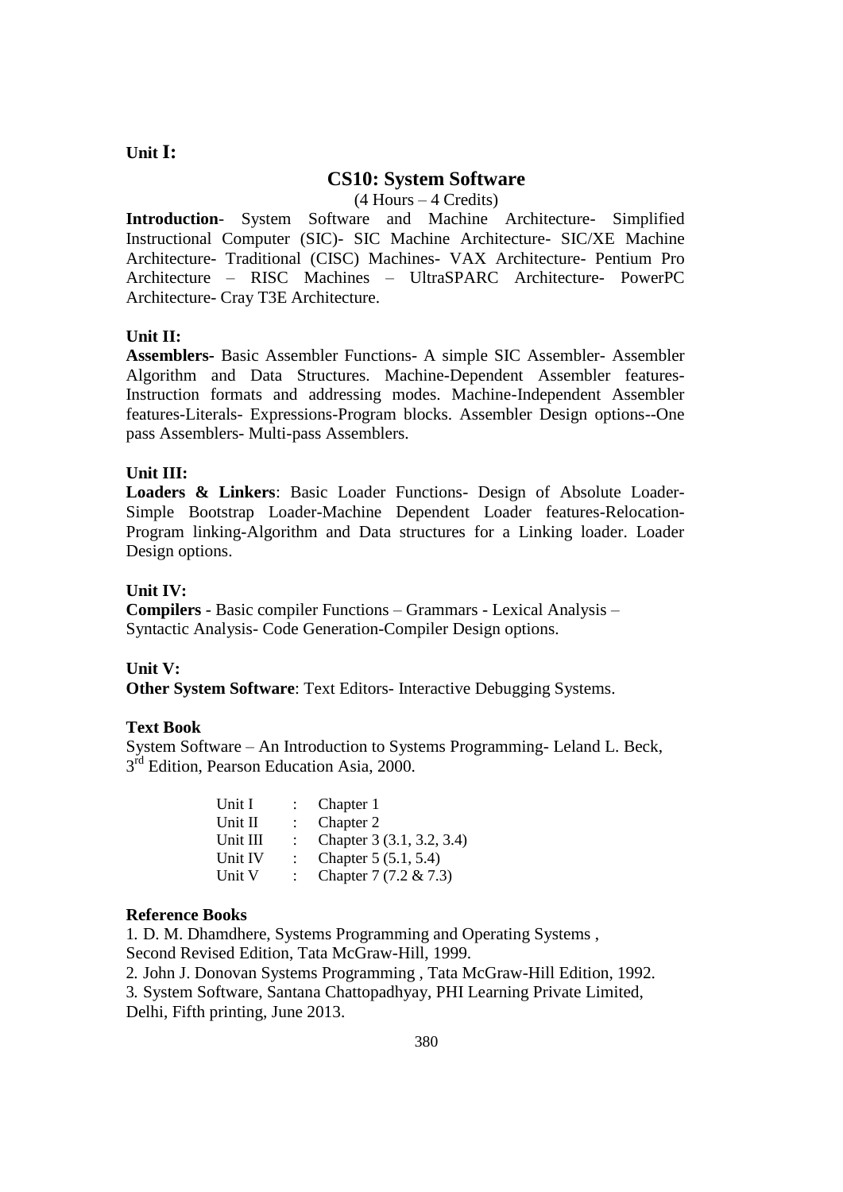**Unit I:**

## CS10: System Software

(4 Hours – 4 Credits)

**Introduction**- System Software and Machine Architecture- Simplified Instructional Computer (SIC)- SIC Machine Architecture- SIC/XE Machine Architecture- Traditional (CISC) Machines- VAX Architecture- Pentium Pro Architecture – RISC Machines – UltraSPARC Architecture- PowerPC Architecture- Cray T3E Architecture.

**Unit II:**

**Assemblers**- Basic Assembler Functions- A simple SIC Assembler- Assembler Algorithm and Data Structures. Machine-Dependent Assembler features-Instruction formats and addressing modes. Machine-Independent Assembler features-Literals- Expressions-Program blocks. Assembler Design options--One pass Assemblers- Multi-pass Assemblers.

**Unit III:**

**Loaders & Linkers**: Basic Loader Functions- Design of Absolute Loader-Simple Bootstrap Loader-Machine Dependent Loader features-Relocation-Program linking-Algorithm and Data structures for a Linking loader. Loader Design options.

**Unit IV:**

**Compilers** - Basic compiler Functions – Grammars - Lexical Analysis – Syntactic Analysis- Code Generation-Compiler Design options.

**Unit V:**

**Other System Software**: Text Editors- Interactive Debugging Systems.

**Text Book**

System Software – An Introduction to Systems Programming- Leland L. Beck, 3rd Edition, Pearson Education Asia, 2000.

| | | |
|---|---|---|
| Unit I | : | Chapter 1 |
| Unit II | : | Chapter 2 |
| Unit III | : | Chapter 3 (3.1, 3.2, 3.4) |
| Unit IV | : | Chapter 5 (5.1, 5.4) |
| Unit V | : | Chapter 7 (7.2 & 7.3) |

**Reference Books**

1. D. M. Dhamdhere, Systems Programming and Operating Systems , Second Revised Edition, Tata McGraw-Hill, 1999.
2. John J. Donovan Systems Programming , Tata McGraw-Hill Edition, 1992.
3. System Software, Santana Chattopadhyay, PHI Learning Private Limited, Delhi, Fifth printing, June 2013.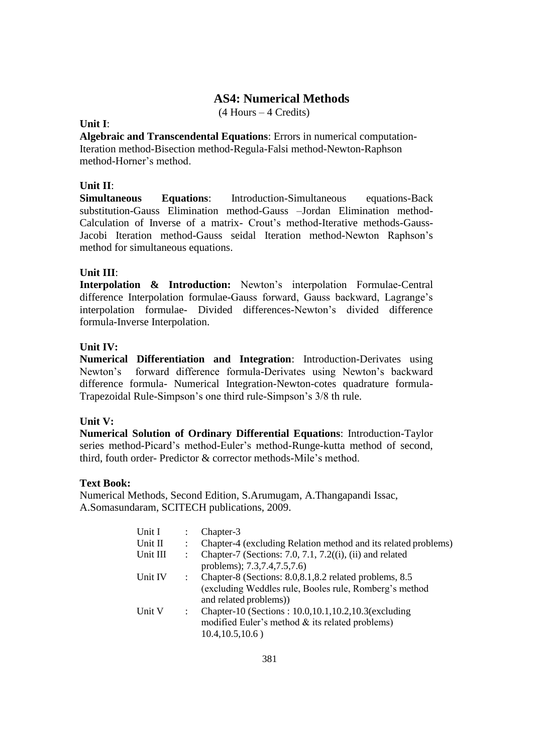## AS4: Numerical Methods

(4 Hours – 4 Credits)

**Unit I**:

**Algebraic and Transcendental Equations**: Errors in numerical computation-Iteration method-Bisection method-Regula-Falsi method-Newton-Raphson method-Horner's method.

**Unit II**:

**Simultaneous Equations**: Introduction-Simultaneous equations-Back substitution-Gauss Elimination method-Gauss –Jordan Elimination method-Calculation of Inverse of a matrix- Crout's method-Iterative methods-Gauss-Jacobi Iteration method-Gauss seidal Iteration method-Newton Raphson's method for simultaneous equations.

**Unit III**:

**Interpolation & Introduction:** Newton's interpolation Formulae-Central difference Interpolation formulae-Gauss forward, Gauss backward, Lagrange's interpolation formulae- Divided differences-Newton's divided difference formula-Inverse Interpolation.

**Unit IV:**

**Numerical Differentiation and Integration**: Introduction-Derivates using Newton's forward difference formula-Derivates using Newton's backward difference formula- Numerical Integration-Newton-cotes quadrature formula-Trapezoidal Rule-Simpson's one third rule-Simpson's 3/8 th rule.

**Unit V:**

**Numerical Solution of Ordinary Differential Equations**: Introduction-Taylor series method-Picard's method-Euler's method-Runge-kutta method of second, third, fouth order- Predictor & corrector methods-Mile's method.

**Text Book:**

Numerical Methods, Second Edition, S.Arumugam, A.Thangapandi Issac, A.Somasundaram, SCITECH publications, 2009.

| | | |
|---|---|---|
| Unit I | : | Chapter-3 |
| Unit II | : | Chapter-4 (excluding Relation method and its related problems) |
| Unit III | : | Chapter-7 (Sections: 7.0, 7.1, 7.2((i), (ii) and related problems); 7.3,7.4,7.5,7.6) |
| Unit IV | : | Chapter-8 (Sections: 8.0,8.1,8.2 related problems, 8.5 (excluding Weddles rule, Booles rule, Romberg's method and related problems)) |
| Unit V | : | Chapter-10 (Sections : 10.0,10.1,10.2,10.3(excluding modified Euler's method & its related problems) 10.4,10.5,10.6 ) |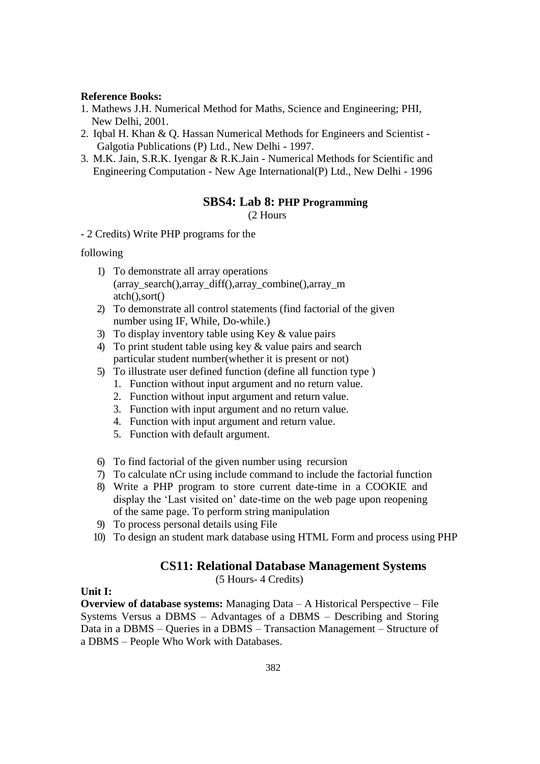**Reference Books:**

1. Mathews J.H. Numerical Method for Maths, Science and Engineering; PHI, New Delhi, 2001.
2. Iqbal H. Khan & Q. Hassan Numerical Methods for Engineers and Scientist - Galgotia Publications (P) Ltd., New Delhi - 1997.
3. M.K. Jain, S.R.K. Iyengar & R.K.Jain - Numerical Methods for Scientific and Engineering Computation - New Age International(P) Ltd., New Delhi - 1996

## SBS4: Lab 8: PHP Programming

(2 Hours

- 2 Credits) Write PHP programs for the

following

1) To demonstrate all array operations (array_search(),array_diff(),array_combine(),array_match(),sort()
2) To demonstrate all control statements (find factorial of the given number using IF, While, Do-while.)
3) To display inventory table using Key & value pairs
4) To print student table using key & value pairs and search particular student number(whether it is present or not)
5) To illustrate user defined function (define all function type )
   1. Function without input argument and no return value.
   2. Function without input argument and return value.
   3. Function with input argument and no return value.
   4. Function with input argument and return value.
   5. Function with default argument.
6) To find factorial of the given number using recursion
7) To calculate nCr using include command to include the factorial function
8) Write a PHP program to store current date-time in a COOKIE and display the 'Last visited on' date-time on the web page upon reopening of the same page. To perform string manipulation
9) To process personal details using File
10) To design an student mark database using HTML Form and process using PHP

## CS11: Relational Database Management Systems

(5 Hours- 4 Credits)

**Unit I:**

**Overview of database systems:** Managing Data – A Historical Perspective – File Systems Versus a DBMS – Advantages of a DBMS – Describing and Storing Data in a DBMS – Queries in a DBMS – Transaction Management – Structure of a DBMS – People Who Work with Databases.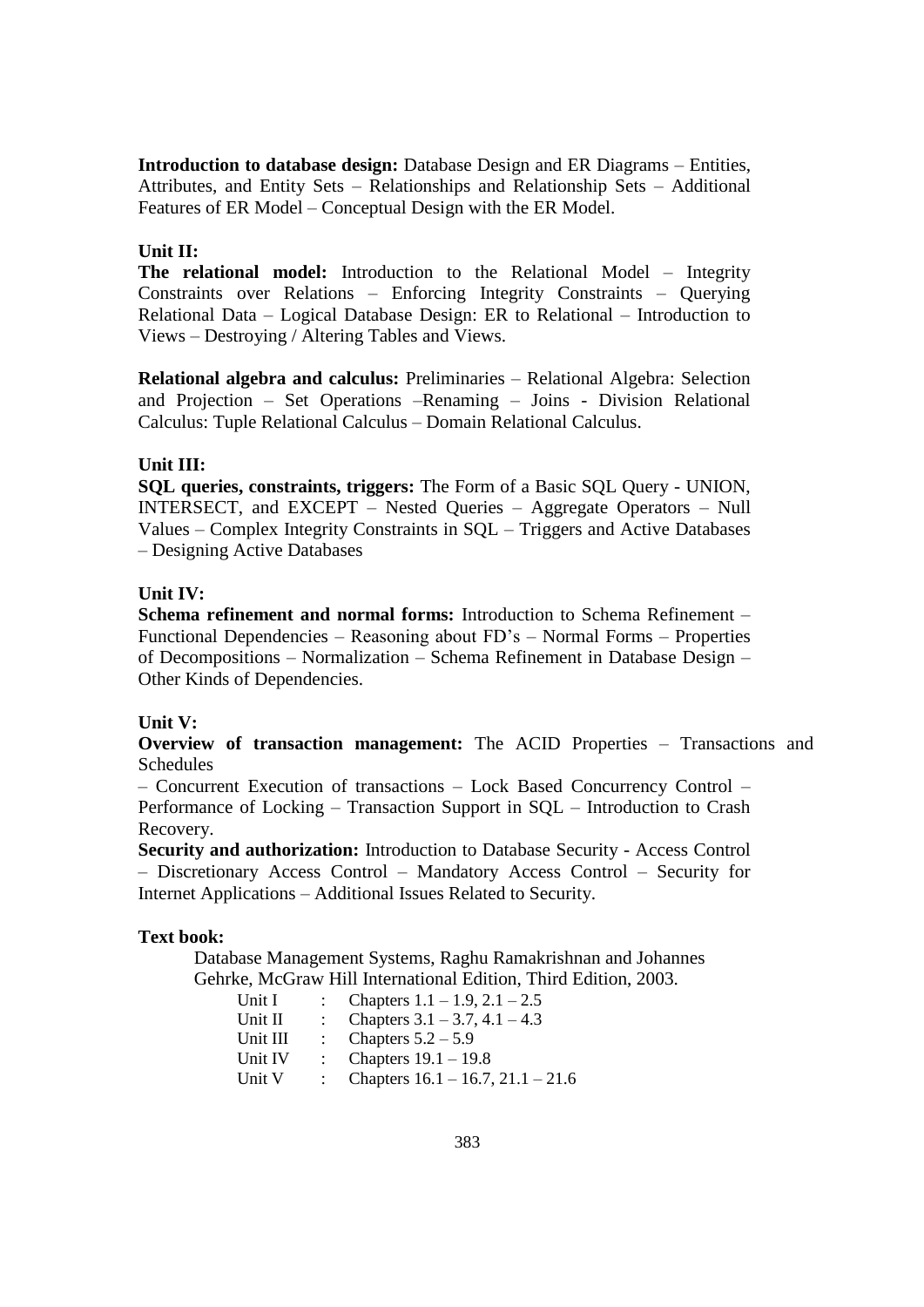**Introduction to database design:** Database Design and ER Diagrams – Entities, Attributes, and Entity Sets – Relationships and Relationship Sets – Additional Features of ER Model – Conceptual Design with the ER Model.

**Unit II:**

**The relational model:** Introduction to the Relational Model – Integrity Constraints over Relations – Enforcing Integrity Constraints – Querying Relational Data – Logical Database Design: ER to Relational – Introduction to Views – Destroying / Altering Tables and Views.

**Relational algebra and calculus:** Preliminaries – Relational Algebra: Selection and Projection – Set Operations –Renaming – Joins - Division Relational Calculus: Tuple Relational Calculus – Domain Relational Calculus.

**Unit III:**

**SQL queries, constraints, triggers:** The Form of a Basic SQL Query - UNION, INTERSECT, and EXCEPT – Nested Queries – Aggregate Operators – Null Values – Complex Integrity Constraints in SQL – Triggers and Active Databases – Designing Active Databases

**Unit IV:**

**Schema refinement and normal forms:** Introduction to Schema Refinement – Functional Dependencies – Reasoning about FD's – Normal Forms – Properties of Decompositions – Normalization – Schema Refinement in Database Design – Other Kinds of Dependencies.

**Unit V:**

**Overview of transaction management:** The ACID Properties – Transactions and Schedules

– Concurrent Execution of transactions – Lock Based Concurrency Control – Performance of Locking – Transaction Support in SQL – Introduction to Crash Recovery.

**Security and authorization:** Introduction to Database Security - Access Control – Discretionary Access Control – Mandatory Access Control – Security for Internet Applications – Additional Issues Related to Security.

**Text book:**

Database Management Systems, Raghu Ramakrishnan and Johannes Gehrke, McGraw Hill International Edition, Third Edition, 2003.

| | | |
|---|---|---|
| Unit I | : | Chapters 1.1 – 1.9, 2.1 – 2.5 |
| Unit II | : | Chapters 3.1 – 3.7, 4.1 – 4.3 |
| Unit III | : | Chapters 5.2 – 5.9 |
| Unit IV | : | Chapters 19.1 – 19.8 |
| Unit V | : | Chapters 16.1 – 16.7, 21.1 – 21.6 |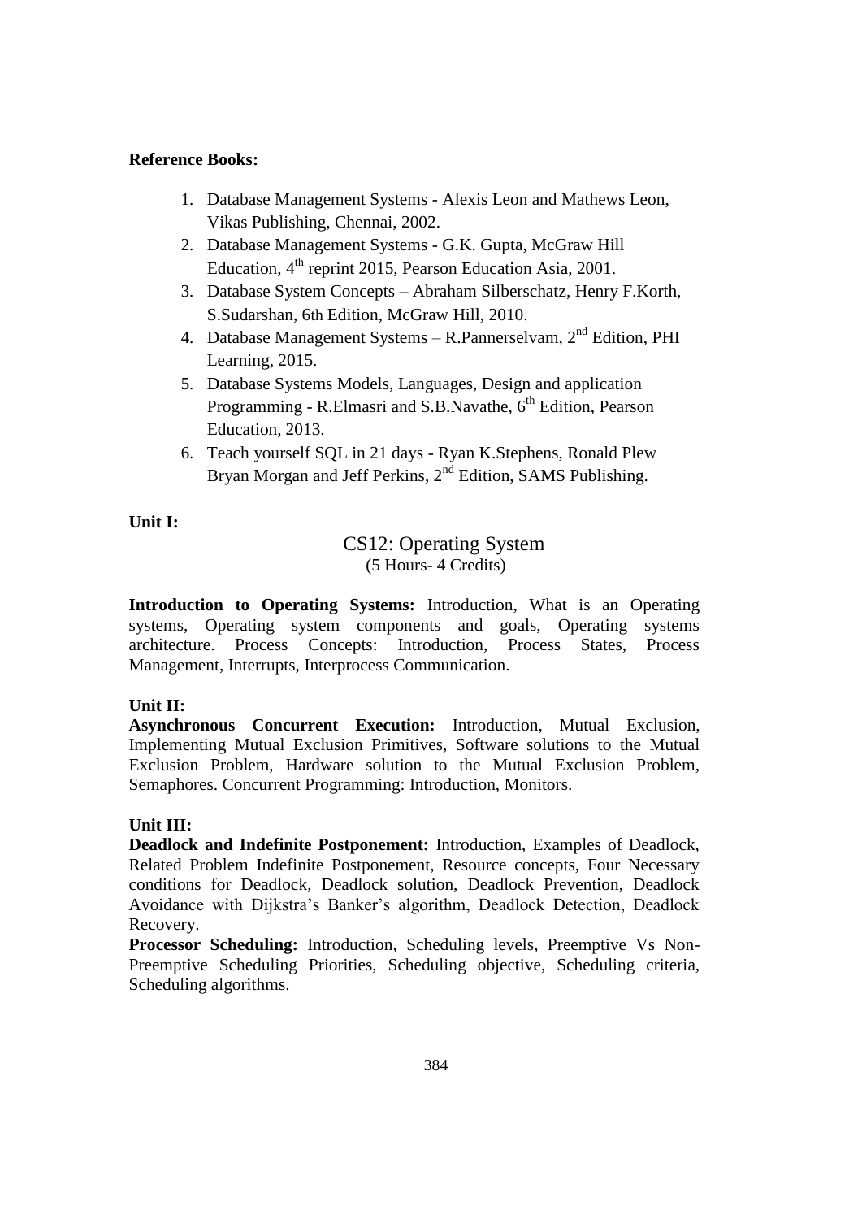**Reference Books:**

1. Database Management Systems - Alexis Leon and Mathews Leon, Vikas Publishing, Chennai, 2002.
2. Database Management Systems - G.K. Gupta, McGraw Hill Education, 4th reprint 2015, Pearson Education Asia, 2001.
3. Database System Concepts – Abraham Silberschatz, Henry F.Korth, S.Sudarshan, 6th Edition, McGraw Hill, 2010.
4. Database Management Systems – R.Pannerselvam, 2nd Edition, PHI Learning, 2015.
5. Database Systems Models, Languages, Design and application Programming - R.Elmasri and S.B.Navathe, 6th Edition, Pearson Education, 2013.
6. Teach yourself SQL in 21 days - Ryan K.Stephens, Ronald Plew Bryan Morgan and Jeff Perkins, 2nd Edition, SAMS Publishing.

## CS12: Operating System

(5 Hours- 4 Credits)

**Unit I:**

**Introduction to Operating Systems:** Introduction, What is an Operating systems, Operating system components and goals, Operating systems architecture. Process Concepts: Introduction, Process States, Process Management, Interrupts, Interprocess Communication.

**Unit II:**

**Asynchronous Concurrent Execution:** Introduction, Mutual Exclusion, Implementing Mutual Exclusion Primitives, Software solutions to the Mutual Exclusion Problem, Hardware solution to the Mutual Exclusion Problem, Semaphores. Concurrent Programming: Introduction, Monitors.

**Unit III:**

**Deadlock and Indefinite Postponement:** Introduction, Examples of Deadlock, Related Problem Indefinite Postponement, Resource concepts, Four Necessary conditions for Deadlock, Deadlock solution, Deadlock Prevention, Deadlock Avoidance with Dijkstra's Banker's algorithm, Deadlock Detection, Deadlock Recovery.

**Processor Scheduling:** Introduction, Scheduling levels, Preemptive Vs Non-Preemptive Scheduling Priorities, Scheduling objective, Scheduling criteria, Scheduling algorithms.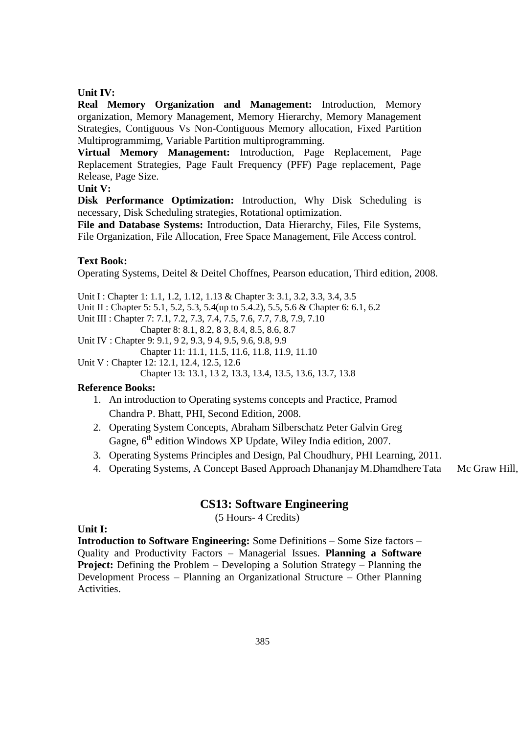**Unit IV:**

**Real Memory Organization and Management:** Introduction, Memory organization, Memory Management, Memory Hierarchy, Memory Management Strategies, Contiguous Vs Non-Contiguous Memory allocation, Fixed Partition Multiprogrammimg, Variable Partition multiprogramming.

**Virtual Memory Management:** Introduction, Page Replacement, Page Replacement Strategies, Page Fault Frequency (PFF) Page replacement, Page Release, Page Size.

**Unit V:**

**Disk Performance Optimization:** Introduction, Why Disk Scheduling is necessary, Disk Scheduling strategies, Rotational optimization.

**File and Database Systems:** Introduction, Data Hierarchy, Files, File Systems, File Organization, File Allocation, Free Space Management, File Access control.

**Text Book:**

Operating Systems, Deitel & Deitel Choffnes, Pearson education, Third edition, 2008.

Unit I : Chapter 1: 1.1, 1.2, 1.12, 1.13 & Chapter 3: 3.1, 3.2, 3.3, 3.4, 3.5
Unit II : Chapter 5: 5.1, 5.2, 5.3, 5.4(up to 5.4.2), 5.5, 5.6 & Chapter 6: 6.1, 6.2
Unit III : Chapter 7: 7.1, 7.2, 7.3, 7.4, 7.5, 7.6, 7.7, 7.8, 7.9, 7.10
Chapter 8: 8.1, 8.2, 8 3, 8.4, 8.5, 8.6, 8.7
Unit IV : Chapter 9: 9.1, 9 2, 9.3, 9 4, 9.5, 9.6, 9.8, 9.9
Chapter 11: 11.1, 11.5, 11.6, 11.8, 11.9, 11.10
Unit V : Chapter 12: 12.1, 12.4, 12.5, 12.6
Chapter 13: 13.1, 13 2, 13.3, 13.4, 13.5, 13.6, 13.7, 13.8

**Reference Books:**

1. An introduction to Operating systems concepts and Practice, Pramod Chandra P. Bhatt, PHI, Second Edition, 2008.
2. Operating System Concepts, Abraham Silberschatz Peter Galvin Greg Gagne, 6th edition Windows XP Update, Wiley India edition, 2007.
3. Operating Systems Principles and Design, Pal Choudhury, PHI Learning, 2011.
4. Operating Systems, A Concept Based Approach Dhananjay M.Dhamdhere Tata Mc Graw Hill,

## CS13: Software Engineering

(5 Hours- 4 Credits)

**Unit I:**

**Introduction to Software Engineering:** Some Definitions – Some Size factors – Quality and Productivity Factors – Managerial Issues. **Planning a Software Project:** Defining the Problem – Developing a Solution Strategy – Planning the Development Process – Planning an Organizational Structure – Other Planning Activities.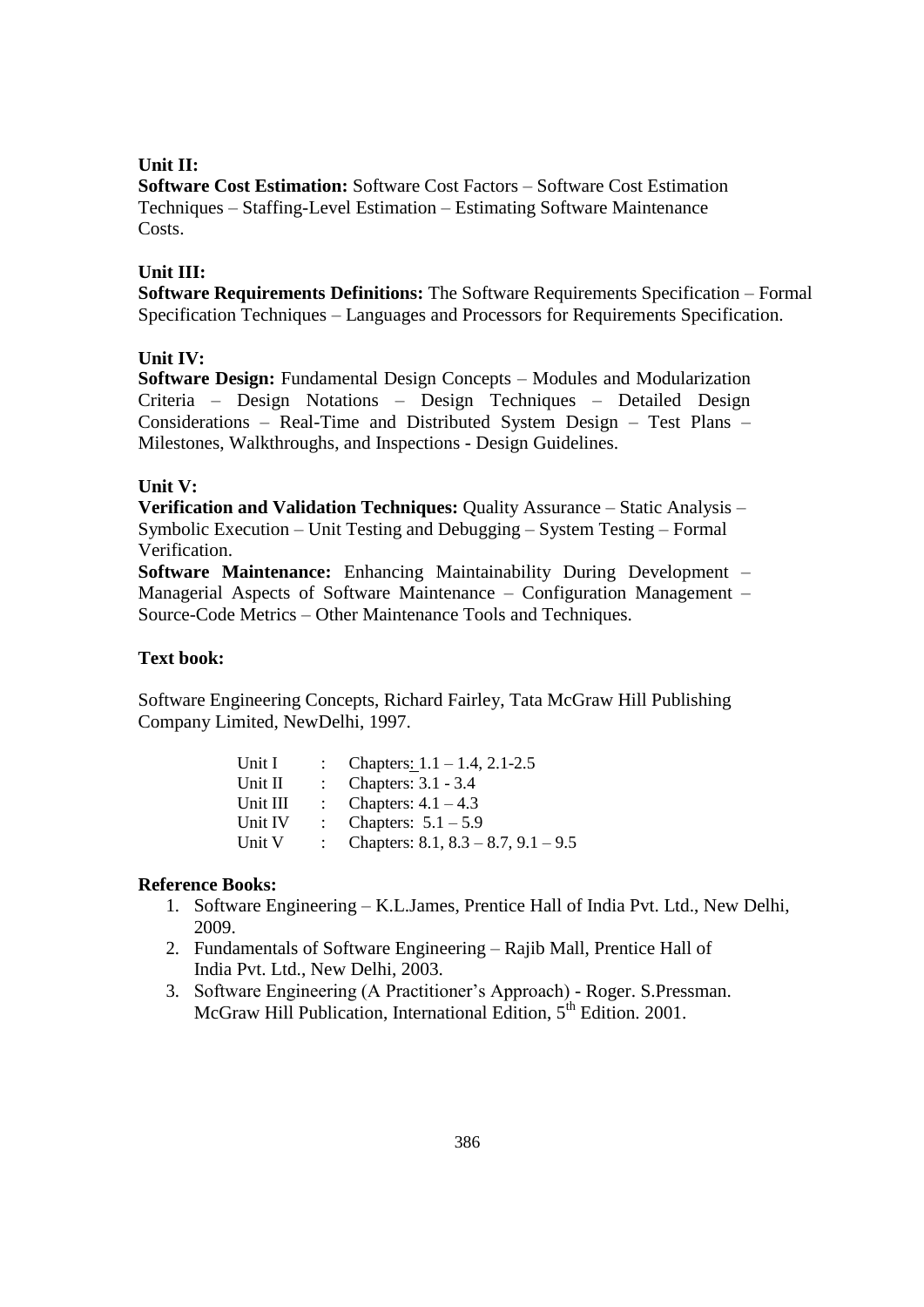**Unit II:**

**Software Cost Estimation:** Software Cost Factors – Software Cost Estimation Techniques – Staffing-Level Estimation – Estimating Software Maintenance Costs.

**Unit III:**

**Software Requirements Definitions:** The Software Requirements Specification – Formal Specification Techniques – Languages and Processors for Requirements Specification.

**Unit IV:**

**Software Design:** Fundamental Design Concepts – Modules and Modularization Criteria – Design Notations – Design Techniques – Detailed Design Considerations – Real-Time and Distributed System Design – Test Plans – Milestones, Walkthroughs, and Inspections - Design Guidelines.

**Unit V:**

**Verification and Validation Techniques:** Quality Assurance – Static Analysis – Symbolic Execution – Unit Testing and Debugging – System Testing – Formal Verification.

**Software Maintenance:** Enhancing Maintainability During Development – Managerial Aspects of Software Maintenance – Configuration Management – Source-Code Metrics – Other Maintenance Tools and Techniques.

**Text book:**

Software Engineering Concepts, Richard Fairley, Tata McGraw Hill Publishing Company Limited, NewDelhi, 1997.

| | | |
|---|---|---|
| Unit I | : | Chapters: 1.1 – 1.4, 2.1-2.5 |
| Unit II | : | Chapters: 3.1 - 3.4 |
| Unit III | : | Chapters: 4.1 – 4.3 |
| Unit IV | : | Chapters: 5.1 – 5.9 |
| Unit V | : | Chapters: 8.1, 8.3 – 8.7, 9.1 – 9.5 |

**Reference Books:**

1. Software Engineering – K.L.James, Prentice Hall of India Pvt. Ltd., New Delhi, 2009.
2. Fundamentals of Software Engineering – Rajib Mall, Prentice Hall of India Pvt. Ltd., New Delhi, 2003.
3. Software Engineering (A Practitioner's Approach) - Roger. S.Pressman. McGraw Hill Publication, International Edition, 5th Edition. 2001.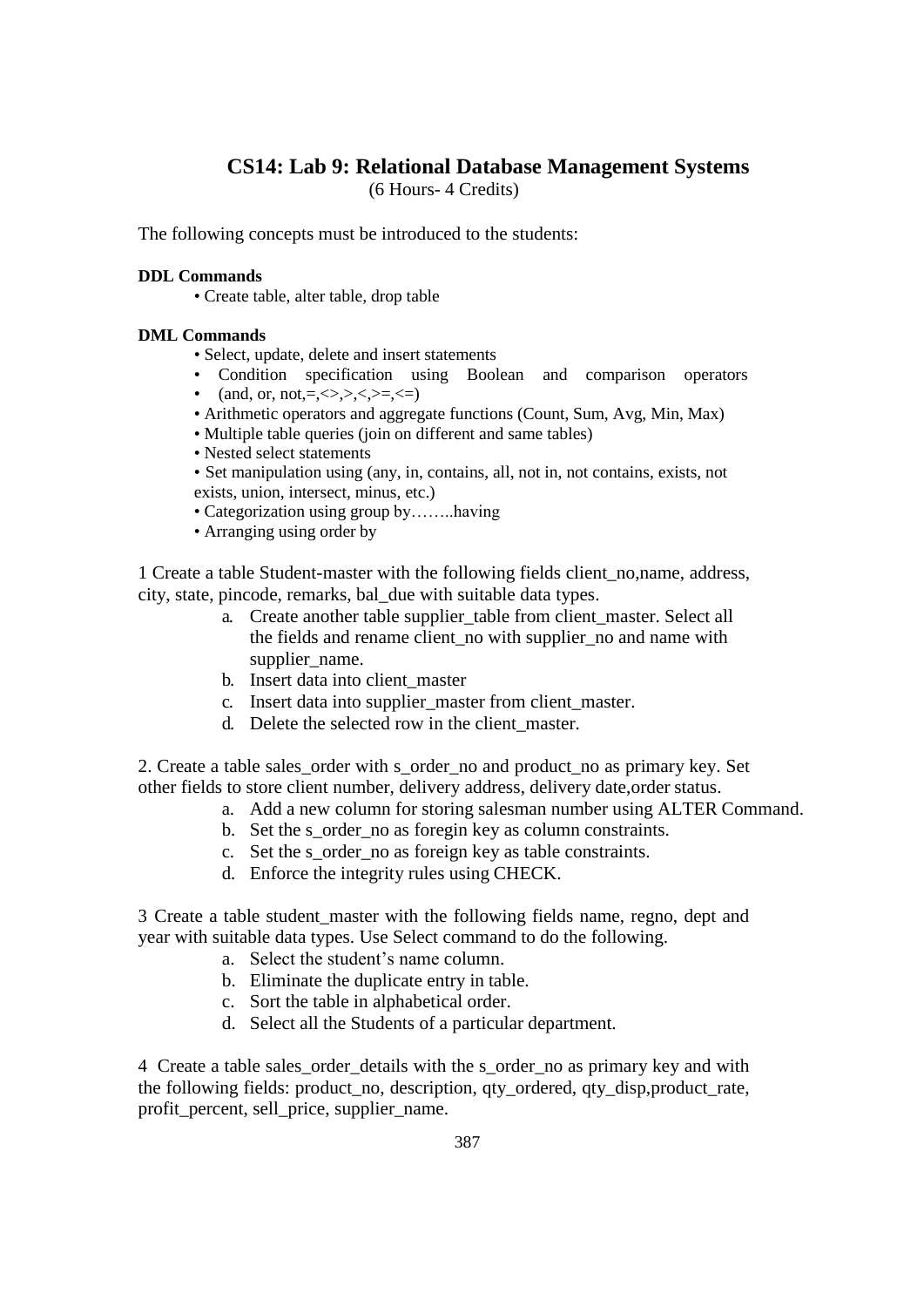## CS14: Lab 9: Relational Database Management Systems

(6 Hours- 4 Credits)

The following concepts must be introduced to the students:

**DDL Commands**

- Create table, alter table, drop table

**DML Commands**

- Select, update, delete and insert statements
- Condition specification using Boolean and comparison operators
- (and, or, not,=,<>,>,<,>=,<=)
- Arithmetic operators and aggregate functions (Count, Sum, Avg, Min, Max)
- Multiple table queries (join on different and same tables)
- Nested select statements
- Set manipulation using (any, in, contains, all, not in, not contains, exists, not exists, union, intersect, minus, etc.)
- Categorization using group by……..having
- Arranging using order by

1 Create a table Student-master with the following fields client_no,name, address, city, state, pincode, remarks, bal_due with suitable data types.

a. Create another table supplier_table from client_master. Select all the fields and rename client_no with supplier_no and name with supplier_name.
b. Insert data into client_master
c. Insert data into supplier_master from client_master.
d. Delete the selected row in the client_master.

2. Create a table sales_order with s_order_no and product_no as primary key. Set other fields to store client number, delivery address, delivery date,order status.

a. Add a new column for storing salesman number using ALTER Command.
b. Set the s_order_no as foregin key as column constraints.
c. Set the s_order_no as foreign key as table constraints.
d. Enforce the integrity rules using CHECK.

3 Create a table student_master with the following fields name, regno, dept and year with suitable data types. Use Select command to do the following.

a. Select the student's name column.
b. Eliminate the duplicate entry in table.
c. Sort the table in alphabetical order.
d. Select all the Students of a particular department.

4 Create a table sales_order_details with the s_order_no as primary key and with the following fields: product_no, description, qty_ordered, qty_disp,product_rate, profit_percent, sell_price, supplier_name.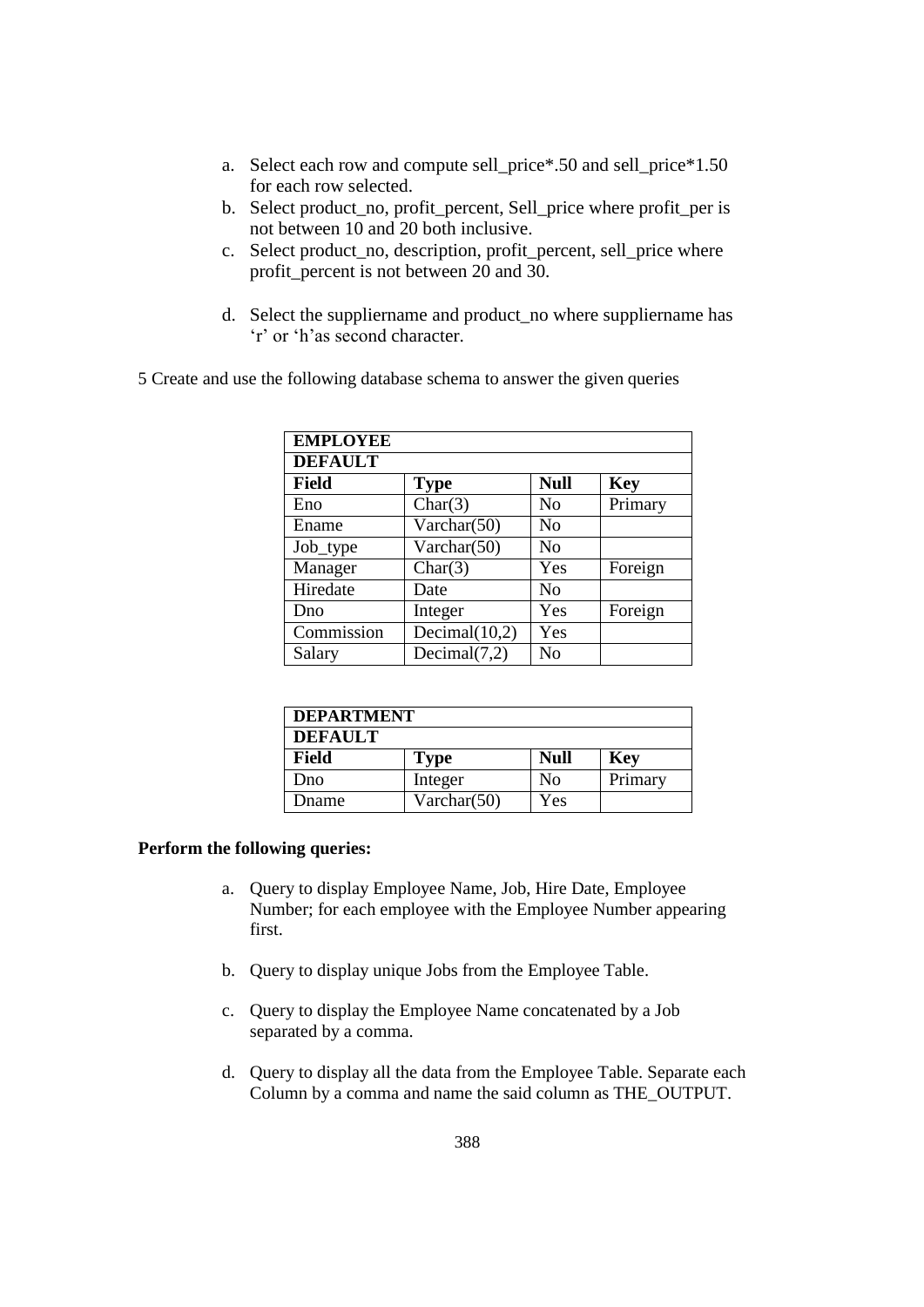a. Select each row and compute sell_price*.50 and sell_price*1.50 for each row selected.
b. Select product_no, profit_percent, Sell_price where profit_per is not between 10 and 20 both inclusive.
c. Select product_no, description, profit_percent, sell_price where profit_percent is not between 20 and 30.
d. Select the suppliername and product_no where suppliername has 'r' or 'h'as second character.

5 Create and use the following database schema to answer the given queries

| **EMPLOYEE** | | | |
|---|---|---|---|
| **DEFAULT** | | | |
| **Field** | **Type** | **Null** | **Key** |
| Eno | Char(3) | No | Primary |
| Ename | Varchar(50) | No | |
| Job_type | Varchar(50) | No | |
| Manager | Char(3) | Yes | Foreign |
| Hiredate | Date | No | |
| Dno | Integer | Yes | Foreign |
| Commission | Decimal(10,2) | Yes | |
| Salary | Decimal(7,2) | No | |

| **DEPARTMENT** | | | |
|---|---|---|---|
| **DEFAULT** | | | |
| **Field** | **Type** | **Null** | **Key** |
| Dno | Integer | No | Primary |
| Dname | Varchar(50) | Yes | |

**Perform the following queries:**

a. Query to display Employee Name, Job, Hire Date, Employee Number; for each employee with the Employee Number appearing first.

b. Query to display unique Jobs from the Employee Table.

c. Query to display the Employee Name concatenated by a Job separated by a comma.

d. Query to display all the data from the Employee Table. Separate each Column by a comma and name the said column as THE_OUTPUT.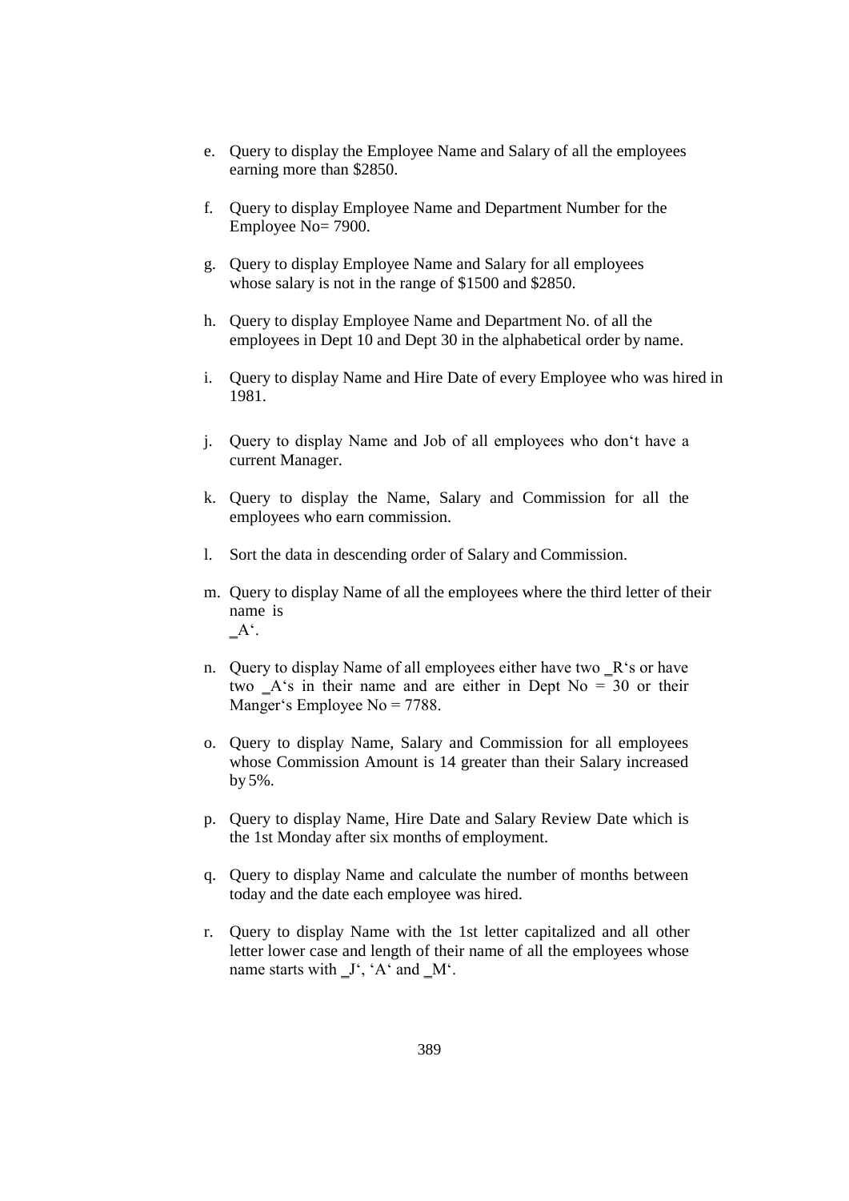e. Query to display the Employee Name and Salary of all the employees earning more than $2850.

f. Query to display Employee Name and Department Number for the Employee No= 7900.

g. Query to display Employee Name and Salary for all employees whose salary is not in the range of $1500 and $2850.

h. Query to display Employee Name and Department No. of all the employees in Dept 10 and Dept 30 in the alphabetical order by name.

i. Query to display Name and Hire Date of every Employee who was hired in 1981.

j. Query to display Name and Job of all employees who don‘t have a current Manager.

k. Query to display the Name, Salary and Commission for all the employees who earn commission.

l. Sort the data in descending order of Salary and Commission.

m. Query to display Name of all the employees where the third letter of their name is
   _A‘.

n. Query to display Name of all employees either have two _R‘s or have two _A‘s in their name and are either in Dept No = 30 or their Manger‘s Employee No = 7788.

o. Query to display Name, Salary and Commission for all employees whose Commission Amount is 14 greater than their Salary increased by 5%.

p. Query to display Name, Hire Date and Salary Review Date which is the 1st Monday after six months of employment.

q. Query to display Name and calculate the number of months between today and the date each employee was hired.

r. Query to display Name with the 1st letter capitalized and all other letter lower case and length of their name of all the employees whose name starts with _J‘, ‘A‘ and _M‘.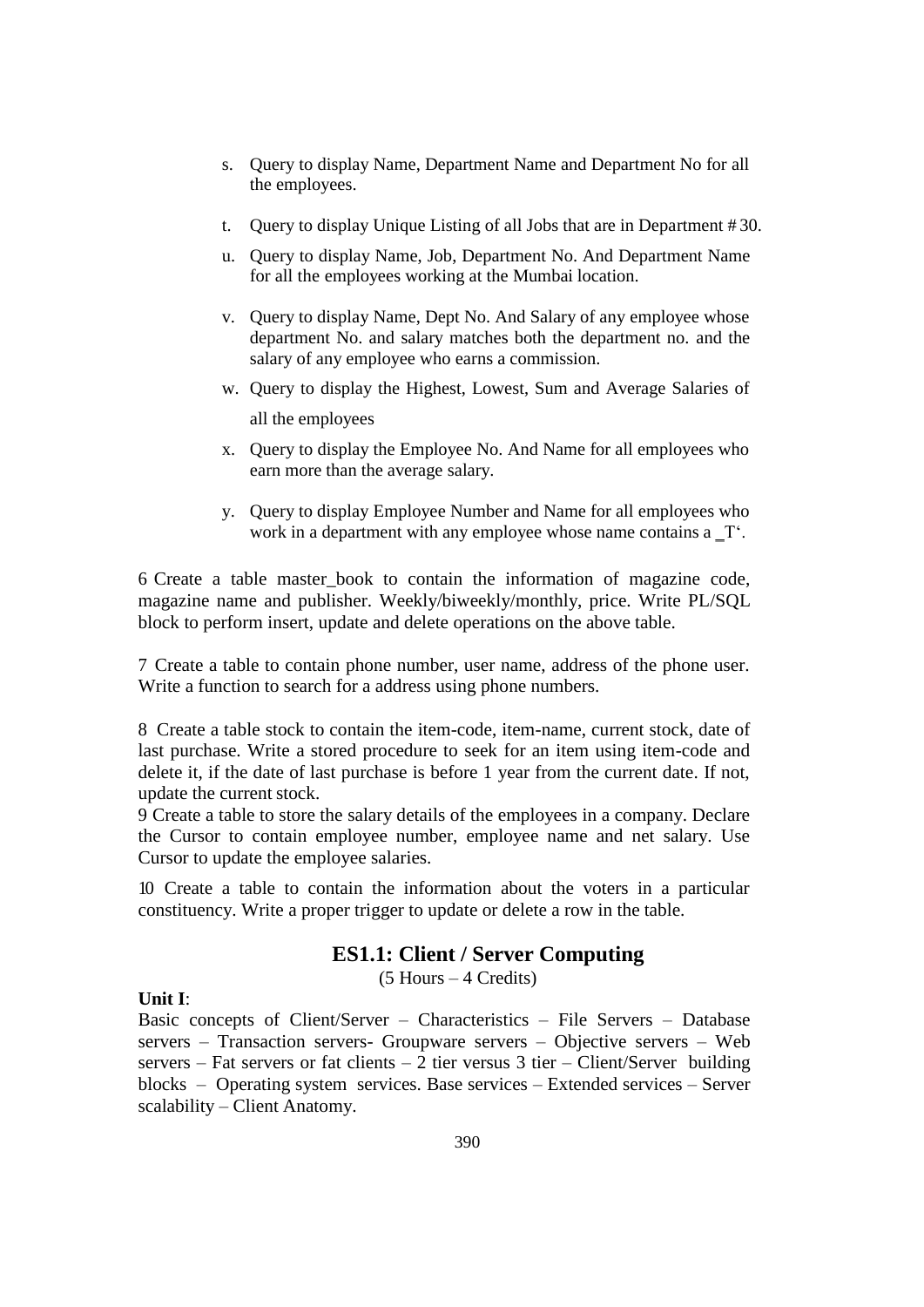s. Query to display Name, Department Name and Department No for all the employees.

t. Query to display Unique Listing of all Jobs that are in Department # 30.

u. Query to display Name, Job, Department No. And Department Name for all the employees working at the Mumbai location.

v. Query to display Name, Dept No. And Salary of any employee whose department No. and salary matches both the department no. and the salary of any employee who earns a commission.

w. Query to display the Highest, Lowest, Sum and Average Salaries of all the employees

x. Query to display the Employee No. And Name for all employees who earn more than the average salary.

y. Query to display Employee Number and Name for all employees who work in a department with any employee whose name contains a \_T'.

6 Create a table master_book to contain the information of magazine code, magazine name and publisher. Weekly/biweekly/monthly, price. Write PL/SQL block to perform insert, update and delete operations on the above table.

7 Create a table to contain phone number, user name, address of the phone user. Write a function to search for a address using phone numbers.

8 Create a table stock to contain the item-code, item-name, current stock, date of last purchase. Write a stored procedure to seek for an item using item-code and delete it, if the date of last purchase is before 1 year from the current date. If not, update the current stock.

9 Create a table to store the salary details of the employees in a company. Declare the Cursor to contain employee number, employee name and net salary. Use Cursor to update the employee salaries.

10 Create a table to contain the information about the voters in a particular constituency. Write a proper trigger to update or delete a row in the table.

## ES1.1: Client / Server Computing

(5 Hours – 4 Credits)

**Unit I**:

Basic concepts of Client/Server – Characteristics – File Servers – Database servers – Transaction servers- Groupware servers – Objective servers – Web servers – Fat servers or fat clients – 2 tier versus 3 tier – Client/Server building blocks – Operating system services. Base services – Extended services – Server scalability – Client Anatomy.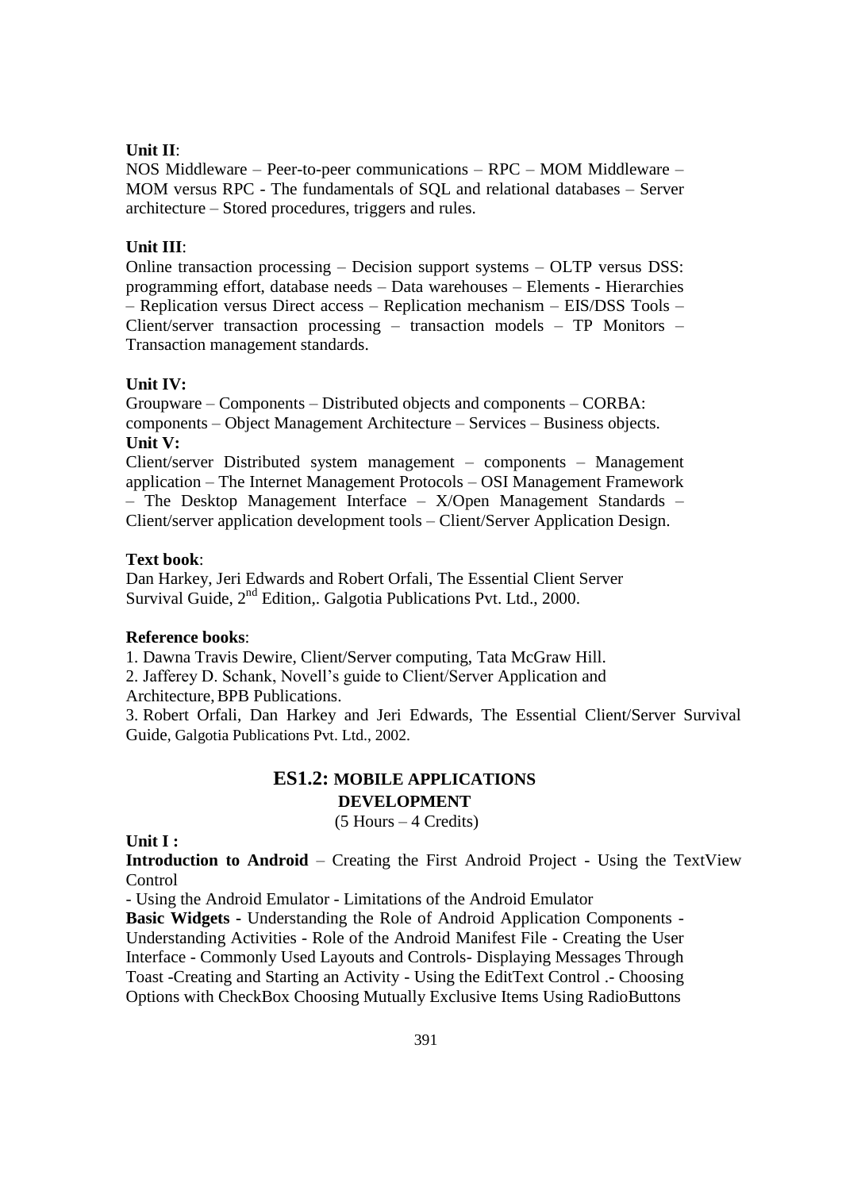**Unit II**:

NOS Middleware – Peer-to-peer communications – RPC – MOM Middleware – MOM versus RPC - The fundamentals of SQL and relational databases – Server architecture – Stored procedures, triggers and rules.

**Unit III**:

Online transaction processing – Decision support systems – OLTP versus DSS: programming effort, database needs – Data warehouses – Elements - Hierarchies – Replication versus Direct access – Replication mechanism – EIS/DSS Tools – Client/server transaction processing – transaction models – TP Monitors – Transaction management standards.

**Unit IV:**

Groupware – Components – Distributed objects and components – CORBA: components – Object Management Architecture – Services – Business objects.

**Unit V:**

Client/server Distributed system management – components – Management application – The Internet Management Protocols – OSI Management Framework – The Desktop Management Interface – X/Open Management Standards – Client/server application development tools – Client/Server Application Design.

**Text book**:

Dan Harkey, Jeri Edwards and Robert Orfali, The Essential Client Server Survival Guide, 2nd Edition,. Galgotia Publications Pvt. Ltd., 2000.

**Reference books**:

1. Dawna Travis Dewire, Client/Server computing, Tata McGraw Hill.
2. Jafferey D. Schank, Novell's guide to Client/Server Application and Architecture, BPB Publications.
3. Robert Orfali, Dan Harkey and Jeri Edwards, The Essential Client/Server Survival Guide, Galgotia Publications Pvt. Ltd., 2002.

## ES1.2: MOBILE APPLICATIONS DEVELOPMENT

(5 Hours – 4 Credits)

**Unit I :**

**Introduction to Android** – Creating the First Android Project - Using the TextView Control - Using the Android Emulator - Limitations of the Android Emulator

**Basic Widgets -** Understanding the Role of Android Application Components - Understanding Activities - Role of the Android Manifest File - Creating the User Interface - Commonly Used Layouts and Controls- Displaying Messages Through Toast -Creating and Starting an Activity - Using the EditText Control .- Choosing Options with CheckBox Choosing Mutually Exclusive Items Using RadioButtons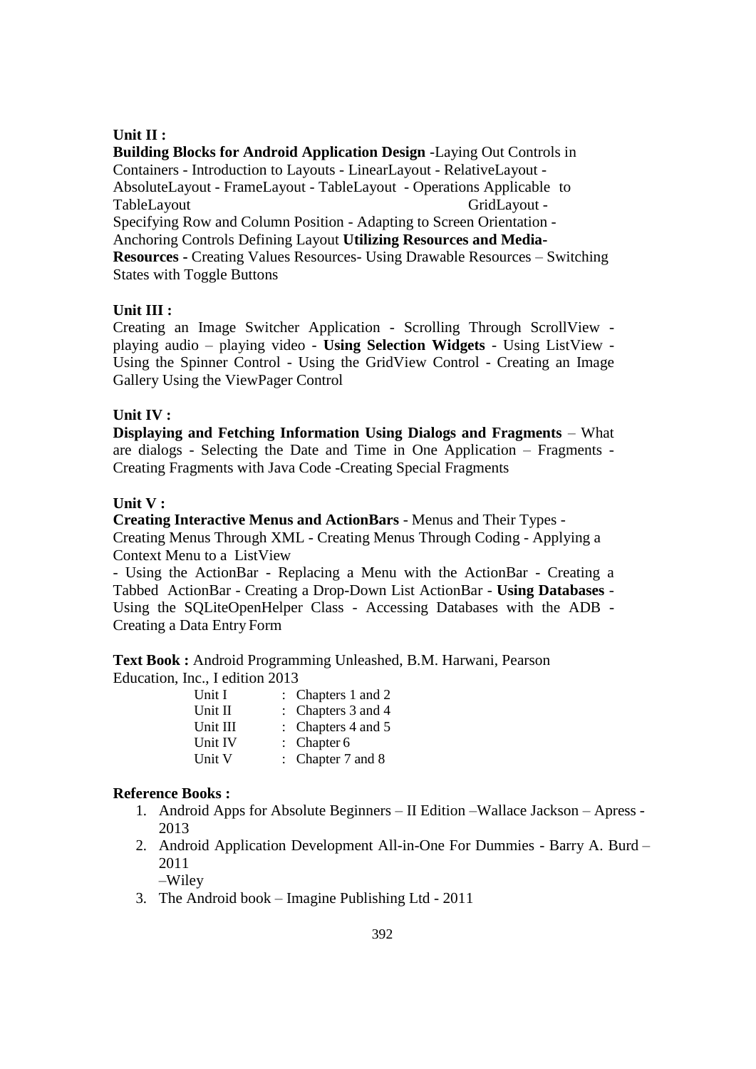**Unit II :**

**Building Blocks for Android Application Design** -Laying Out Controls in Containers - Introduction to Layouts - LinearLayout - RelativeLayout - AbsoluteLayout - FrameLayout - TableLayout - Operations Applicable to TableLayout GridLayout - Specifying Row and Column Position - Adapting to Screen Orientation - Anchoring Controls Defining Layout **Utilizing Resources and Media-Resources -** Creating Values Resources- Using Drawable Resources – Switching States with Toggle Buttons

**Unit III :**

Creating an Image Switcher Application - Scrolling Through ScrollView - playing audio – playing video - **Using Selection Widgets** - Using ListView - Using the Spinner Control - Using the GridView Control - Creating an Image Gallery Using the ViewPager Control

**Unit IV :**

**Displaying and Fetching Information Using Dialogs and Fragments** – What are dialogs - Selecting the Date and Time in One Application – Fragments - Creating Fragments with Java Code -Creating Special Fragments

**Unit V :**

**Creating Interactive Menus and ActionBars** - Menus and Their Types - Creating Menus Through XML - Creating Menus Through Coding - Applying a Context Menu to a ListView

- Using the ActionBar - Replacing a Menu with the ActionBar - Creating a Tabbed ActionBar - Creating a Drop-Down List ActionBar - **Using Databases** - Using the SQLiteOpenHelper Class - Accessing Databases with the ADB - Creating a Data Entry Form

**Text Book :** Android Programming Unleashed, B.M. Harwani, Pearson Education, Inc., I edition 2013

| | |
|---|---|
| Unit I | : Chapters 1 and 2 |
| Unit II | : Chapters 3 and 4 |
| Unit III | : Chapters 4 and 5 |
| Unit IV | : Chapter 6 |
| Unit V | : Chapter 7 and 8 |

**Reference Books :**

1. Android Apps for Absolute Beginners – II Edition –Wallace Jackson – Apress - 2013
2. Android Application Development All-in-One For Dummies - Barry A. Burd – 2011 –Wiley
3. The Android book – Imagine Publishing Ltd - 2011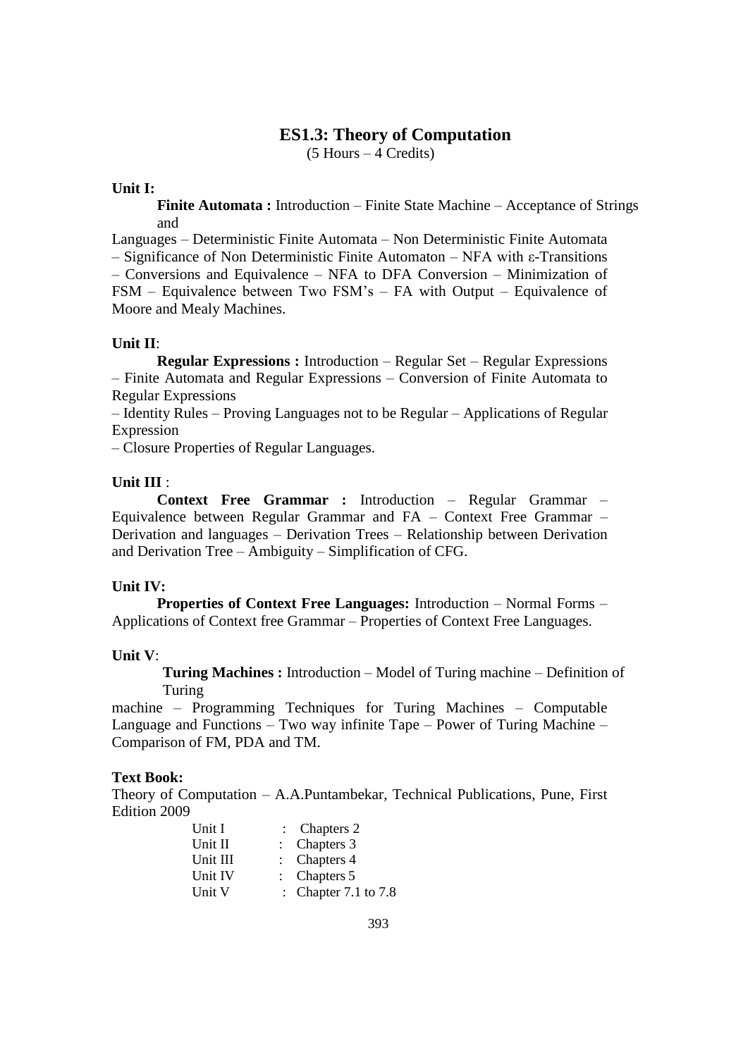## ES1.3: Theory of Computation

(5 Hours – 4 Credits)

**Unit I:**

**Finite Automata :** Introduction – Finite State Machine – Acceptance of Strings and Languages – Deterministic Finite Automata – Non Deterministic Finite Automata – Significance of Non Deterministic Finite Automaton – NFA with ε-Transitions – Conversions and Equivalence – NFA to DFA Conversion – Minimization of FSM – Equivalence between Two FSM's – FA with Output – Equivalence of Moore and Mealy Machines.

**Unit II**:

**Regular Expressions :** Introduction – Regular Set – Regular Expressions – Finite Automata and Regular Expressions – Conversion of Finite Automata to Regular Expressions – Identity Rules – Proving Languages not to be Regular – Applications of Regular Expression – Closure Properties of Regular Languages.

**Unit III** :

**Context Free Grammar :** Introduction – Regular Grammar – Equivalence between Regular Grammar and FA – Context Free Grammar – Derivation and languages – Derivation Trees – Relationship between Derivation and Derivation Tree – Ambiguity – Simplification of CFG.

**Unit IV:**

**Properties of Context Free Languages:** Introduction – Normal Forms – Applications of Context free Grammar – Properties of Context Free Languages.

**Unit V**:

**Turing Machines :** Introduction – Model of Turing machine – Definition of Turing machine – Programming Techniques for Turing Machines – Computable Language and Functions – Two way infinite Tape – Power of Turing Machine – Comparison of FM, PDA and TM.

**Text Book:**

Theory of Computation – A.A.Puntambekar, Technical Publications, Pune, First Edition 2009

| | | |
|---|---|---|
| Unit I | : | Chapters 2 |
| Unit II | : | Chapters 3 |
| Unit III | : | Chapters 4 |
| Unit IV | : | Chapters 5 |
| Unit V | : | Chapter 7.1 to 7.8 |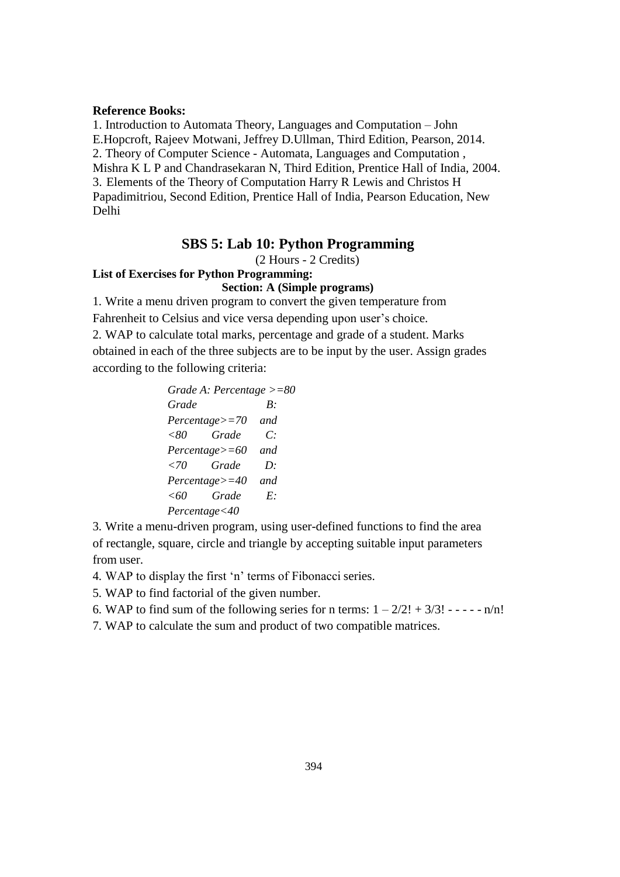**Reference Books:**

1. Introduction to Automata Theory, Languages and Computation – John E.Hopcroft, Rajeev Motwani, Jeffrey D.Ullman, Third Edition, Pearson, 2014.
2. Theory of Computer Science - Automata, Languages and Computation , Mishra K L P and Chandrasekaran N, Third Edition, Prentice Hall of India, 2004.
3. Elements of the Theory of Computation Harry R Lewis and Christos H Papadimitriou, Second Edition, Prentice Hall of India, Pearson Education, New Delhi

## SBS 5: Lab 10: Python Programming

(2 Hours - 2 Credits)

**List of Exercises for Python Programming:**

**Section: A (Simple programs)**

1. Write a menu driven program to convert the given temperature from Fahrenheit to Celsius and vice versa depending upon user's choice.
2. WAP to calculate total marks, percentage and grade of a student. Marks obtained in each of the three subjects are to be input by the user. Assign grades according to the following criteria:

   *Grade A: Percentage >=80 Grade B: Percentage>=70 and <80 Grade C: Percentage>=60 and <70 Grade D: Percentage>=40 and <60 Grade E: Percentage<40*

3. Write a menu-driven program, using user-defined functions to find the area of rectangle, square, circle and triangle by accepting suitable input parameters from user.
4. WAP to display the first 'n' terms of Fibonacci series.
5. WAP to find factorial of the given number.
6. WAP to find sum of the following series for n terms: $1 - 2/2! + 3/3! - - - - - n/n!$
7. WAP to calculate the sum and product of two compatible matrices.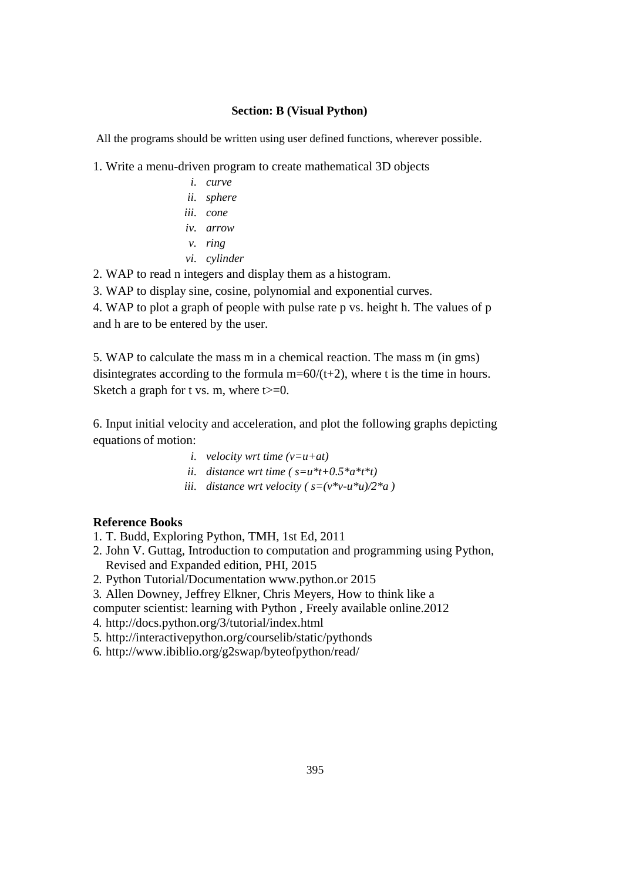### Section: B (Visual Python)

All the programs should be written using user defined functions, wherever possible.

1. Write a menu-driven program to create mathematical 3D objects
   - *i. curve*
   - *ii. sphere*
   - *iii. cone*
   - *iv. arrow*
   - *v. ring*
   - *vi. cylinder*
2. WAP to read n integers and display them as a histogram.
3. WAP to display sine, cosine, polynomial and exponential curves.
4. WAP to plot a graph of people with pulse rate p vs. height h. The values of p and h are to be entered by the user.

5. WAP to calculate the mass m in a chemical reaction. The mass m (in gms) disintegrates according to the formula m=60/(t+2), where t is the time in hours. Sketch a graph for t vs. m, where t>=0.

6. Input initial velocity and acceleration, and plot the following graphs depicting equations of motion:
   - *i. velocity wrt time (v=u+at)*
   - *ii. distance wrt time ( s=u*t+0.5*a*t*t)*
   - *iii. distance wrt velocity ( s=(v*v-u*u)/2*a )*

**Reference Books**

1. T. Budd, Exploring Python, TMH, 1st Ed, 2011
2. John V. Guttag, Introduction to computation and programming using Python, Revised and Expanded edition, PHI, 2015
2. Python Tutorial/Documentation www.python.or 2015
3. Allen Downey, Jeffrey Elkner, Chris Meyers, How to think like a computer scientist: learning with Python , Freely available online.2012
4. http://docs.python.org/3/tutorial/index.html
5. http://interactivepython.org/courselib/static/pythonds
6. http://www.ibiblio.org/g2swap/byteofpython/read/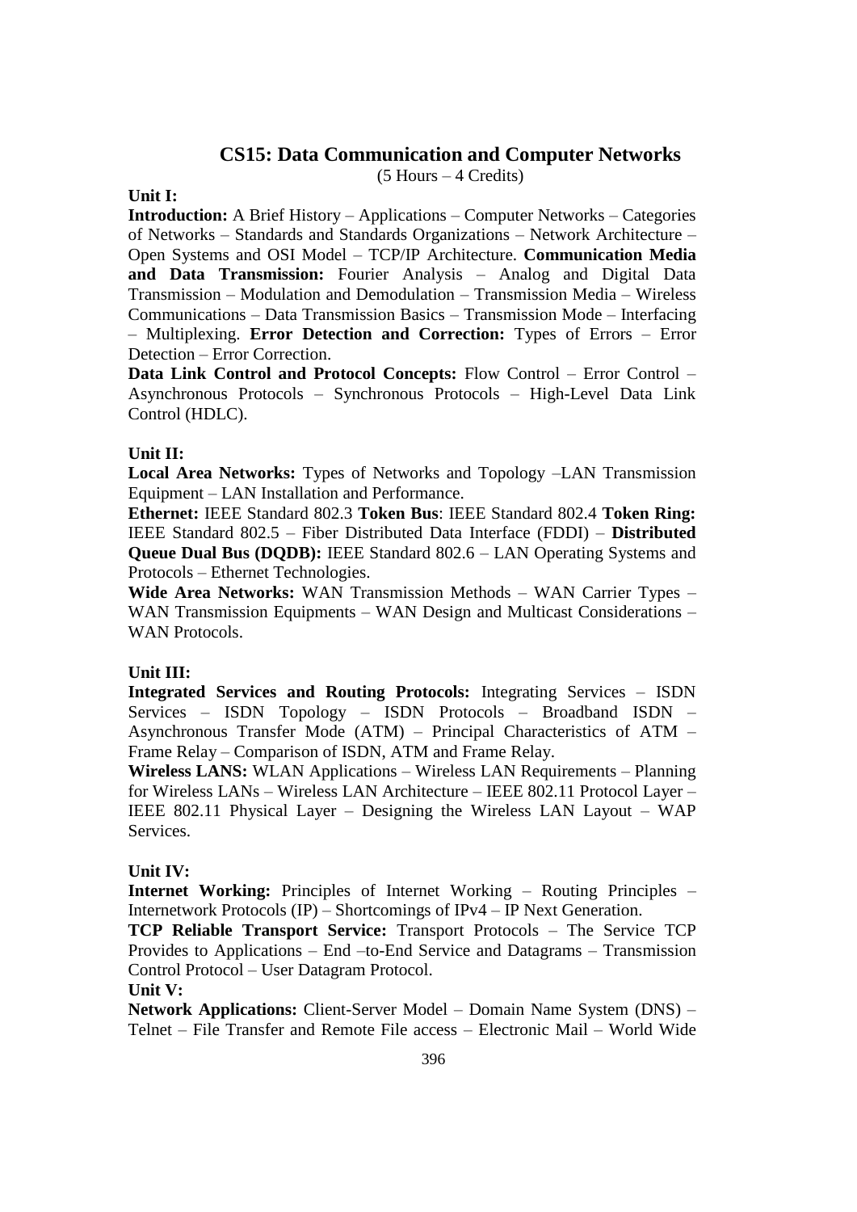## CS15: Data Communication and Computer Networks

(5 Hours – 4 Credits)

**Unit I:**

**Introduction:** A Brief History – Applications – Computer Networks – Categories of Networks – Standards and Standards Organizations – Network Architecture – Open Systems and OSI Model – TCP/IP Architecture. **Communication Media and Data Transmission:** Fourier Analysis – Analog and Digital Data Transmission – Modulation and Demodulation – Transmission Media – Wireless Communications – Data Transmission Basics – Transmission Mode – Interfacing – Multiplexing. **Error Detection and Correction:** Types of Errors – Error Detection – Error Correction.

**Data Link Control and Protocol Concepts:** Flow Control – Error Control – Asynchronous Protocols – Synchronous Protocols – High-Level Data Link Control (HDLC).

**Unit II:**

**Local Area Networks:** Types of Networks and Topology –LAN Transmission Equipment – LAN Installation and Performance.

**Ethernet:** IEEE Standard 802.3 **Token Bus**: IEEE Standard 802.4 **Token Ring:** IEEE Standard 802.5 – Fiber Distributed Data Interface (FDDI) – **Distributed Queue Dual Bus (DQDB):** IEEE Standard 802.6 – LAN Operating Systems and Protocols – Ethernet Technologies.

**Wide Area Networks:** WAN Transmission Methods – WAN Carrier Types – WAN Transmission Equipments – WAN Design and Multicast Considerations – WAN Protocols.

**Unit III:**

**Integrated Services and Routing Protocols:** Integrating Services – ISDN Services – ISDN Topology – ISDN Protocols – Broadband ISDN – Asynchronous Transfer Mode (ATM) – Principal Characteristics of ATM – Frame Relay – Comparison of ISDN, ATM and Frame Relay.

**Wireless LANS:** WLAN Applications – Wireless LAN Requirements – Planning for Wireless LANs – Wireless LAN Architecture – IEEE 802.11 Protocol Layer – IEEE 802.11 Physical Layer – Designing the Wireless LAN Layout – WAP Services.

**Unit IV:**

**Internet Working:** Principles of Internet Working – Routing Principles – Internetwork Protocols (IP) – Shortcomings of IPv4 – IP Next Generation.

**TCP Reliable Transport Service:** Transport Protocols – The Service TCP Provides to Applications – End –to-End Service and Datagrams – Transmission Control Protocol – User Datagram Protocol.

**Unit V:**

**Network Applications:** Client-Server Model – Domain Name System (DNS) – Telnet – File Transfer and Remote File access – Electronic Mail – World Wide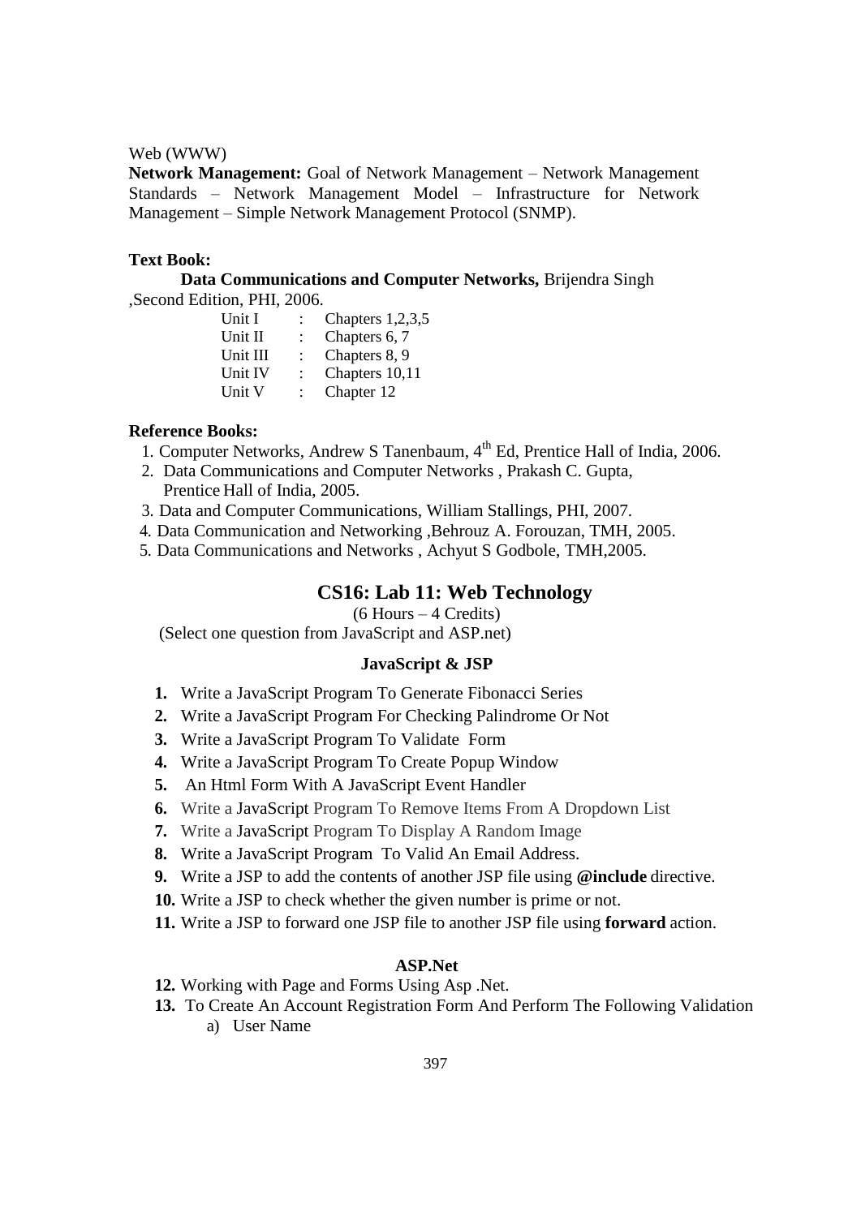Web (WWW)

**Network Management:** Goal of Network Management – Network Management Standards – Network Management Model – Infrastructure for Network Management – Simple Network Management Protocol (SNMP).

**Text Book:**

**Data Communications and Computer Networks,** Brijendra Singh ,Second Edition, PHI, 2006.

| | | |
|---|---|---|
| Unit I | : | Chapters 1,2,3,5 |
| Unit II | : | Chapters 6, 7 |
| Unit III | : | Chapters 8, 9 |
| Unit IV | : | Chapters 10,11 |
| Unit V | : | Chapter 12 |

**Reference Books:**

1. Computer Networks, Andrew S Tanenbaum, 4th Ed, Prentice Hall of India, 2006.
2. Data Communications and Computer Networks , Prakash C. Gupta, Prentice Hall of India, 2005.
3. Data and Computer Communications, William Stallings, PHI, 2007.
4. Data Communication and Networking ,Behrouz A. Forouzan, TMH, 2005.
5. Data Communications and Networks , Achyut S Godbole, TMH,2005.

## CS16: Lab 11: Web Technology

(6 Hours – 4 Credits)

(Select one question from JavaScript and ASP.net)

### JavaScript & JSP

1. Write a JavaScript Program To Generate Fibonacci Series
2. Write a JavaScript Program For Checking Palindrome Or Not
3. Write a JavaScript Program To Validate Form
4. Write a JavaScript Program To Create Popup Window
5. An Html Form With A JavaScript Event Handler
6. Write a JavaScript Program To Remove Items From A Dropdown List
7. Write a JavaScript Program To Display A Random Image
8. Write a JavaScript Program To Valid An Email Address.
9. Write a JSP to add the contents of another JSP file using **@include** directive.
10. Write a JSP to check whether the given number is prime or not.
11. Write a JSP to forward one JSP file to another JSP file using **forward** action.

### ASP.Net

12. Working with Page and Forms Using Asp .Net.
13. To Create An Account Registration Form And Perform The Following Validation
    a) User Name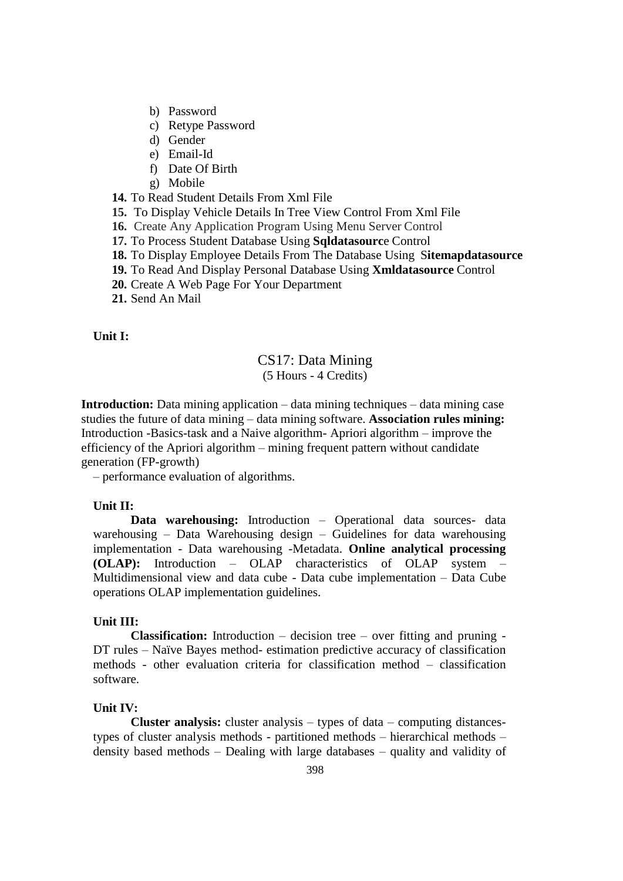b) Password
c) Retype Password
d) Gender
e) Email-Id
f) Date Of Birth
g) Mobile

**14.** To Read Student Details From Xml File
**15.** To Display Vehicle Details In Tree View Control From Xml File
**16.** Create Any Application Program Using Menu Server Control
**17.** To Process Student Database Using **Sqldatasourc**e Control
**18.** To Display Employee Details From The Database Using S**itemapdatasource**
**19.** To Read And Display Personal Database Using **Xmldatasource** Control
**20.** Create A Web Page For Your Department
**21.** Send An Mail

**Unit I:**

## CS17: Data Mining

(5 Hours - 4 Credits)

**Introduction:** Data mining application – data mining techniques – data mining case studies the future of data mining – data mining software. **Association rules mining:** Introduction -Basics-task and a Naive algorithm- Apriori algorithm – improve the efficiency of the Apriori algorithm – mining frequent pattern without candidate generation (FP-growth)
– performance evaluation of algorithms.

**Unit II:**

**Data warehousing:** Introduction – Operational data sources- data warehousing – Data Warehousing design – Guidelines for data warehousing implementation - Data warehousing -Metadata. **Online analytical processing (OLAP):** Introduction – OLAP characteristics of OLAP system – Multidimensional view and data cube - Data cube implementation – Data Cube operations OLAP implementation guidelines.

**Unit III:**

**Classification:** Introduction – decision tree – over fitting and pruning - DT rules – Naïve Bayes method- estimation predictive accuracy of classification methods - other evaluation criteria for classification method – classification software.

**Unit IV:**

**Cluster analysis:** cluster analysis – types of data – computing distances- types of cluster analysis methods - partitioned methods – hierarchical methods – density based methods – Dealing with large databases – quality and validity of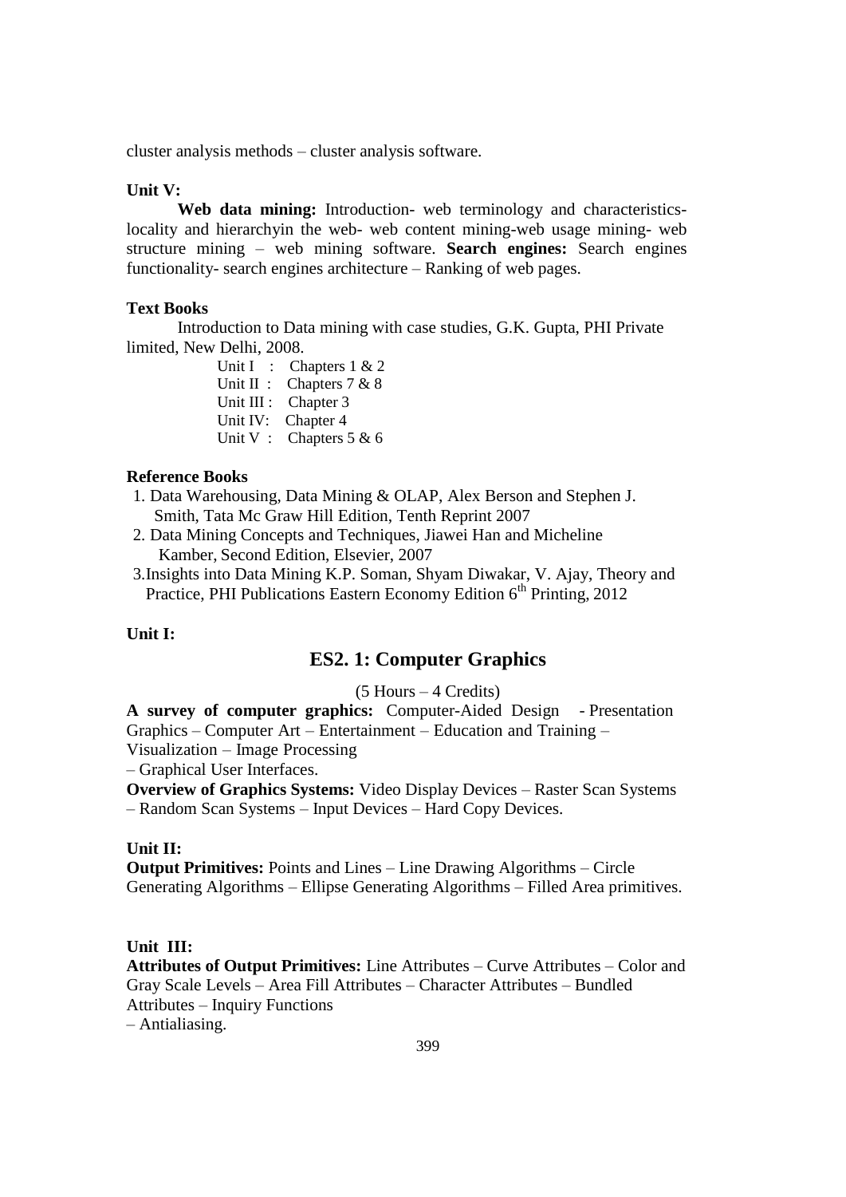cluster analysis methods – cluster analysis software.

**Unit V:**

**Web data mining:** Introduction- web terminology and characteristics- locality and hierarchyin the web- web content mining-web usage mining- web structure mining – web mining software. **Search engines:** Search engines functionality- search engines architecture – Ranking of web pages.

**Text Books**

Introduction to Data mining with case studies, G.K. Gupta, PHI Private limited, New Delhi, 2008.

Unit I : Chapters 1 & 2
Unit II : Chapters 7 & 8
Unit III : Chapter 3
Unit IV: Chapter 4
Unit V : Chapters 5 & 6

**Reference Books**

1. Data Warehousing, Data Mining & OLAP, Alex Berson and Stephen J. Smith, Tata Mc Graw Hill Edition, Tenth Reprint 2007
2. Data Mining Concepts and Techniques, Jiawei Han and Micheline Kamber, Second Edition, Elsevier, 2007
3. Insights into Data Mining K.P. Soman, Shyam Diwakar, V. Ajay, Theory and Practice, PHI Publications Eastern Economy Edition 6th Printing, 2012

## ES2. 1: Computer Graphics

(5 Hours – 4 Credits)

**Unit I:**

**A survey of computer graphics:** Computer-Aided Design - Presentation Graphics – Computer Art – Entertainment – Education and Training – Visualization – Image Processing – Graphical User Interfaces.

**Overview of Graphics Systems:** Video Display Devices – Raster Scan Systems – Random Scan Systems – Input Devices – Hard Copy Devices.

**Unit II:**

**Output Primitives:** Points and Lines – Line Drawing Algorithms – Circle Generating Algorithms – Ellipse Generating Algorithms – Filled Area primitives.

**Unit III:**

**Attributes of Output Primitives:** Line Attributes – Curve Attributes – Color and Gray Scale Levels – Area Fill Attributes – Character Attributes – Bundled Attributes – Inquiry Functions – Antialiasing.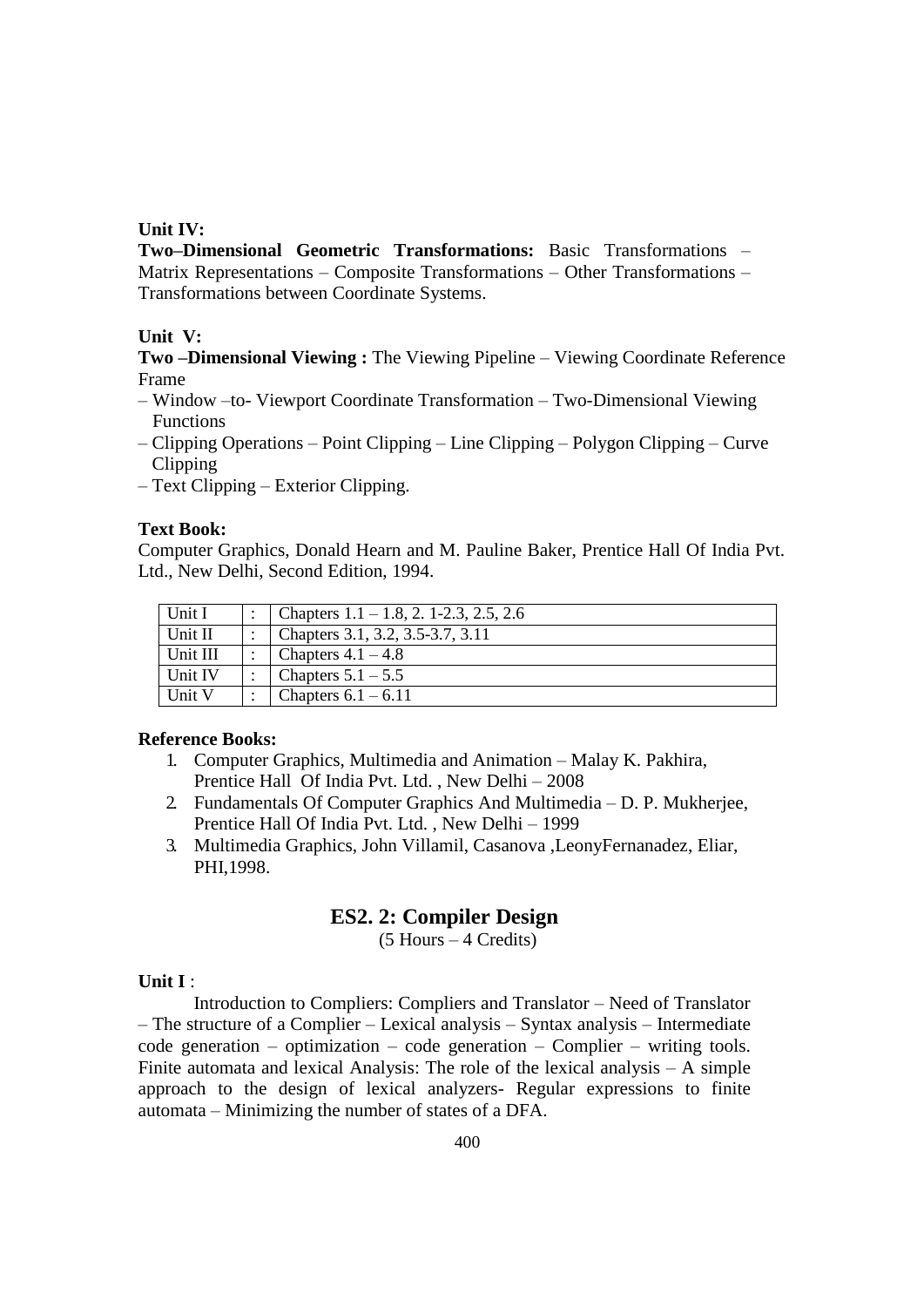**Unit IV:**

**Two–Dimensional Geometric Transformations:** Basic Transformations – Matrix Representations – Composite Transformations – Other Transformations – Transformations between Coordinate Systems.

**Unit V:**

**Two –Dimensional Viewing :** The Viewing Pipeline – Viewing Coordinate Reference Frame
– Window –to- Viewport Coordinate Transformation – Two-Dimensional Viewing Functions
– Clipping Operations – Point Clipping – Line Clipping – Polygon Clipping – Curve Clipping
– Text Clipping – Exterior Clipping.

**Text Book:**

Computer Graphics, Donald Hearn and M. Pauline Baker, Prentice Hall Of India Pvt. Ltd., New Delhi, Second Edition, 1994.

| Unit I | : | Chapters 1.1 – 1.8, 2. 1-2.3, 2.5, 2.6 |
|---|---|---|
| Unit II | : | Chapters 3.1, 3.2, 3.5-3.7, 3.11 |
| Unit III | : | Chapters 4.1 – 4.8 |
| Unit IV | : | Chapters 5.1 – 5.5 |
| Unit V | : | Chapters 6.1 – 6.11 |

**Reference Books:**

1. Computer Graphics, Multimedia and Animation – Malay K. Pakhira, Prentice Hall Of India Pvt. Ltd. , New Delhi – 2008
2. Fundamentals Of Computer Graphics And Multimedia – D. P. Mukherjee, Prentice Hall Of India Pvt. Ltd. , New Delhi – 1999
3. Multimedia Graphics, John Villamil, Casanova ,LeonyFernanadez, Eliar, PHI,1998.

## ES2. 2: Compiler Design

(5 Hours – 4 Credits)

**Unit I** :

Introduction to Compliers: Compliers and Translator – Need of Translator – The structure of a Complier – Lexical analysis – Syntax analysis – Intermediate code generation – optimization – code generation – Complier – writing tools. Finite automata and lexical Analysis: The role of the lexical analysis – A simple approach to the design of lexical analyzers- Regular expressions to finite automata – Minimizing the number of states of a DFA.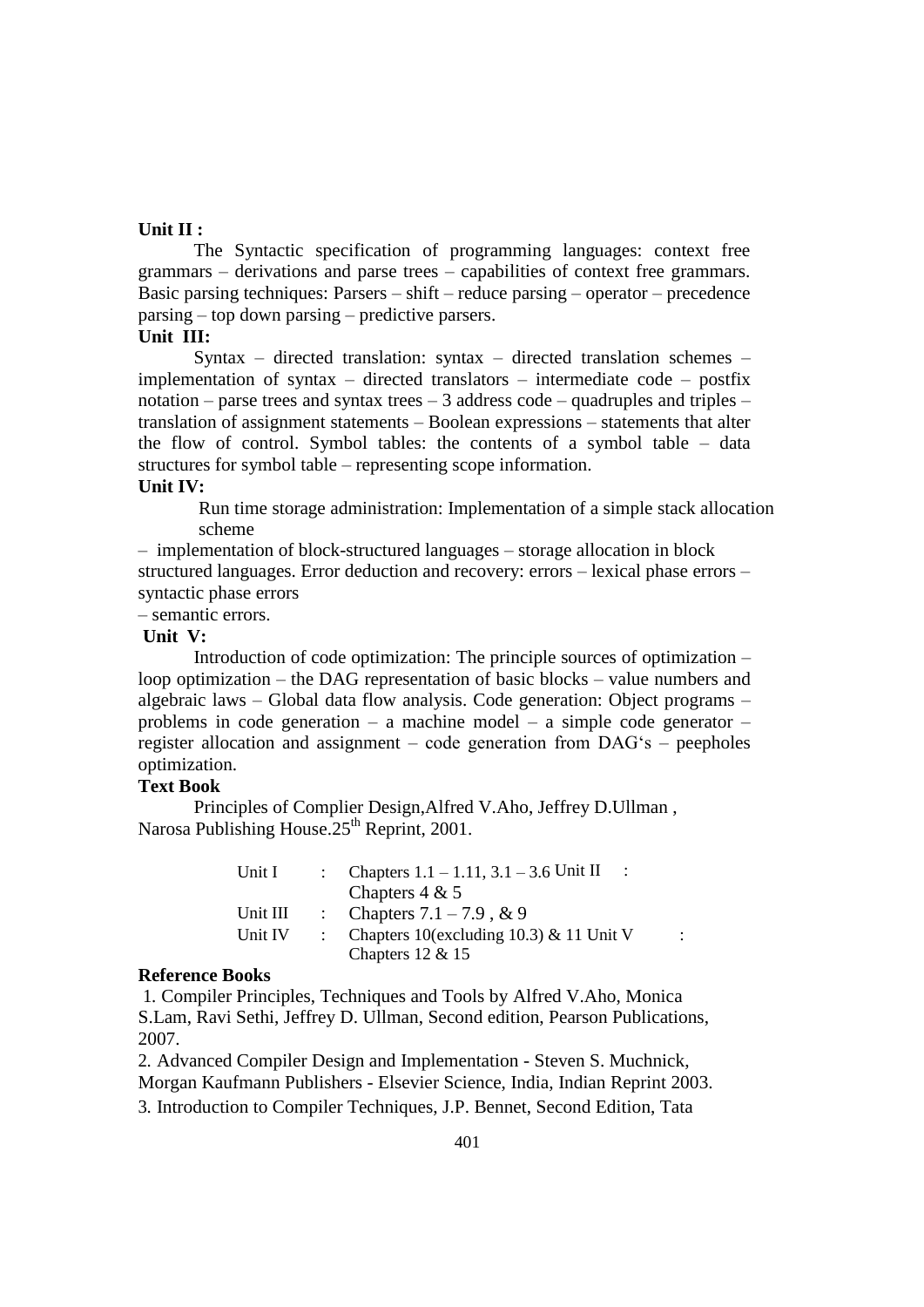**Unit II :**

The Syntactic specification of programming languages: context free grammars – derivations and parse trees – capabilities of context free grammars. Basic parsing techniques: Parsers – shift – reduce parsing – operator – precedence parsing – top down parsing – predictive parsers.

**Unit III:**

Syntax – directed translation: syntax – directed translation schemes – implementation of syntax – directed translators – intermediate code – postfix notation – parse trees and syntax trees – 3 address code – quadruples and triples – translation of assignment statements – Boolean expressions – statements that alter the flow of control. Symbol tables: the contents of a symbol table – data structures for symbol table – representing scope information.

**Unit IV:**

Run time storage administration: Implementation of a simple stack allocation scheme

– implementation of block-structured languages – storage allocation in block structured languages. Error deduction and recovery: errors – lexical phase errors – syntactic phase errors

– semantic errors.

**Unit V:**

Introduction of code optimization: The principle sources of optimization – loop optimization – the DAG representation of basic blocks – value numbers and algebraic laws – Global data flow analysis. Code generation: Object programs – problems in code generation – a machine model – a simple code generator – register allocation and assignment – code generation from DAG's – peepholes optimization.

**Text Book**

Principles of Complier Design,Alfred V.Aho, Jeffrey D.Ullman , Narosa Publishing House.25th Reprint, 2001.

| | | |
|---|---|---|
| Unit I | : | Chapters 1.1 – 1.11, 3.1 – 3.6 |
| Unit II | : | Chapters 4 & 5 |
| Unit III | : | Chapters 7.1 – 7.9 , & 9 |
| Unit IV | : | Chapters 10(excluding 10.3) & 11 |
| Unit V | : | Chapters 12 & 15 |

**Reference Books**

1. Compiler Principles, Techniques and Tools by Alfred V.Aho, Monica S.Lam, Ravi Sethi, Jeffrey D. Ullman, Second edition, Pearson Publications, 2007.
2. Advanced Compiler Design and Implementation - Steven S. Muchnick, Morgan Kaufmann Publishers - Elsevier Science, India, Indian Reprint 2003.
3. Introduction to Compiler Techniques, J.P. Bennet, Second Edition, Tata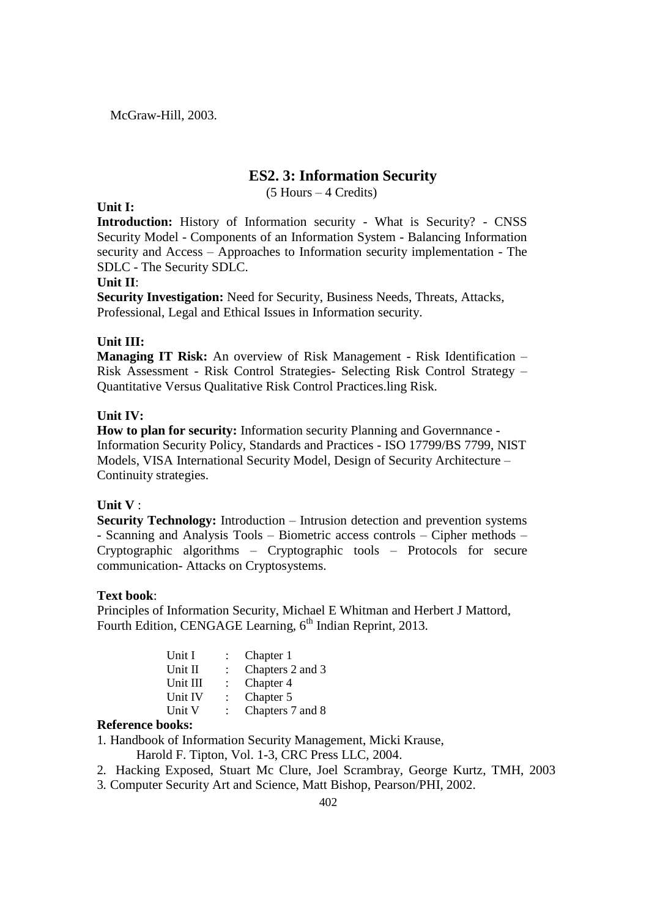McGraw-Hill, 2003.

## ES2. 3: Information Security

(5 Hours – 4 Credits)

**Unit I:**

**Introduction:** History of Information security - What is Security? - CNSS Security Model - Components of an Information System - Balancing Information security and Access – Approaches to Information security implementation - The SDLC - The Security SDLC.

**Unit II**:

**Security Investigation:** Need for Security, Business Needs, Threats, Attacks, Professional, Legal and Ethical Issues in Information security.

**Unit III:**

**Managing IT Risk:** An overview of Risk Management - Risk Identification – Risk Assessment - Risk Control Strategies- Selecting Risk Control Strategy – Quantitative Versus Qualitative Risk Control Practices.ling Risk.

**Unit IV:**

**How to plan for security:** Information security Planning and Governnance - Information Security Policy, Standards and Practices - ISO 17799/BS 7799, NIST Models, VISA International Security Model, Design of Security Architecture – Continuity strategies.

**Unit V** :

**Security Technology:** Introduction – Intrusion detection and prevention systems - Scanning and Analysis Tools – Biometric access controls – Cipher methods – Cryptographic algorithms – Cryptographic tools – Protocols for secure communication- Attacks on Cryptosystems.

**Text book**:

Principles of Information Security, Michael E Whitman and Herbert J Mattord, Fourth Edition, CENGAGE Learning, 6th Indian Reprint, 2013.

| | | |
|---|---|---|
| Unit I | : | Chapter 1 |
| Unit II | : | Chapters 2 and 3 |
| Unit III | : | Chapter 4 |
| Unit IV | : | Chapter 5 |
| Unit V | : | Chapters 7 and 8 |

**Reference books:**

1. Handbook of Information Security Management, Micki Krause, Harold F. Tipton, Vol. 1-3, CRC Press LLC, 2004.
2. Hacking Exposed, Stuart Mc Clure, Joel Scrambray, George Kurtz, TMH, 2003
3. Computer Security Art and Science, Matt Bishop, Pearson/PHI, 2002.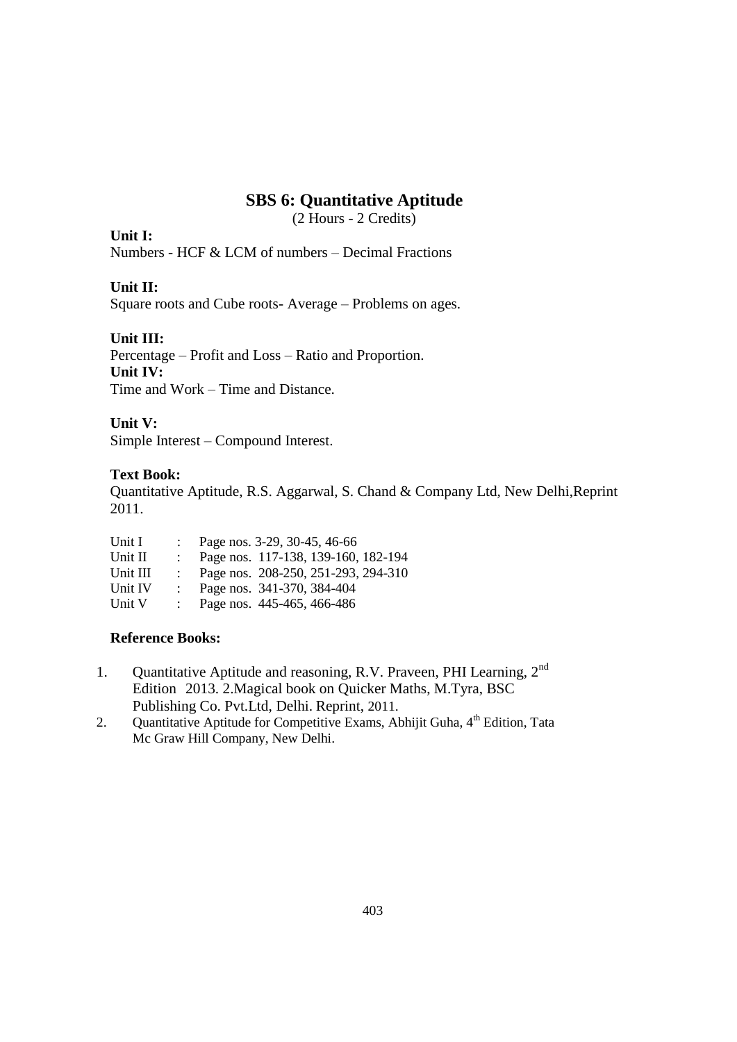# SBS 6: Quantitative Aptitude

(2 Hours - 2 Credits)

**Unit I:**

Numbers - HCF & LCM of numbers – Decimal Fractions

**Unit II:**

Square roots and Cube roots- Average – Problems on ages.

**Unit III:**

Percentage – Profit and Loss – Ratio and Proportion.

**Unit IV:**

Time and Work – Time and Distance.

**Unit V:**

Simple Interest – Compound Interest.

**Text Book:**

Quantitative Aptitude, R.S. Aggarwal, S. Chand & Company Ltd, New Delhi,Reprint 2011.

| | | |
|---|---|---|
| Unit I | : | Page nos. 3-29, 30-45, 46-66 |
| Unit II | : | Page nos. 117-138, 139-160, 182-194 |
| Unit III | : | Page nos. 208-250, 251-293, 294-310 |
| Unit IV | : | Page nos. 341-370, 384-404 |
| Unit V | : | Page nos. 445-465, 466-486 |

**Reference Books:**

1. Quantitative Aptitude and reasoning, R.V. Praveen, PHI Learning, 2nd Edition 2013. 2.Magical book on Quicker Maths, M.Tyra, BSC Publishing Co. Pvt.Ltd, Delhi. Reprint, 2011.
2. Quantitative Aptitude for Competitive Exams, Abhijit Guha, 4th Edition, Tata Mc Graw Hill Company, New Delhi.